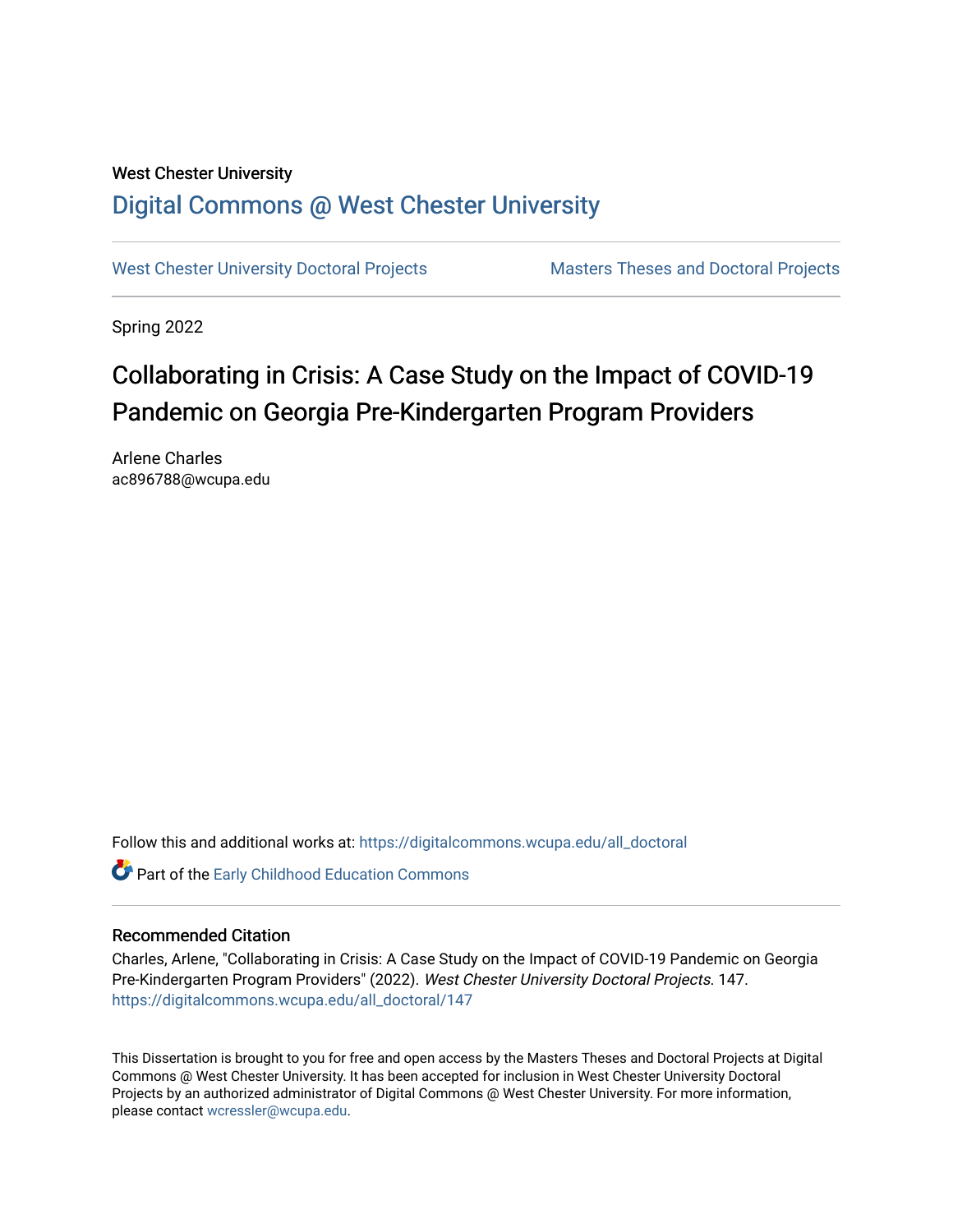West Chester University

# Digital Commons @ West Chester University

West Chester University Doctoral Projects | Masters Theses and Doctoral Projects

Spring 2022

## Collaborating in Crisis: A Case Study on the Impact of COVID-19 Pandemic on Georgia Pre-Kindergarten Program Providers

Arlene Charles
ac896788@wcupa.edu

Follow this and additional works at: https://digitalcommons.wcupa.edu/all_doctoral

Part of the Early Childhood Education Commons

### Recommended Citation

Charles, Arlene, "Collaborating in Crisis: A Case Study on the Impact of COVID-19 Pandemic on Georgia Pre-Kindergarten Program Providers" (2022). *West Chester University Doctoral Projects*. 147.
https://digitalcommons.wcupa.edu/all_doctoral/147

This Dissertation is brought to you for free and open access by the Masters Theses and Doctoral Projects at Digital Commons @ West Chester University. It has been accepted for inclusion in West Chester University Doctoral Projects by an authorized administrator of Digital Commons @ West Chester University. For more information, please contact wcressler@wcupa.edu.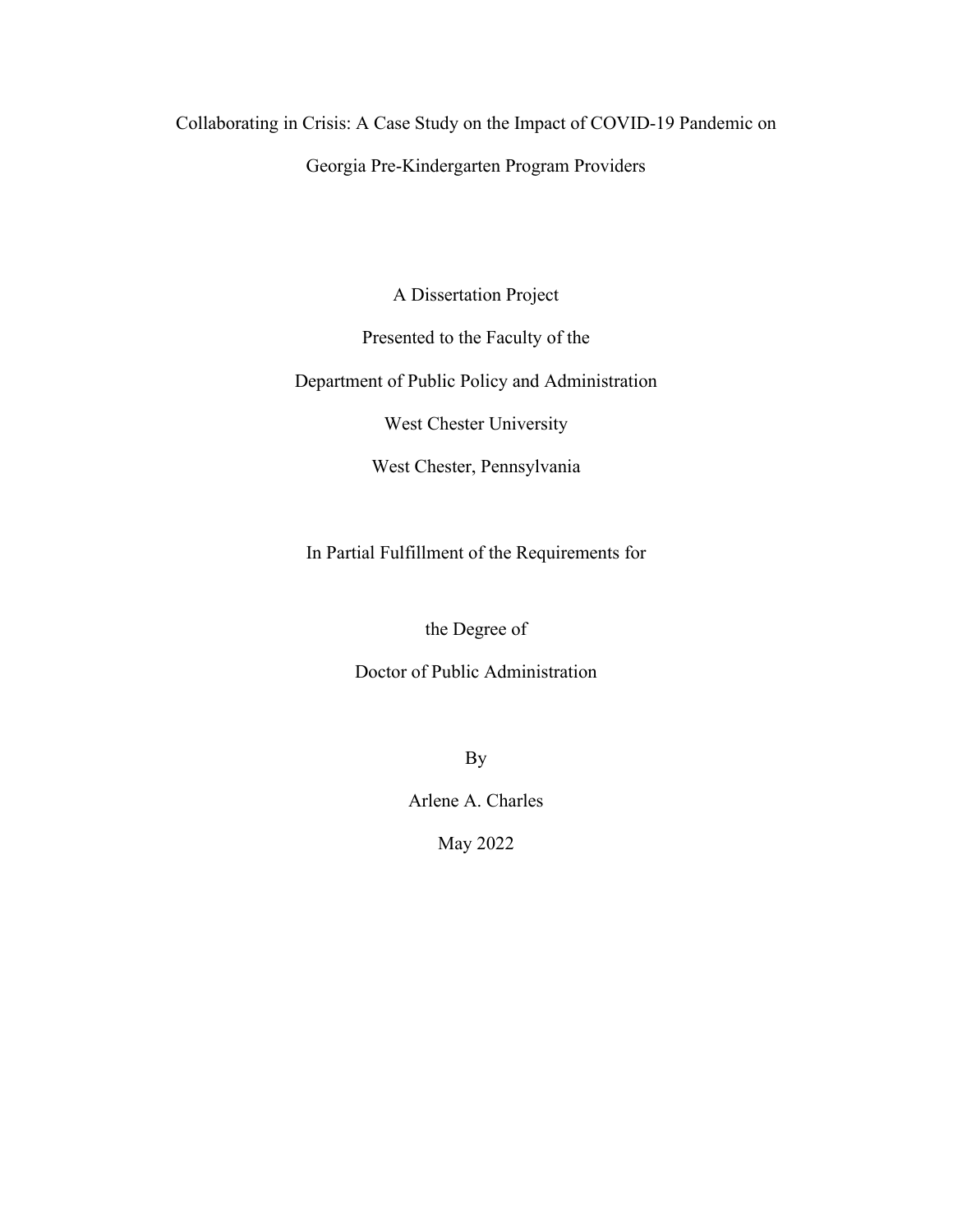Collaborating in Crisis: A Case Study on the Impact of COVID-19 Pandemic on Georgia Pre-Kindergarten Program Providers

A Dissertation Project

Presented to the Faculty of the

Department of Public Policy and Administration

West Chester University

West Chester, Pennsylvania

In Partial Fulfillment of the Requirements for

the Degree of

Doctor of Public Administration

By

Arlene A. Charles

May 2022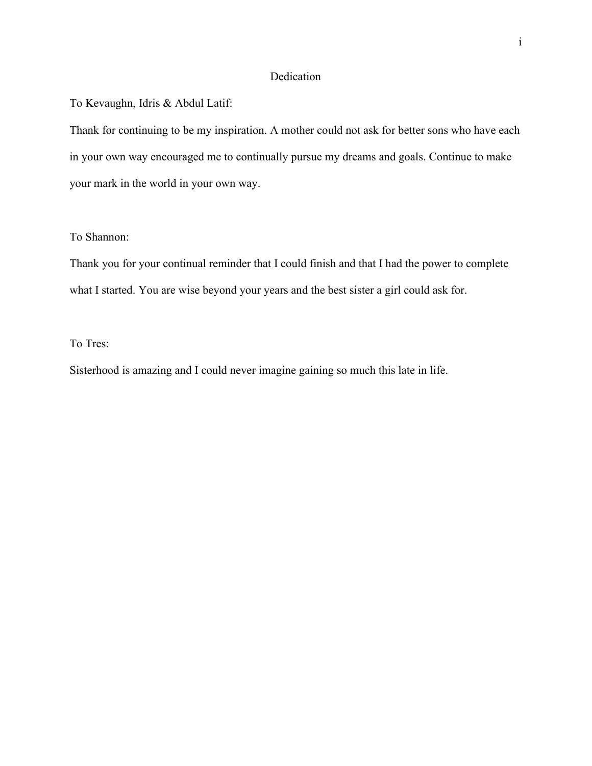# Dedication

To Kevaughn, Idris & Abdul Latif:

Thank for continuing to be my inspiration. A mother could not ask for better sons who have each in your own way encouraged me to continually pursue my dreams and goals. Continue to make your mark in the world in your own way.

To Shannon:

Thank you for your continual reminder that I could finish and that I had the power to complete what I started. You are wise beyond your years and the best sister a girl could ask for.

To Tres:

Sisterhood is amazing and I could never imagine gaining so much this late in life.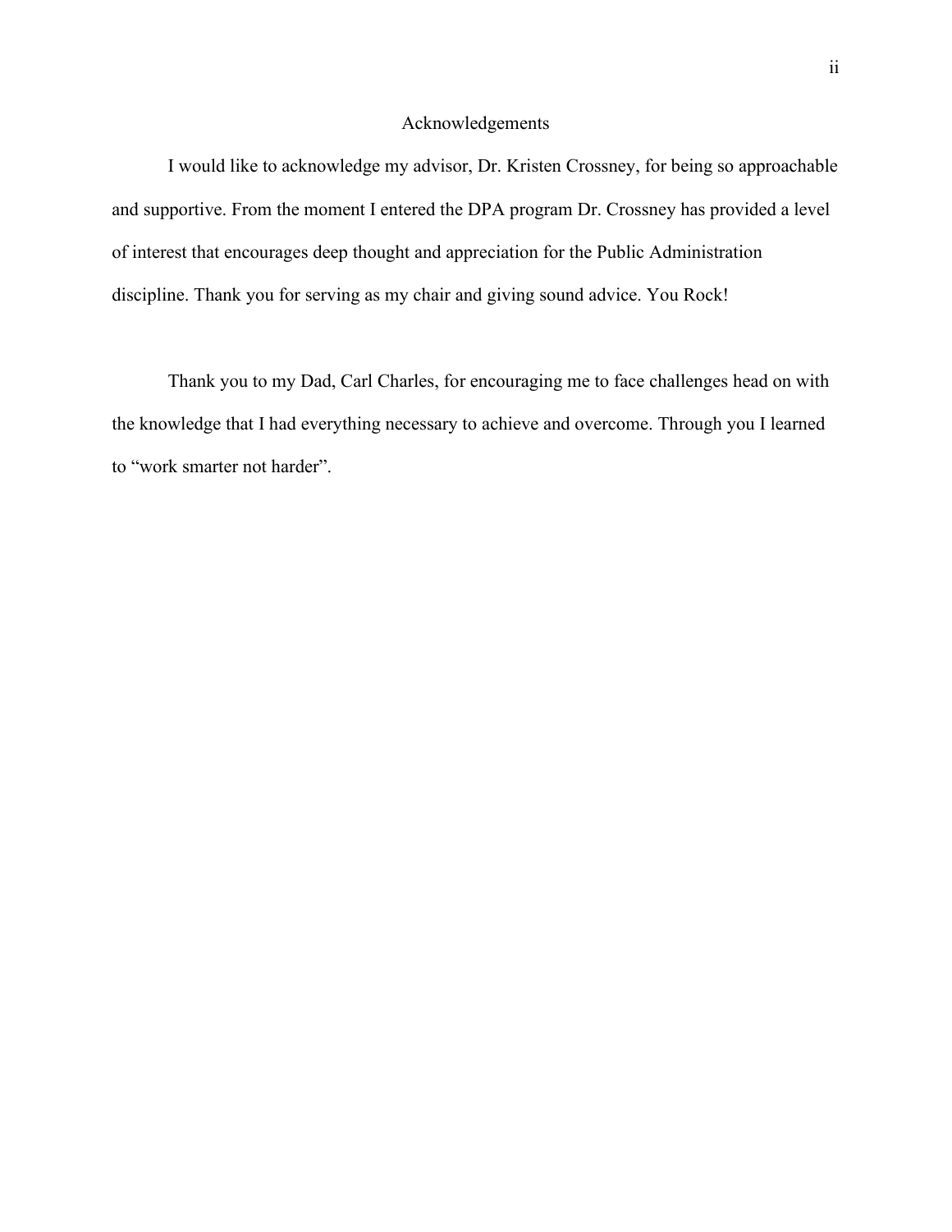# Acknowledgements

I would like to acknowledge my advisor, Dr. Kristen Crossney, for being so approachable and supportive. From the moment I entered the DPA program Dr. Crossney has provided a level of interest that encourages deep thought and appreciation for the Public Administration discipline. Thank you for serving as my chair and giving sound advice. You Rock!

Thank you to my Dad, Carl Charles, for encouraging me to face challenges head on with the knowledge that I had everything necessary to achieve and overcome. Through you I learned to "work smarter not harder".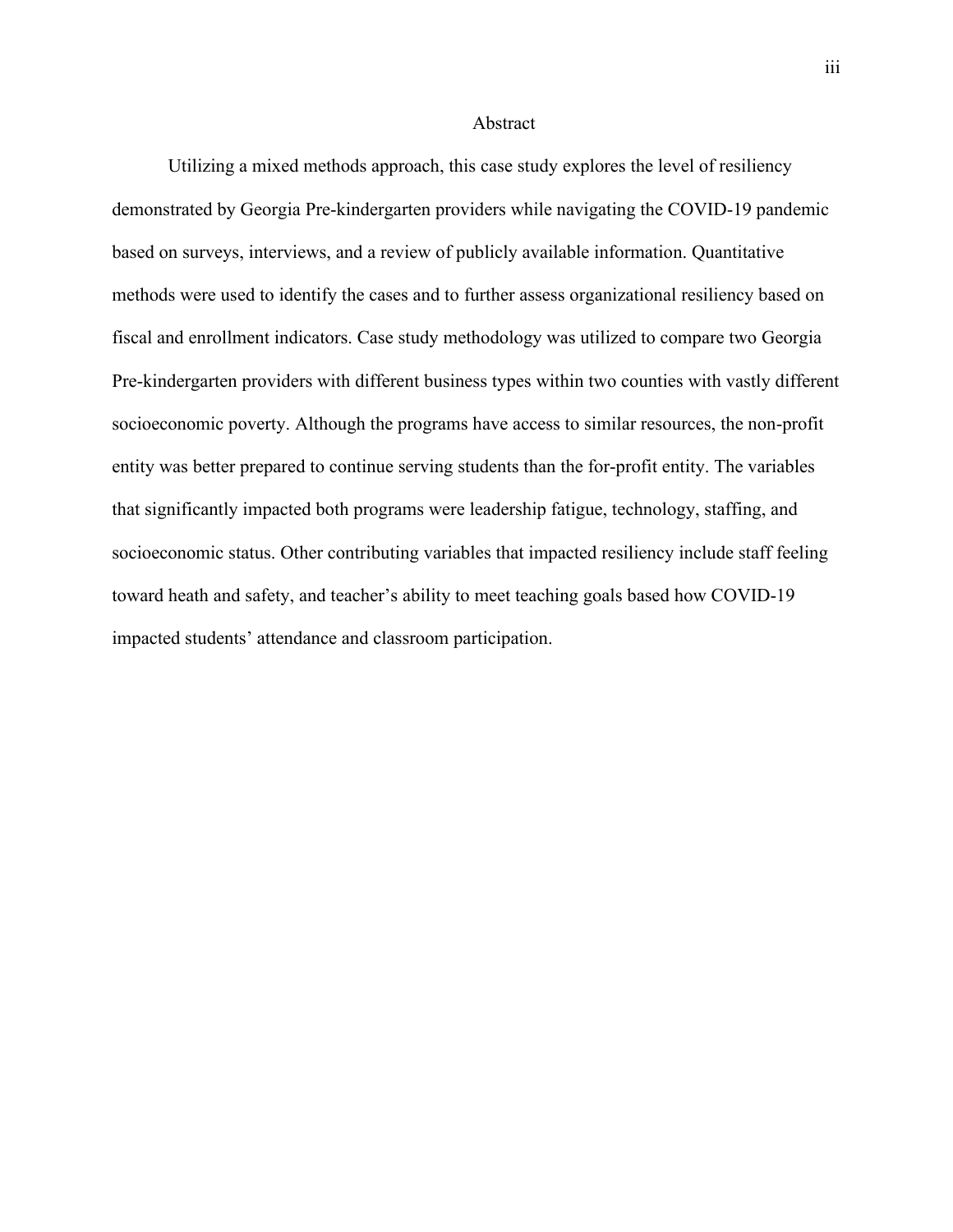# Abstract

Utilizing a mixed methods approach, this case study explores the level of resiliency demonstrated by Georgia Pre-kindergarten providers while navigating the COVID-19 pandemic based on surveys, interviews, and a review of publicly available information. Quantitative methods were used to identify the cases and to further assess organizational resiliency based on fiscal and enrollment indicators. Case study methodology was utilized to compare two Georgia Pre-kindergarten providers with different business types within two counties with vastly different socioeconomic poverty. Although the programs have access to similar resources, the non-profit entity was better prepared to continue serving students than the for-profit entity. The variables that significantly impacted both programs were leadership fatigue, technology, staffing, and socioeconomic status. Other contributing variables that impacted resiliency include staff feeling toward heath and safety, and teacher's ability to meet teaching goals based how COVID-19 impacted students' attendance and classroom participation.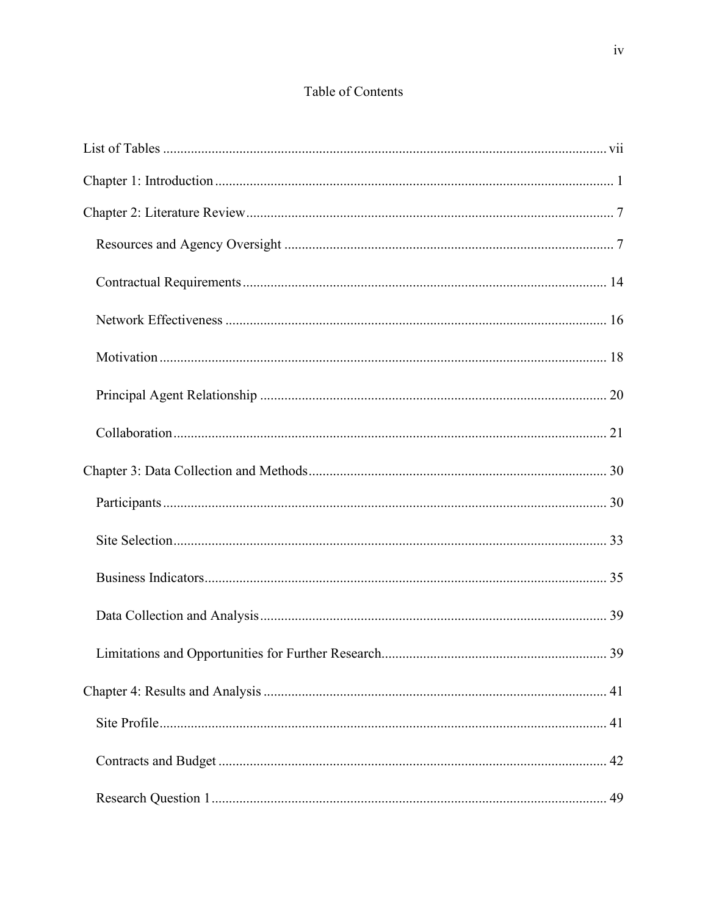# Table of Contents

List of Tables ............................................................................................................................ vii

Chapter 1: Introduction ................................................................................................................ 1

Chapter 2: Literature Review ........................................................................................................ 7

- Resources and Agency Oversight ............................................................................................ 7
- Contractual Requirements ...................................................................................................... 14
- Network Effectiveness ........................................................................................................... 16
- Motivation .............................................................................................................................. 18
- Principal Agent Relationship ................................................................................................. 20
- Collaboration .......................................................................................................................... 21

Chapter 3: Data Collection and Methods .................................................................................... 30

- Participants ............................................................................................................................. 30
- Site Selection .......................................................................................................................... 33
- Business Indicators ................................................................................................................. 35
- Data Collection and Analysis ................................................................................................. 39
- Limitations and Opportunities for Further Research ............................................................... 39

Chapter 4: Results and Analysis ................................................................................................. 41

- Site Profile .............................................................................................................................. 41
- Contracts and Budget ............................................................................................................. 42
- Research Question 1 ............................................................................................................... 49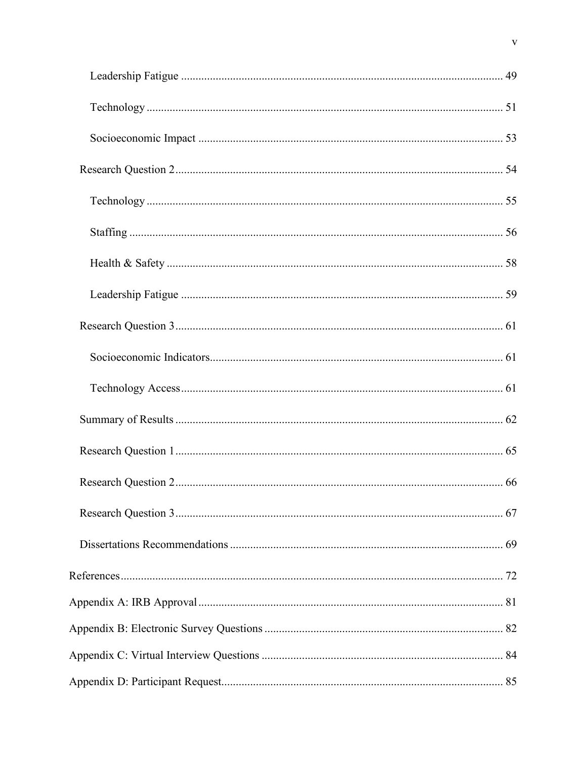Leadership Fatigue ........ 49

Technology ........ 51

Socioeconomic Impact ........ 53

Research Question 2 ........ 54

Technology ........ 55

Staffing ........ 56

Health & Safety ........ 58

Leadership Fatigue ........ 59

Research Question 3 ........ 61

Socioeconomic Indicators ........ 61

Technology Access ........ 61

Summary of Results ........ 62

Research Question 1 ........ 65

Research Question 2 ........ 66

Research Question 3 ........ 67

Dissertations Recommendations ........ 69

References ........ 72

Appendix A: IRB Approval ........ 81

Appendix B: Electronic Survey Questions ........ 82

Appendix C: Virtual Interview Questions ........ 84

Appendix D: Participant Request ........ 85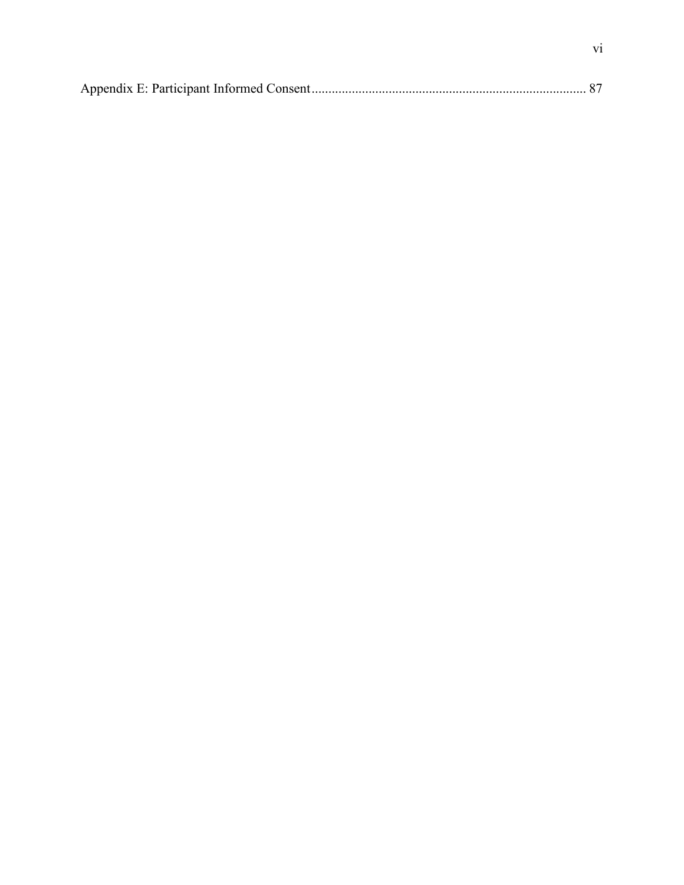Appendix E: Participant Informed Consent ........................................................................ 87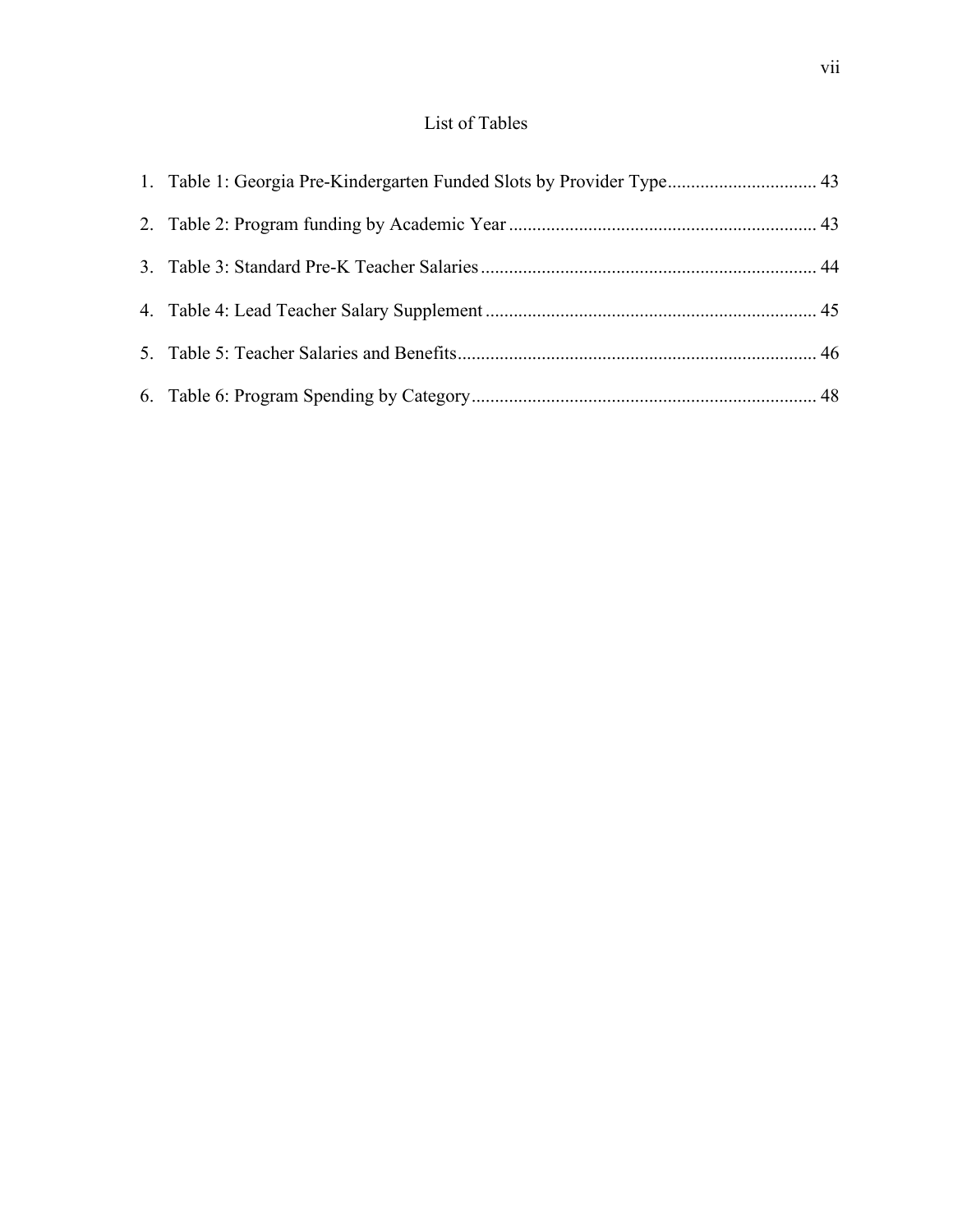# List of Tables

1. Table 1: Georgia Pre-Kindergarten Funded Slots by Provider Type ................................ 43
2. Table 2: Program funding by Academic Year ................................................................ 43
3. Table 3: Standard Pre-K Teacher Salaries ....................................................................... 44
4. Table 4: Lead Teacher Salary Supplement ...................................................................... 45
5. Table 5: Teacher Salaries and Benefits ............................................................................ 46
6. Table 6: Program Spending by Category ......................................................................... 48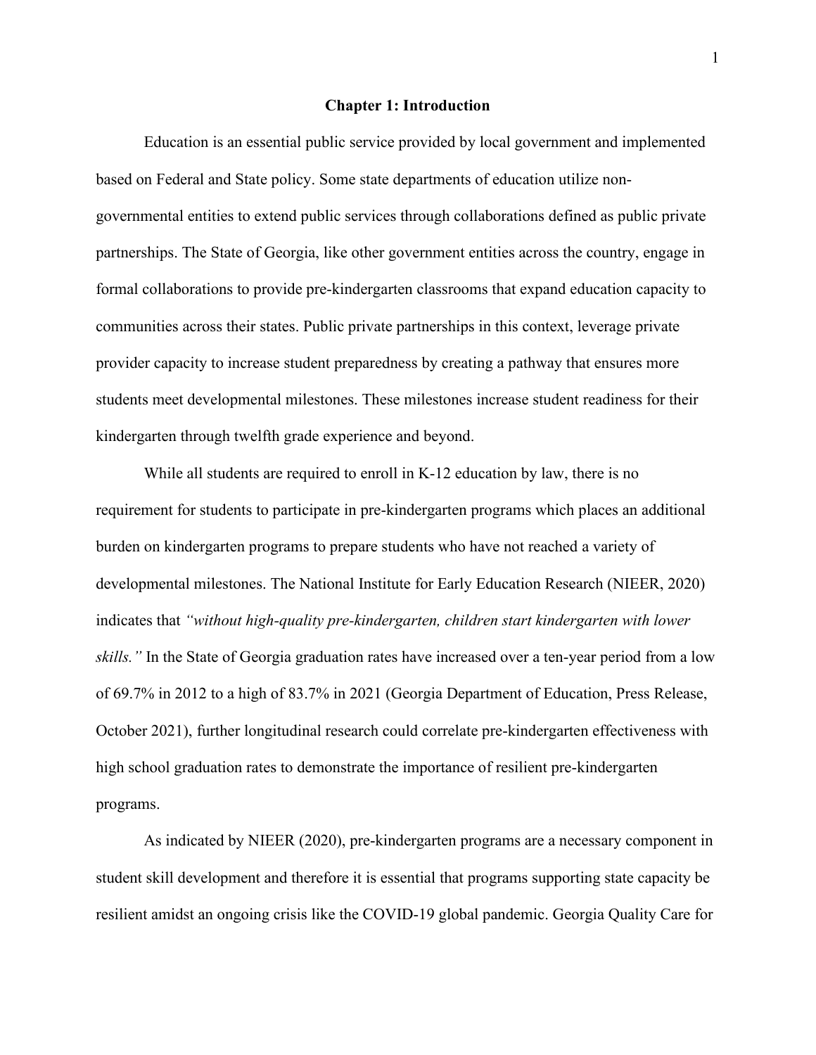# Chapter 1: Introduction

Education is an essential public service provided by local government and implemented based on Federal and State policy. Some state departments of education utilize non-governmental entities to extend public services through collaborations defined as public private partnerships. The State of Georgia, like other government entities across the country, engage in formal collaborations to provide pre-kindergarten classrooms that expand education capacity to communities across their states. Public private partnerships in this context, leverage private provider capacity to increase student preparedness by creating a pathway that ensures more students meet developmental milestones. These milestones increase student readiness for their kindergarten through twelfth grade experience and beyond.

While all students are required to enroll in K-12 education by law, there is no requirement for students to participate in pre-kindergarten programs which places an additional burden on kindergarten programs to prepare students who have not reached a variety of developmental milestones. The National Institute for Early Education Research (NIEER, 2020) indicates that *"without high-quality pre-kindergarten, children start kindergarten with lower skills."* In the State of Georgia graduation rates have increased over a ten-year period from a low of 69.7% in 2012 to a high of 83.7% in 2021 (Georgia Department of Education, Press Release, October 2021), further longitudinal research could correlate pre-kindergarten effectiveness with high school graduation rates to demonstrate the importance of resilient pre-kindergarten programs.

As indicated by NIEER (2020), pre-kindergarten programs are a necessary component in student skill development and therefore it is essential that programs supporting state capacity be resilient amidst an ongoing crisis like the COVID-19 global pandemic. Georgia Quality Care for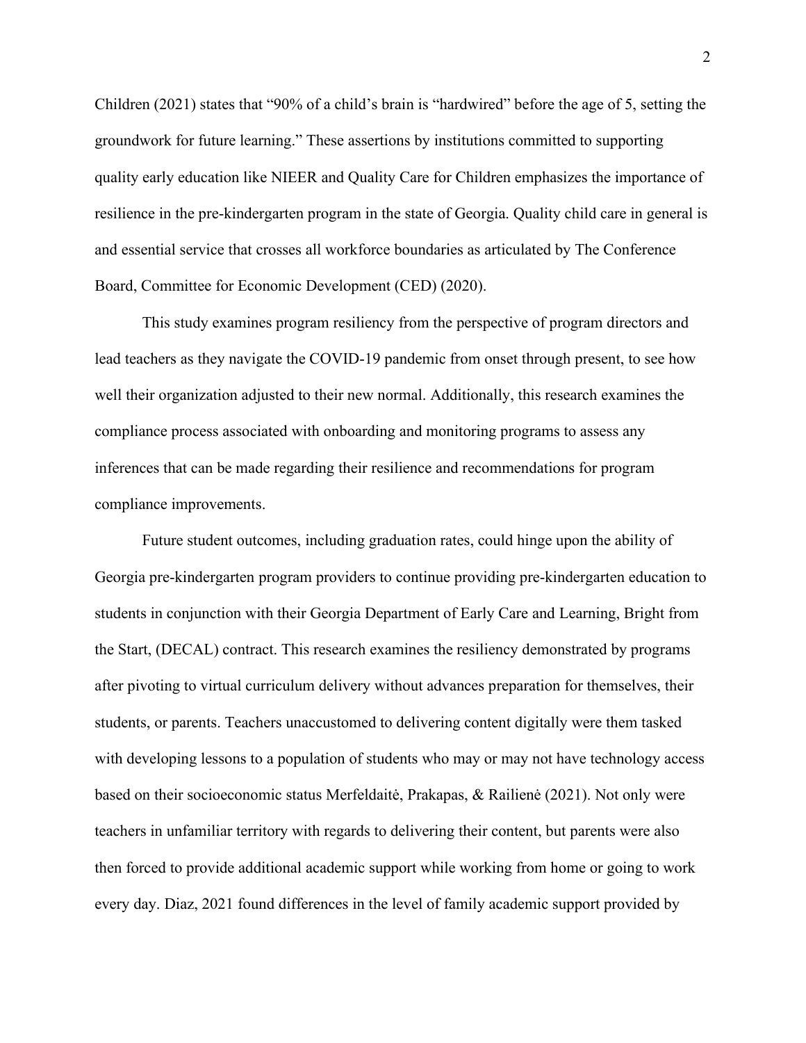Children (2021) states that "90% of a child's brain is "hardwired" before the age of 5, setting the groundwork for future learning." These assertions by institutions committed to supporting quality early education like NIEER and Quality Care for Children emphasizes the importance of resilience in the pre-kindergarten program in the state of Georgia. Quality child care in general is and essential service that crosses all workforce boundaries as articulated by The Conference Board, Committee for Economic Development (CED) (2020).

This study examines program resiliency from the perspective of program directors and lead teachers as they navigate the COVID-19 pandemic from onset through present, to see how well their organization adjusted to their new normal. Additionally, this research examines the compliance process associated with onboarding and monitoring programs to assess any inferences that can be made regarding their resilience and recommendations for program compliance improvements.

Future student outcomes, including graduation rates, could hinge upon the ability of Georgia pre-kindergarten program providers to continue providing pre-kindergarten education to students in conjunction with their Georgia Department of Early Care and Learning, Bright from the Start, (DECAL) contract. This research examines the resiliency demonstrated by programs after pivoting to virtual curriculum delivery without advances preparation for themselves, their students, or parents. Teachers unaccustomed to delivering content digitally were them tasked with developing lessons to a population of students who may or may not have technology access based on their socioeconomic status Merfeldaitė, Prakapas, & Railienė (2021). Not only were teachers in unfamiliar territory with regards to delivering their content, but parents were also then forced to provide additional academic support while working from home or going to work every day. Diaz, 2021 found differences in the level of family academic support provided by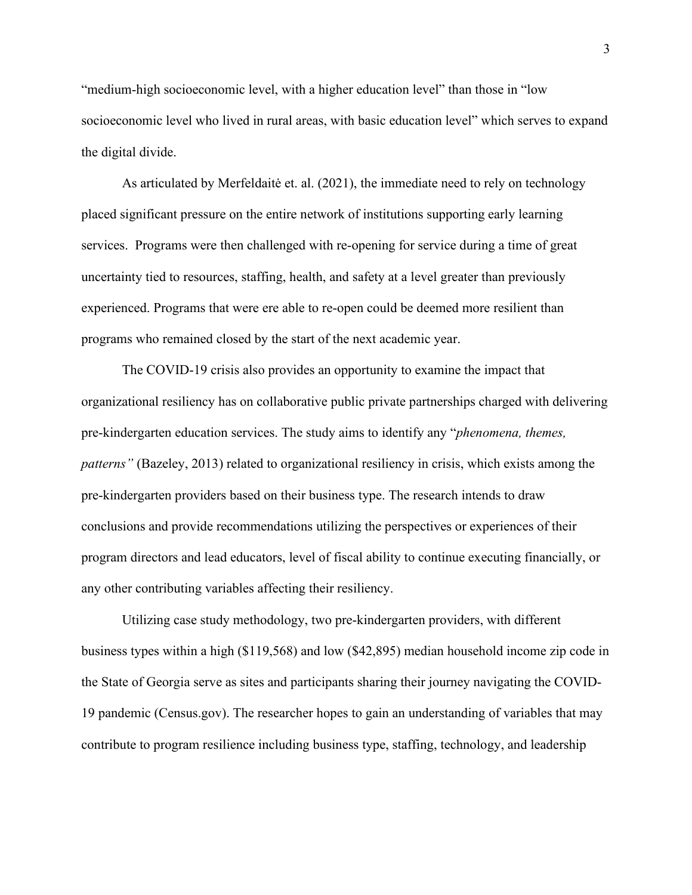"medium-high socioeconomic level, with a higher education level" than those in "low socioeconomic level who lived in rural areas, with basic education level" which serves to expand the digital divide.

As articulated by Merfeldaitė et. al. (2021), the immediate need to rely on technology placed significant pressure on the entire network of institutions supporting early learning services. Programs were then challenged with re-opening for service during a time of great uncertainty tied to resources, staffing, health, and safety at a level greater than previously experienced. Programs that were ere able to re-open could be deemed more resilient than programs who remained closed by the start of the next academic year.

The COVID-19 crisis also provides an opportunity to examine the impact that organizational resiliency has on collaborative public private partnerships charged with delivering pre-kindergarten education services. The study aims to identify any "*phenomena, themes, patterns"* (Bazeley, 2013) related to organizational resiliency in crisis, which exists among the pre-kindergarten providers based on their business type. The research intends to draw conclusions and provide recommendations utilizing the perspectives or experiences of their program directors and lead educators, level of fiscal ability to continue executing financially, or any other contributing variables affecting their resiliency.

Utilizing case study methodology, two pre-kindergarten providers, with different business types within a high ($119,568) and low ($42,895) median household income zip code in the State of Georgia serve as sites and participants sharing their journey navigating the COVID-19 pandemic (Census.gov). The researcher hopes to gain an understanding of variables that may contribute to program resilience including business type, staffing, technology, and leadership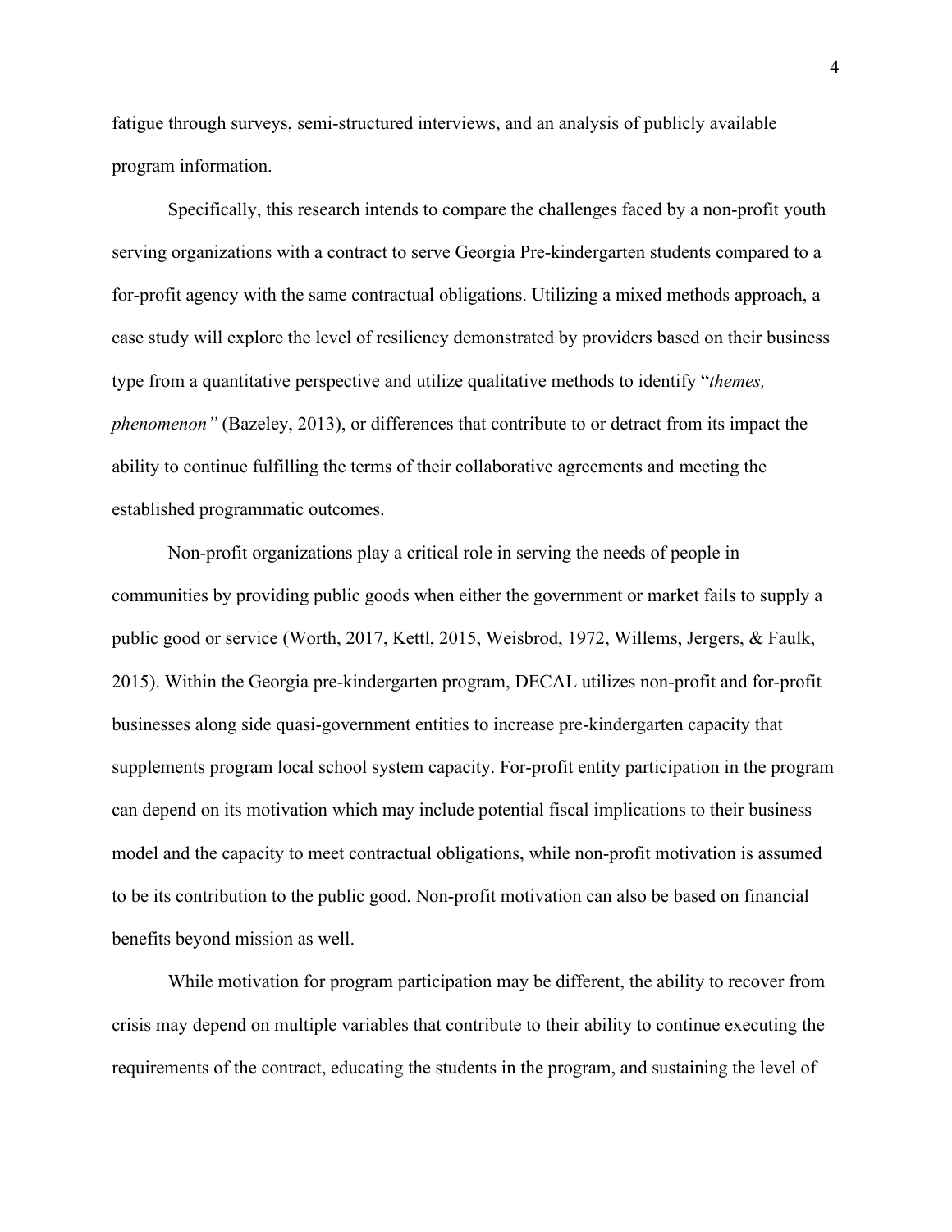fatigue through surveys, semi-structured interviews, and an analysis of publicly available program information.

Specifically, this research intends to compare the challenges faced by a non-profit youth serving organizations with a contract to serve Georgia Pre-kindergarten students compared to a for-profit agency with the same contractual obligations. Utilizing a mixed methods approach, a case study will explore the level of resiliency demonstrated by providers based on their business type from a quantitative perspective and utilize qualitative methods to identify "*themes, phenomenon"* (Bazeley, 2013), or differences that contribute to or detract from its impact the ability to continue fulfilling the terms of their collaborative agreements and meeting the established programmatic outcomes.

Non-profit organizations play a critical role in serving the needs of people in communities by providing public goods when either the government or market fails to supply a public good or service (Worth, 2017, Kettl, 2015, Weisbrod, 1972, Willems, Jergers, & Faulk, 2015). Within the Georgia pre-kindergarten program, DECAL utilizes non-profit and for-profit businesses along side quasi-government entities to increase pre-kindergarten capacity that supplements program local school system capacity. For-profit entity participation in the program can depend on its motivation which may include potential fiscal implications to their business model and the capacity to meet contractual obligations, while non-profit motivation is assumed to be its contribution to the public good. Non-profit motivation can also be based on financial benefits beyond mission as well.

While motivation for program participation may be different, the ability to recover from crisis may depend on multiple variables that contribute to their ability to continue executing the requirements of the contract, educating the students in the program, and sustaining the level of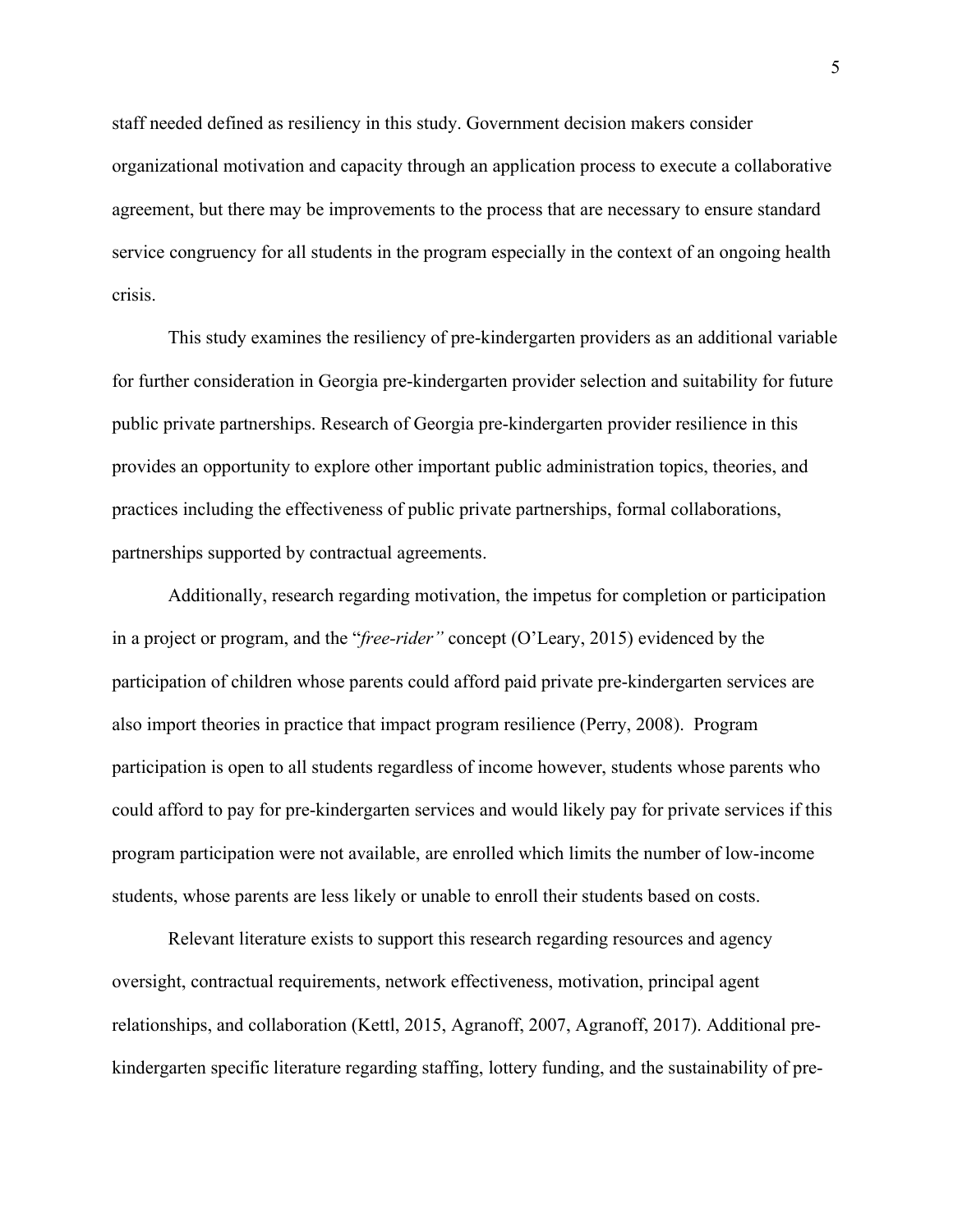staff needed defined as resiliency in this study. Government decision makers consider organizational motivation and capacity through an application process to execute a collaborative agreement, but there may be improvements to the process that are necessary to ensure standard service congruency for all students in the program especially in the context of an ongoing health crisis.

This study examines the resiliency of pre-kindergarten providers as an additional variable for further consideration in Georgia pre-kindergarten provider selection and suitability for future public private partnerships. Research of Georgia pre-kindergarten provider resilience in this provides an opportunity to explore other important public administration topics, theories, and practices including the effectiveness of public private partnerships, formal collaborations, partnerships supported by contractual agreements.

Additionally, research regarding motivation, the impetus for completion or participation in a project or program, and the "*free-rider"* concept (O'Leary, 2015) evidenced by the participation of children whose parents could afford paid private pre-kindergarten services are also import theories in practice that impact program resilience (Perry, 2008). Program participation is open to all students regardless of income however, students whose parents who could afford to pay for pre-kindergarten services and would likely pay for private services if this program participation were not available, are enrolled which limits the number of low-income students, whose parents are less likely or unable to enroll their students based on costs.

Relevant literature exists to support this research regarding resources and agency oversight, contractual requirements, network effectiveness, motivation, principal agent relationships, and collaboration (Kettl, 2015, Agranoff, 2007, Agranoff, 2017). Additional pre-kindergarten specific literature regarding staffing, lottery funding, and the sustainability of pre-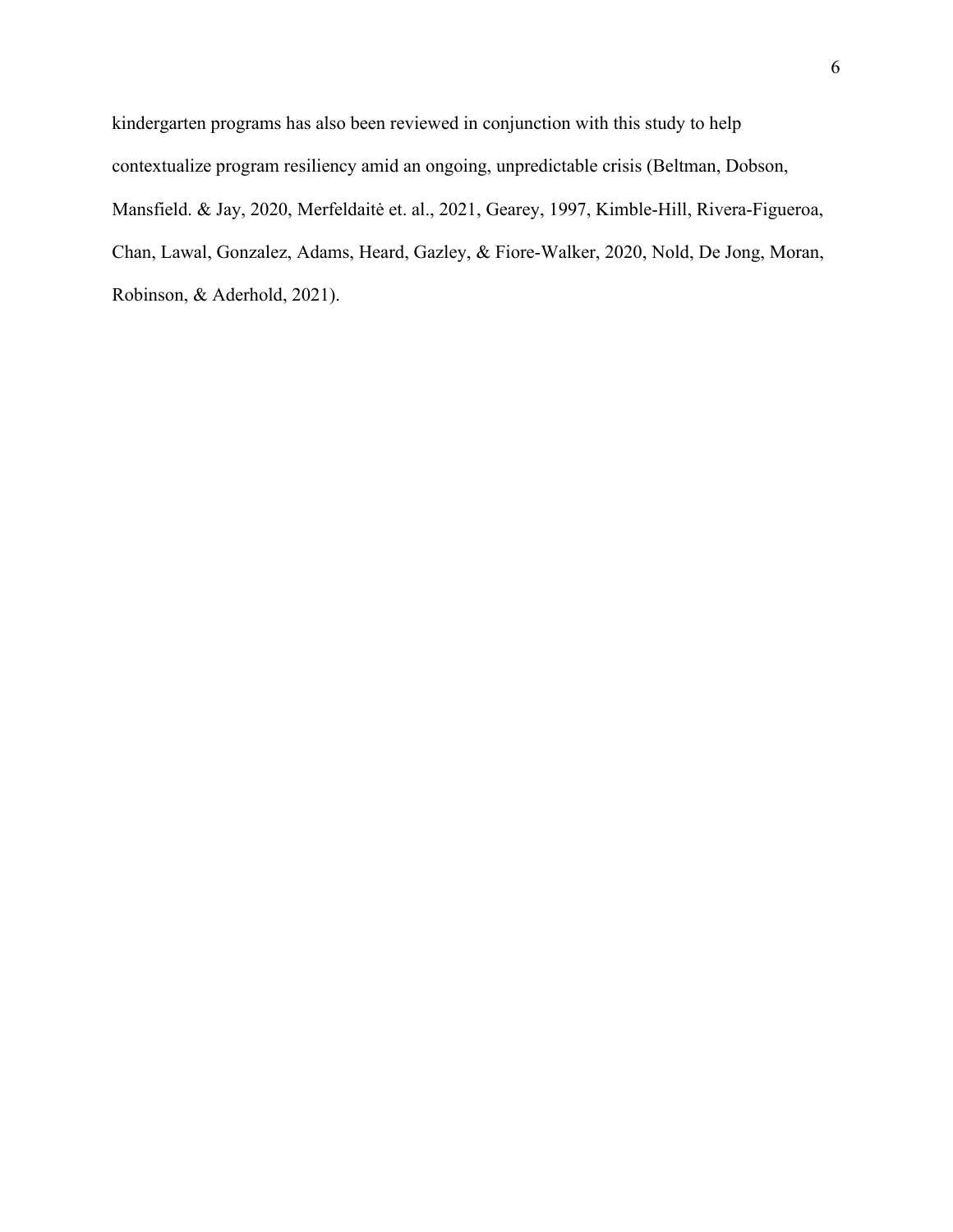kindergarten programs has also been reviewed in conjunction with this study to help contextualize program resiliency amid an ongoing, unpredictable crisis (Beltman, Dobson, Mansfield. & Jay, 2020, Merfeldaitė et. al., 2021, Gearey, 1997, Kimble-Hill, Rivera-Figueroa, Chan, Lawal, Gonzalez, Adams, Heard, Gazley, & Fiore-Walker, 2020, Nold, De Jong, Moran, Robinson, & Aderhold, 2021).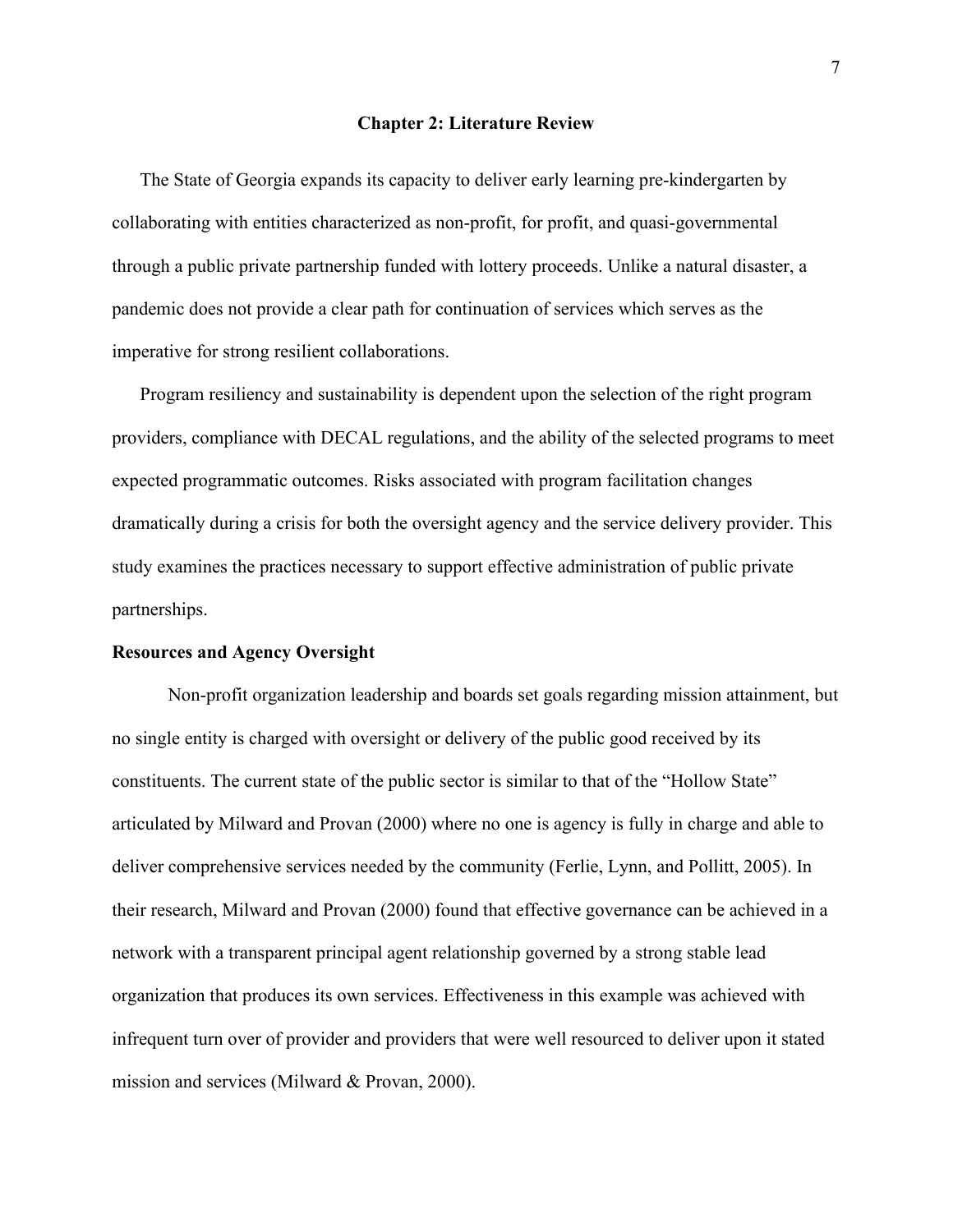# Chapter 2: Literature Review

The State of Georgia expands its capacity to deliver early learning pre-kindergarten by collaborating with entities characterized as non-profit, for profit, and quasi-governmental through a public private partnership funded with lottery proceeds. Unlike a natural disaster, a pandemic does not provide a clear path for continuation of services which serves as the imperative for strong resilient collaborations.

Program resiliency and sustainability is dependent upon the selection of the right program providers, compliance with DECAL regulations, and the ability of the selected programs to meet expected programmatic outcomes. Risks associated with program facilitation changes dramatically during a crisis for both the oversight agency and the service delivery provider. This study examines the practices necessary to support effective administration of public private partnerships.

## Resources and Agency Oversight

Non-profit organization leadership and boards set goals regarding mission attainment, but no single entity is charged with oversight or delivery of the public good received by its constituents. The current state of the public sector is similar to that of the "Hollow State" articulated by Milward and Provan (2000) where no one is agency is fully in charge and able to deliver comprehensive services needed by the community (Ferlie, Lynn, and Pollitt, 2005). In their research, Milward and Provan (2000) found that effective governance can be achieved in a network with a transparent principal agent relationship governed by a strong stable lead organization that produces its own services. Effectiveness in this example was achieved with infrequent turn over of provider and providers that were well resourced to deliver upon it stated mission and services (Milward & Provan, 2000).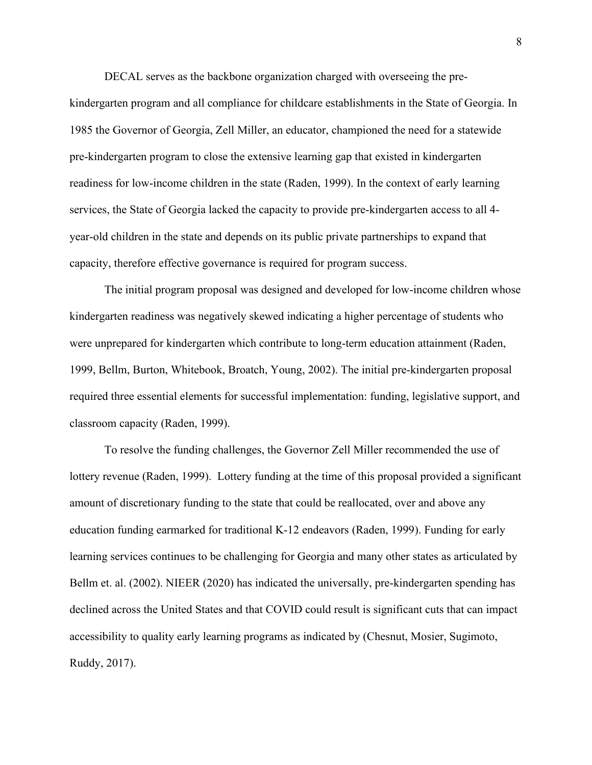DECAL serves as the backbone organization charged with overseeing the pre-kindergarten program and all compliance for childcare establishments in the State of Georgia. In 1985 the Governor of Georgia, Zell Miller, an educator, championed the need for a statewide pre-kindergarten program to close the extensive learning gap that existed in kindergarten readiness for low-income children in the state (Raden, 1999). In the context of early learning services, the State of Georgia lacked the capacity to provide pre-kindergarten access to all 4-year-old children in the state and depends on its public private partnerships to expand that capacity, therefore effective governance is required for program success.

The initial program proposal was designed and developed for low-income children whose kindergarten readiness was negatively skewed indicating a higher percentage of students who were unprepared for kindergarten which contribute to long-term education attainment (Raden, 1999, Bellm, Burton, Whitebook, Broatch, Young, 2002). The initial pre-kindergarten proposal required three essential elements for successful implementation: funding, legislative support, and classroom capacity (Raden, 1999).

To resolve the funding challenges, the Governor Zell Miller recommended the use of lottery revenue (Raden, 1999). Lottery funding at the time of this proposal provided a significant amount of discretionary funding to the state that could be reallocated, over and above any education funding earmarked for traditional K-12 endeavors (Raden, 1999). Funding for early learning services continues to be challenging for Georgia and many other states as articulated by Bellm et. al. (2002). NIEER (2020) has indicated the universally, pre-kindergarten spending has declined across the United States and that COVID could result is significant cuts that can impact accessibility to quality early learning programs as indicated by (Chesnut, Mosier, Sugimoto, Ruddy, 2017).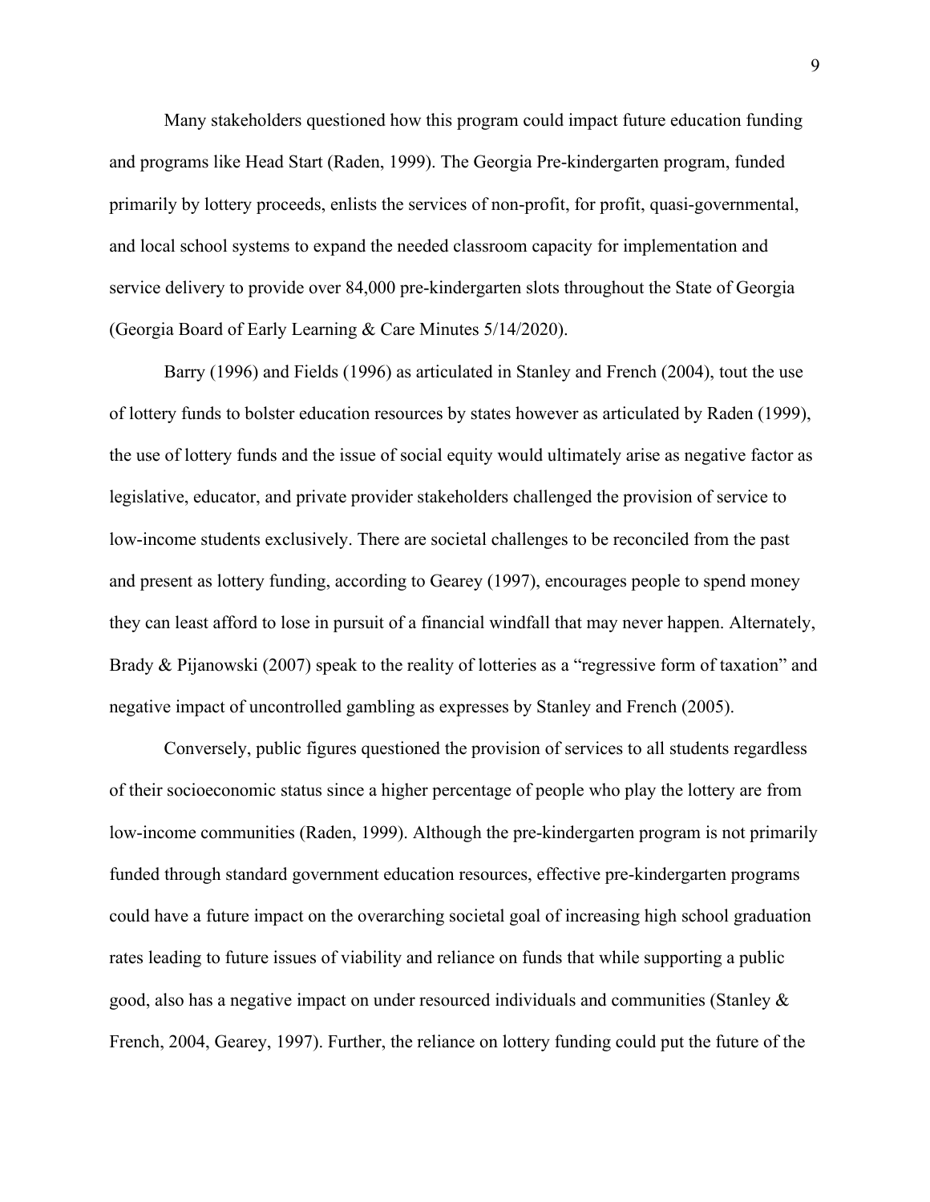Many stakeholders questioned how this program could impact future education funding and programs like Head Start (Raden, 1999). The Georgia Pre-kindergarten program, funded primarily by lottery proceeds, enlists the services of non-profit, for profit, quasi-governmental, and local school systems to expand the needed classroom capacity for implementation and service delivery to provide over 84,000 pre-kindergarten slots throughout the State of Georgia (Georgia Board of Early Learning & Care Minutes 5/14/2020).

Barry (1996) and Fields (1996) as articulated in Stanley and French (2004), tout the use of lottery funds to bolster education resources by states however as articulated by Raden (1999), the use of lottery funds and the issue of social equity would ultimately arise as negative factor as legislative, educator, and private provider stakeholders challenged the provision of service to low-income students exclusively. There are societal challenges to be reconciled from the past and present as lottery funding, according to Gearey (1997), encourages people to spend money they can least afford to lose in pursuit of a financial windfall that may never happen. Alternately, Brady & Pijanowski (2007) speak to the reality of lotteries as a "regressive form of taxation" and negative impact of uncontrolled gambling as expresses by Stanley and French (2005).

Conversely, public figures questioned the provision of services to all students regardless of their socioeconomic status since a higher percentage of people who play the lottery are from low-income communities (Raden, 1999). Although the pre-kindergarten program is not primarily funded through standard government education resources, effective pre-kindergarten programs could have a future impact on the overarching societal goal of increasing high school graduation rates leading to future issues of viability and reliance on funds that while supporting a public good, also has a negative impact on under resourced individuals and communities (Stanley & French, 2004, Gearey, 1997). Further, the reliance on lottery funding could put the future of the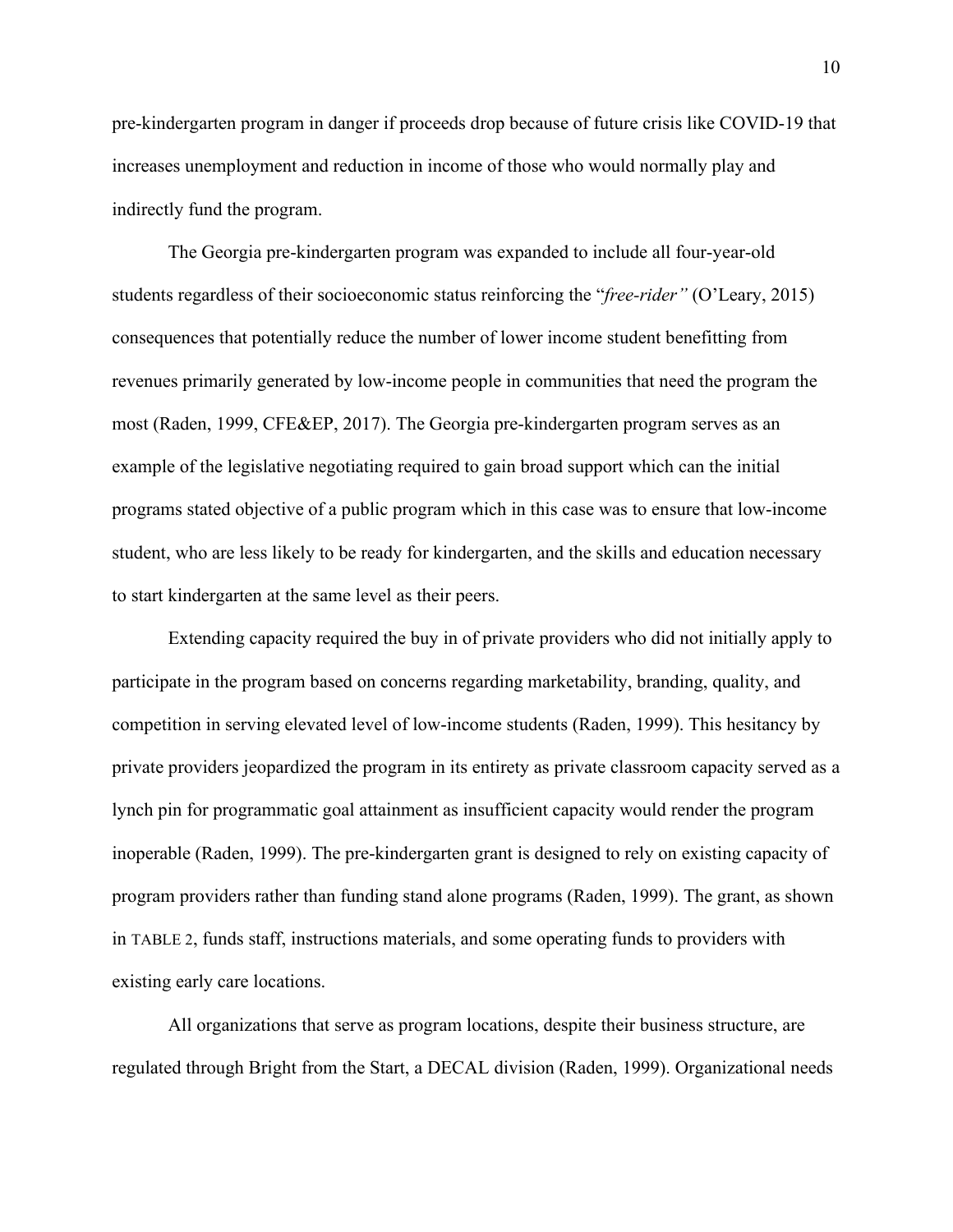pre-kindergarten program in danger if proceeds drop because of future crisis like COVID-19 that increases unemployment and reduction in income of those who would normally play and indirectly fund the program.

The Georgia pre-kindergarten program was expanded to include all four-year-old students regardless of their socioeconomic status reinforcing the "*free-rider"* (O'Leary, 2015) consequences that potentially reduce the number of lower income student benefitting from revenues primarily generated by low-income people in communities that need the program the most (Raden, 1999, CFE&EP, 2017). The Georgia pre-kindergarten program serves as an example of the legislative negotiating required to gain broad support which can the initial programs stated objective of a public program which in this case was to ensure that low-income student, who are less likely to be ready for kindergarten, and the skills and education necessary to start kindergarten at the same level as their peers.

Extending capacity required the buy in of private providers who did not initially apply to participate in the program based on concerns regarding marketability, branding, quality, and competition in serving elevated level of low-income students (Raden, 1999). This hesitancy by private providers jeopardized the program in its entirety as private classroom capacity served as a lynch pin for programmatic goal attainment as insufficient capacity would render the program inoperable (Raden, 1999). The pre-kindergarten grant is designed to rely on existing capacity of program providers rather than funding stand alone programs (Raden, 1999). The grant, as shown in TABLE 2, funds staff, instructions materials, and some operating funds to providers with existing early care locations.

All organizations that serve as program locations, despite their business structure, are regulated through Bright from the Start, a DECAL division (Raden, 1999). Organizational needs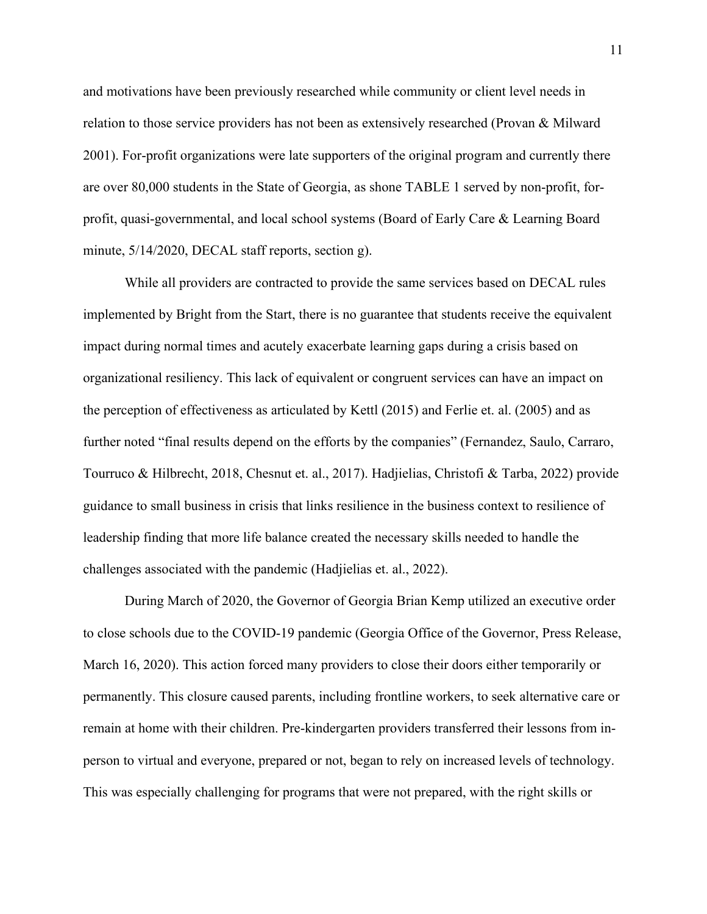and motivations have been previously researched while community or client level needs in relation to those service providers has not been as extensively researched (Provan & Milward 2001). For-profit organizations were late supporters of the original program and currently there are over 80,000 students in the State of Georgia, as shone TABLE 1 served by non-profit, for-profit, quasi-governmental, and local school systems (Board of Early Care & Learning Board minute, 5/14/2020, DECAL staff reports, section g).

While all providers are contracted to provide the same services based on DECAL rules implemented by Bright from the Start, there is no guarantee that students receive the equivalent impact during normal times and acutely exacerbate learning gaps during a crisis based on organizational resiliency. This lack of equivalent or congruent services can have an impact on the perception of effectiveness as articulated by Kettl (2015) and Ferlie et. al. (2005) and as further noted "final results depend on the efforts by the companies" (Fernandez, Saulo, Carraro, Tourruco & Hilbrecht, 2018, Chesnut et. al., 2017). Hadjielias, Christofi & Tarba, 2022) provide guidance to small business in crisis that links resilience in the business context to resilience of leadership finding that more life balance created the necessary skills needed to handle the challenges associated with the pandemic (Hadjielias et. al., 2022).

During March of 2020, the Governor of Georgia Brian Kemp utilized an executive order to close schools due to the COVID-19 pandemic (Georgia Office of the Governor, Press Release, March 16, 2020). This action forced many providers to close their doors either temporarily or permanently. This closure caused parents, including frontline workers, to seek alternative care or remain at home with their children. Pre-kindergarten providers transferred their lessons from in-person to virtual and everyone, prepared or not, began to rely on increased levels of technology. This was especially challenging for programs that were not prepared, with the right skills or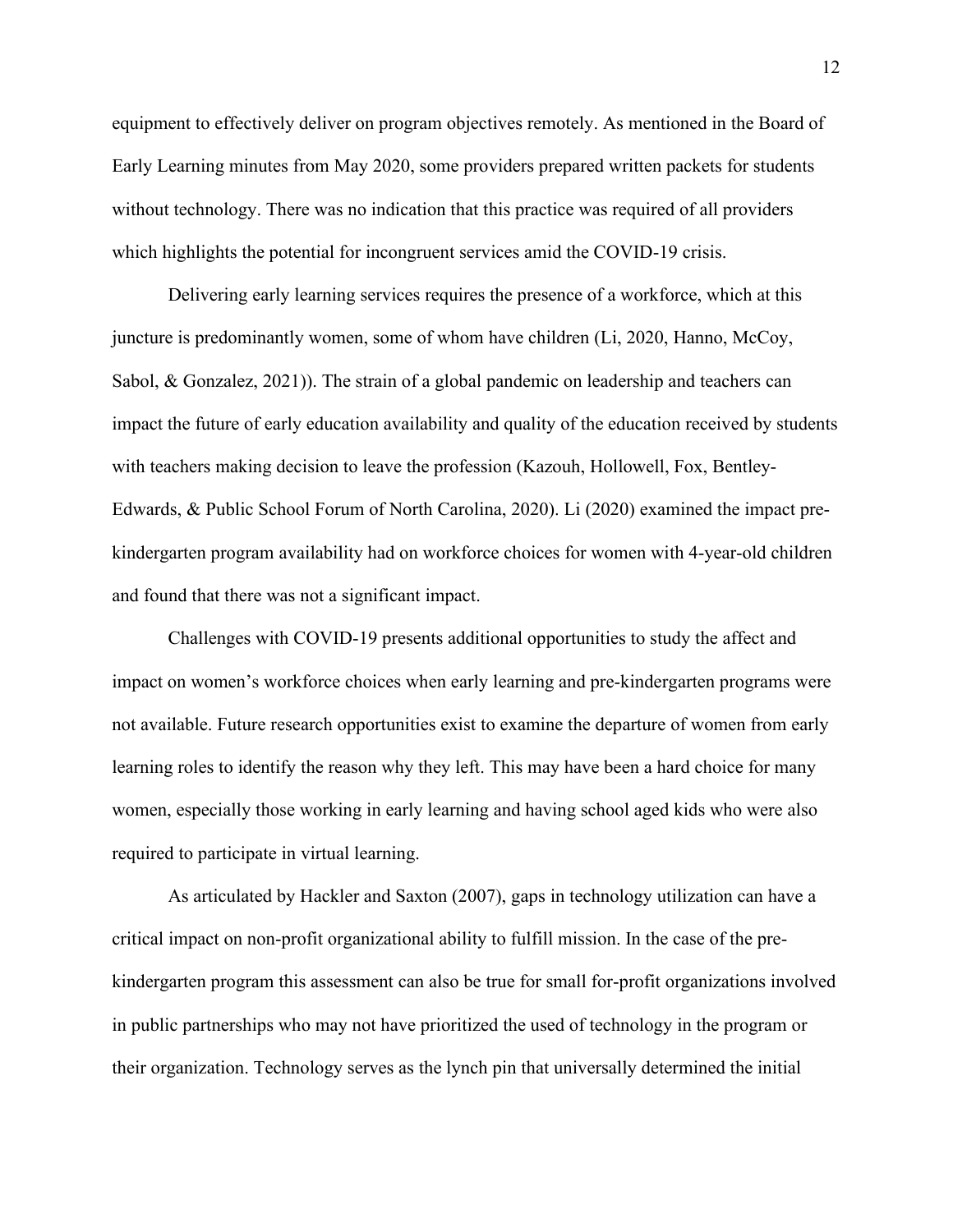equipment to effectively deliver on program objectives remotely. As mentioned in the Board of Early Learning minutes from May 2020, some providers prepared written packets for students without technology. There was no indication that this practice was required of all providers which highlights the potential for incongruent services amid the COVID-19 crisis.

Delivering early learning services requires the presence of a workforce, which at this juncture is predominantly women, some of whom have children (Li, 2020, Hanno, McCoy, Sabol, & Gonzalez, 2021)). The strain of a global pandemic on leadership and teachers can impact the future of early education availability and quality of the education received by students with teachers making decision to leave the profession (Kazouh, Hollowell, Fox, Bentley-Edwards, & Public School Forum of North Carolina, 2020). Li (2020) examined the impact pre-kindergarten program availability had on workforce choices for women with 4-year-old children and found that there was not a significant impact.

Challenges with COVID-19 presents additional opportunities to study the affect and impact on women's workforce choices when early learning and pre-kindergarten programs were not available. Future research opportunities exist to examine the departure of women from early learning roles to identify the reason why they left. This may have been a hard choice for many women, especially those working in early learning and having school aged kids who were also required to participate in virtual learning.

As articulated by Hackler and Saxton (2007), gaps in technology utilization can have a critical impact on non-profit organizational ability to fulfill mission. In the case of the pre-kindergarten program this assessment can also be true for small for-profit organizations involved in public partnerships who may not have prioritized the used of technology in the program or their organization. Technology serves as the lynch pin that universally determined the initial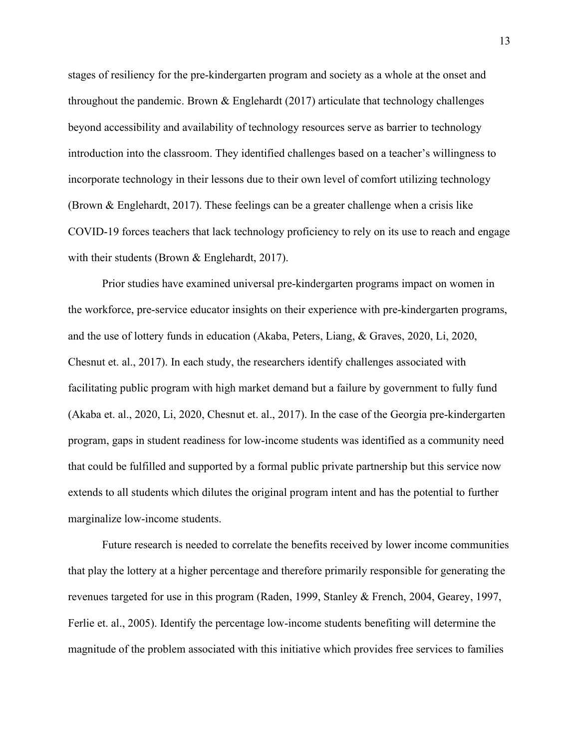stages of resiliency for the pre-kindergarten program and society as a whole at the onset and throughout the pandemic. Brown & Englehardt (2017) articulate that technology challenges beyond accessibility and availability of technology resources serve as barrier to technology introduction into the classroom. They identified challenges based on a teacher's willingness to incorporate technology in their lessons due to their own level of comfort utilizing technology (Brown & Englehardt, 2017). These feelings can be a greater challenge when a crisis like COVID-19 forces teachers that lack technology proficiency to rely on its use to reach and engage with their students (Brown & Englehardt, 2017).

Prior studies have examined universal pre-kindergarten programs impact on women in the workforce, pre-service educator insights on their experience with pre-kindergarten programs, and the use of lottery funds in education (Akaba, Peters, Liang, & Graves, 2020, Li, 2020, Chesnut et. al., 2017). In each study, the researchers identify challenges associated with facilitating public program with high market demand but a failure by government to fully fund (Akaba et. al., 2020, Li, 2020, Chesnut et. al., 2017). In the case of the Georgia pre-kindergarten program, gaps in student readiness for low-income students was identified as a community need that could be fulfilled and supported by a formal public private partnership but this service now extends to all students which dilutes the original program intent and has the potential to further marginalize low-income students.

Future research is needed to correlate the benefits received by lower income communities that play the lottery at a higher percentage and therefore primarily responsible for generating the revenues targeted for use in this program (Raden, 1999, Stanley & French, 2004, Gearey, 1997, Ferlie et. al., 2005). Identify the percentage low-income students benefiting will determine the magnitude of the problem associated with this initiative which provides free services to families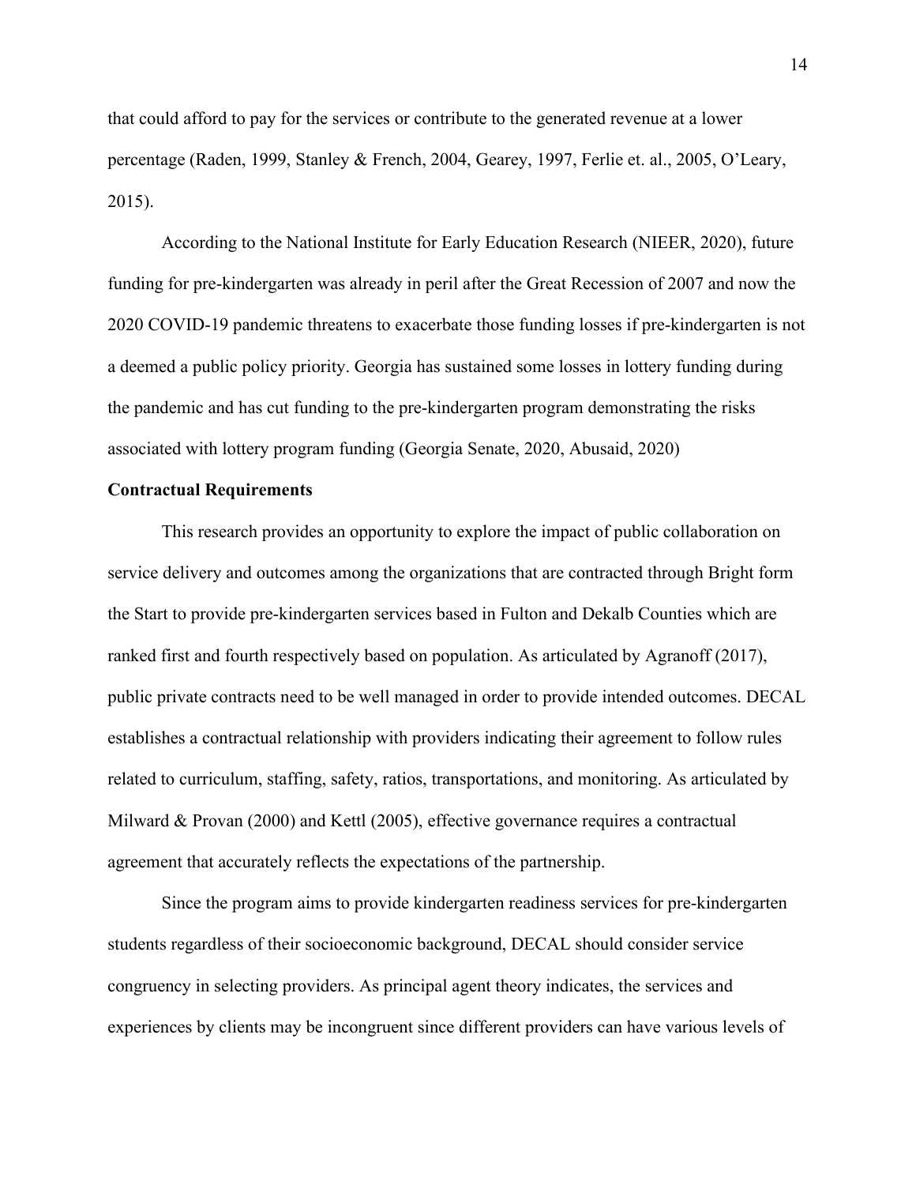that could afford to pay for the services or contribute to the generated revenue at a lower percentage (Raden, 1999, Stanley & French, 2004, Gearey, 1997, Ferlie et. al., 2005, O'Leary, 2015).

According to the National Institute for Early Education Research (NIEER, 2020), future funding for pre-kindergarten was already in peril after the Great Recession of 2007 and now the 2020 COVID-19 pandemic threatens to exacerbate those funding losses if pre-kindergarten is not a deemed a public policy priority. Georgia has sustained some losses in lottery funding during the pandemic and has cut funding to the pre-kindergarten program demonstrating the risks associated with lottery program funding (Georgia Senate, 2020, Abusaid, 2020)

**Contractual Requirements**

This research provides an opportunity to explore the impact of public collaboration on service delivery and outcomes among the organizations that are contracted through Bright form the Start to provide pre-kindergarten services based in Fulton and Dekalb Counties which are ranked first and fourth respectively based on population. As articulated by Agranoff (2017), public private contracts need to be well managed in order to provide intended outcomes. DECAL establishes a contractual relationship with providers indicating their agreement to follow rules related to curriculum, staffing, safety, ratios, transportations, and monitoring. As articulated by Milward & Provan (2000) and Kettl (2005), effective governance requires a contractual agreement that accurately reflects the expectations of the partnership.

Since the program aims to provide kindergarten readiness services for pre-kindergarten students regardless of their socioeconomic background, DECAL should consider service congruency in selecting providers. As principal agent theory indicates, the services and experiences by clients may be incongruent since different providers can have various levels of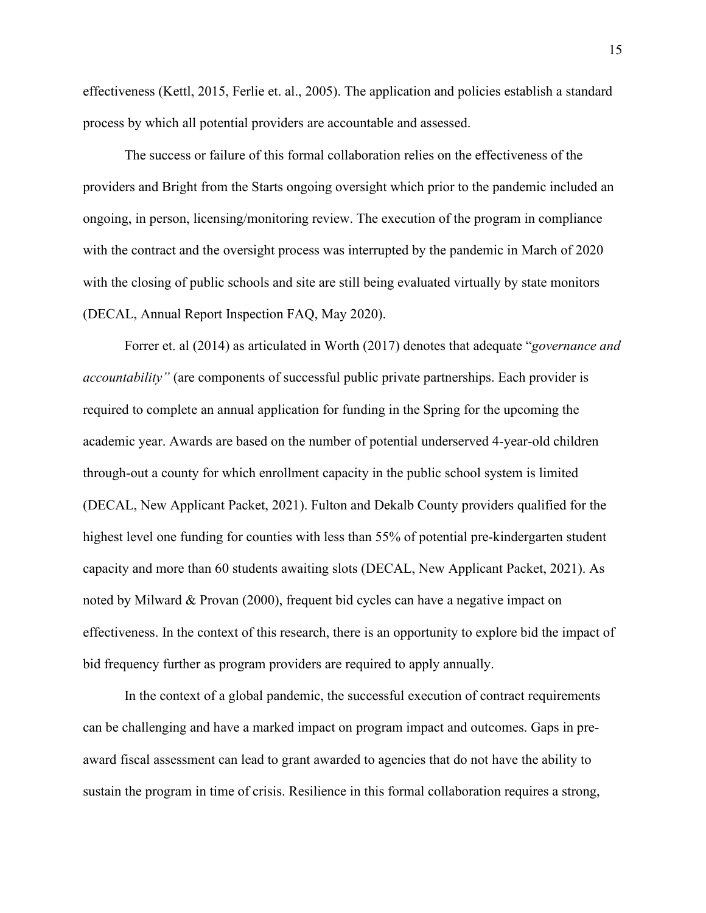effectiveness (Kettl, 2015, Ferlie et. al., 2005). The application and policies establish a standard process by which all potential providers are accountable and assessed.

The success or failure of this formal collaboration relies on the effectiveness of the providers and Bright from the Starts ongoing oversight which prior to the pandemic included an ongoing, in person, licensing/monitoring review. The execution of the program in compliance with the contract and the oversight process was interrupted by the pandemic in March of 2020 with the closing of public schools and site are still being evaluated virtually by state monitors (DECAL, Annual Report Inspection FAQ, May 2020).

Forrer et. al (2014) as articulated in Worth (2017) denotes that adequate "*governance and accountability"* (are components of successful public private partnerships. Each provider is required to complete an annual application for funding in the Spring for the upcoming the academic year. Awards are based on the number of potential underserved 4-year-old children through-out a county for which enrollment capacity in the public school system is limited (DECAL, New Applicant Packet, 2021). Fulton and Dekalb County providers qualified for the highest level one funding for counties with less than 55% of potential pre-kindergarten student capacity and more than 60 students awaiting slots (DECAL, New Applicant Packet, 2021). As noted by Milward & Provan (2000), frequent bid cycles can have a negative impact on effectiveness. In the context of this research, there is an opportunity to explore bid the impact of bid frequency further as program providers are required to apply annually.

In the context of a global pandemic, the successful execution of contract requirements can be challenging and have a marked impact on program impact and outcomes. Gaps in pre-award fiscal assessment can lead to grant awarded to agencies that do not have the ability to sustain the program in time of crisis. Resilience in this formal collaboration requires a strong,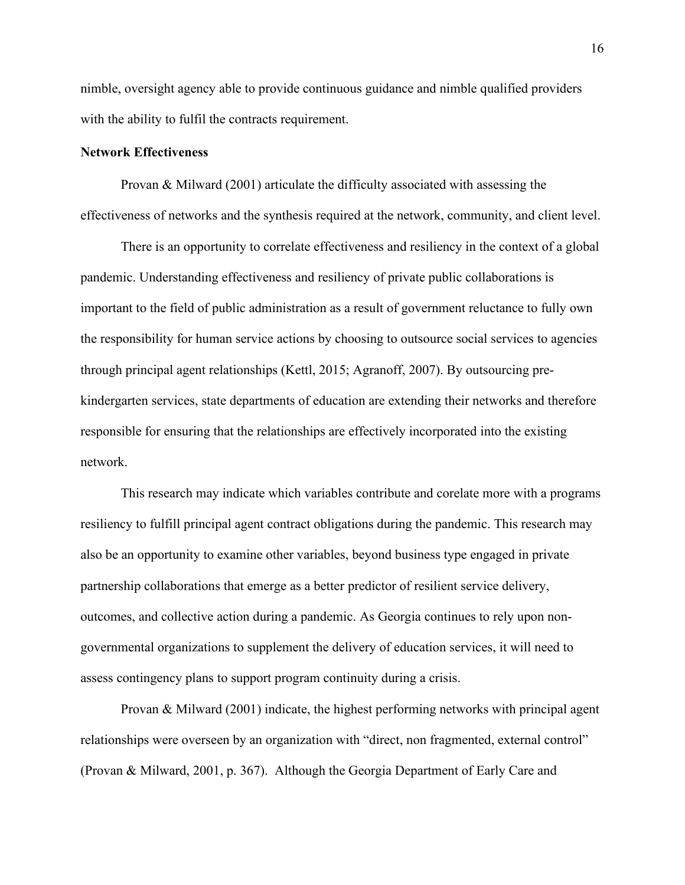nimble, oversight agency able to provide continuous guidance and nimble qualified providers with the ability to fulfil the contracts requirement.

**Network Effectiveness**

Provan & Milward (2001) articulate the difficulty associated with assessing the effectiveness of networks and the synthesis required at the network, community, and client level.

There is an opportunity to correlate effectiveness and resiliency in the context of a global pandemic. Understanding effectiveness and resiliency of private public collaborations is important to the field of public administration as a result of government reluctance to fully own the responsibility for human service actions by choosing to outsource social services to agencies through principal agent relationships (Kettl, 2015; Agranoff, 2007). By outsourcing pre-kindergarten services, state departments of education are extending their networks and therefore responsible for ensuring that the relationships are effectively incorporated into the existing network.

This research may indicate which variables contribute and corelate more with a programs resiliency to fulfill principal agent contract obligations during the pandemic. This research may also be an opportunity to examine other variables, beyond business type engaged in private partnership collaborations that emerge as a better predictor of resilient service delivery, outcomes, and collective action during a pandemic. As Georgia continues to rely upon non-governmental organizations to supplement the delivery of education services, it will need to assess contingency plans to support program continuity during a crisis.

Provan & Milward (2001) indicate, the highest performing networks with principal agent relationships were overseen by an organization with "direct, non fragmented, external control" (Provan & Milward, 2001, p. 367). Although the Georgia Department of Early Care and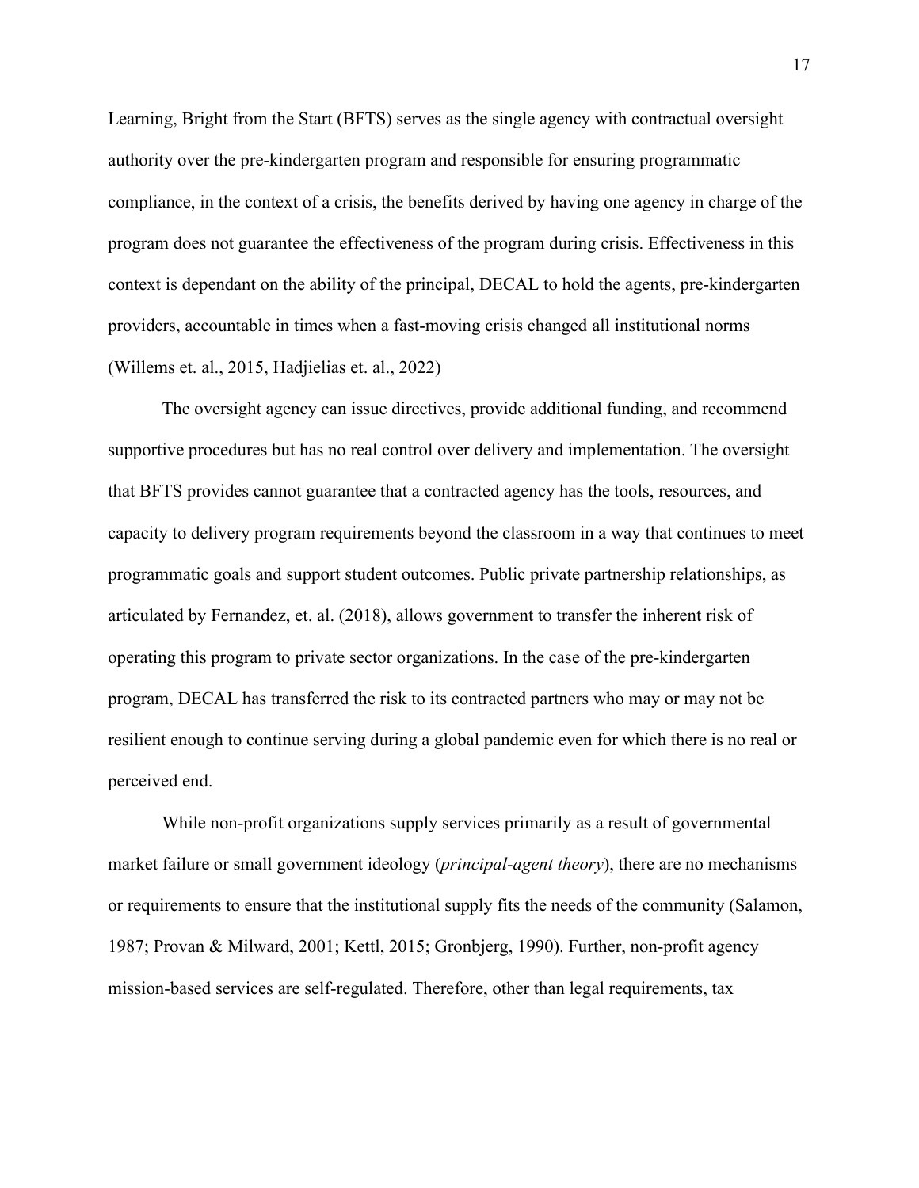Learning, Bright from the Start (BFTS) serves as the single agency with contractual oversight authority over the pre-kindergarten program and responsible for ensuring programmatic compliance, in the context of a crisis, the benefits derived by having one agency in charge of the program does not guarantee the effectiveness of the program during crisis. Effectiveness in this context is dependant on the ability of the principal, DECAL to hold the agents, pre-kindergarten providers, accountable in times when a fast-moving crisis changed all institutional norms (Willems et. al., 2015, Hadjielias et. al., 2022)

The oversight agency can issue directives, provide additional funding, and recommend supportive procedures but has no real control over delivery and implementation. The oversight that BFTS provides cannot guarantee that a contracted agency has the tools, resources, and capacity to delivery program requirements beyond the classroom in a way that continues to meet programmatic goals and support student outcomes. Public private partnership relationships, as articulated by Fernandez, et. al. (2018), allows government to transfer the inherent risk of operating this program to private sector organizations. In the case of the pre-kindergarten program, DECAL has transferred the risk to its contracted partners who may or may not be resilient enough to continue serving during a global pandemic even for which there is no real or perceived end.

While non-profit organizations supply services primarily as a result of governmental market failure or small government ideology (*principal-agent theory*), there are no mechanisms or requirements to ensure that the institutional supply fits the needs of the community (Salamon, 1987; Provan & Milward, 2001; Kettl, 2015; Gronbjerg, 1990). Further, non-profit agency mission-based services are self-regulated. Therefore, other than legal requirements, tax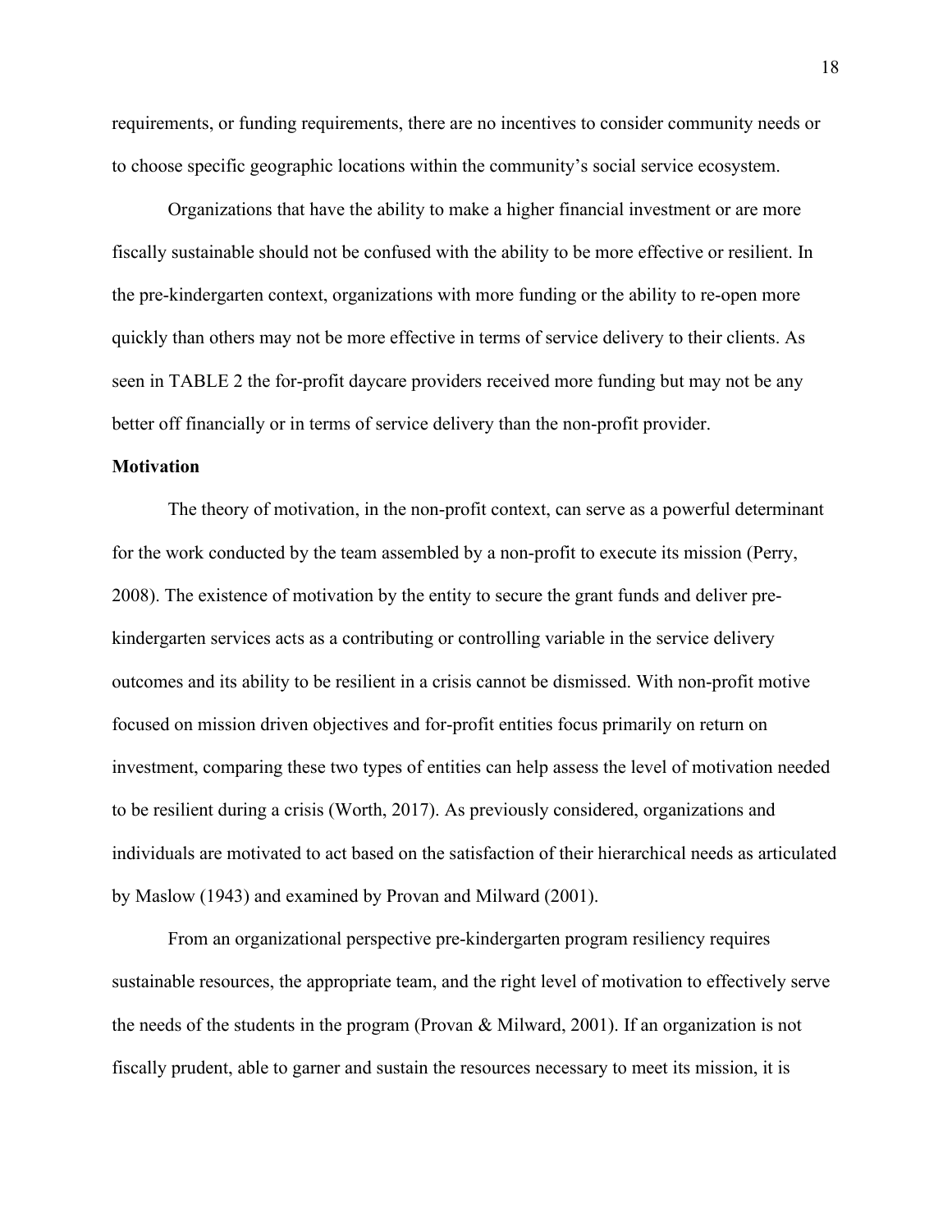requirements, or funding requirements, there are no incentives to consider community needs or to choose specific geographic locations within the community's social service ecosystem.

Organizations that have the ability to make a higher financial investment or are more fiscally sustainable should not be confused with the ability to be more effective or resilient. In the pre-kindergarten context, organizations with more funding or the ability to re-open more quickly than others may not be more effective in terms of service delivery to their clients. As seen in TABLE 2 the for-profit daycare providers received more funding but may not be any better off financially or in terms of service delivery than the non-profit provider.

**Motivation**

The theory of motivation, in the non-profit context, can serve as a powerful determinant for the work conducted by the team assembled by a non-profit to execute its mission (Perry, 2008). The existence of motivation by the entity to secure the grant funds and deliver pre-kindergarten services acts as a contributing or controlling variable in the service delivery outcomes and its ability to be resilient in a crisis cannot be dismissed. With non-profit motive focused on mission driven objectives and for-profit entities focus primarily on return on investment, comparing these two types of entities can help assess the level of motivation needed to be resilient during a crisis (Worth, 2017). As previously considered, organizations and individuals are motivated to act based on the satisfaction of their hierarchical needs as articulated by Maslow (1943) and examined by Provan and Milward (2001).

From an organizational perspective pre-kindergarten program resiliency requires sustainable resources, the appropriate team, and the right level of motivation to effectively serve the needs of the students in the program (Provan & Milward, 2001). If an organization is not fiscally prudent, able to garner and sustain the resources necessary to meet its mission, it is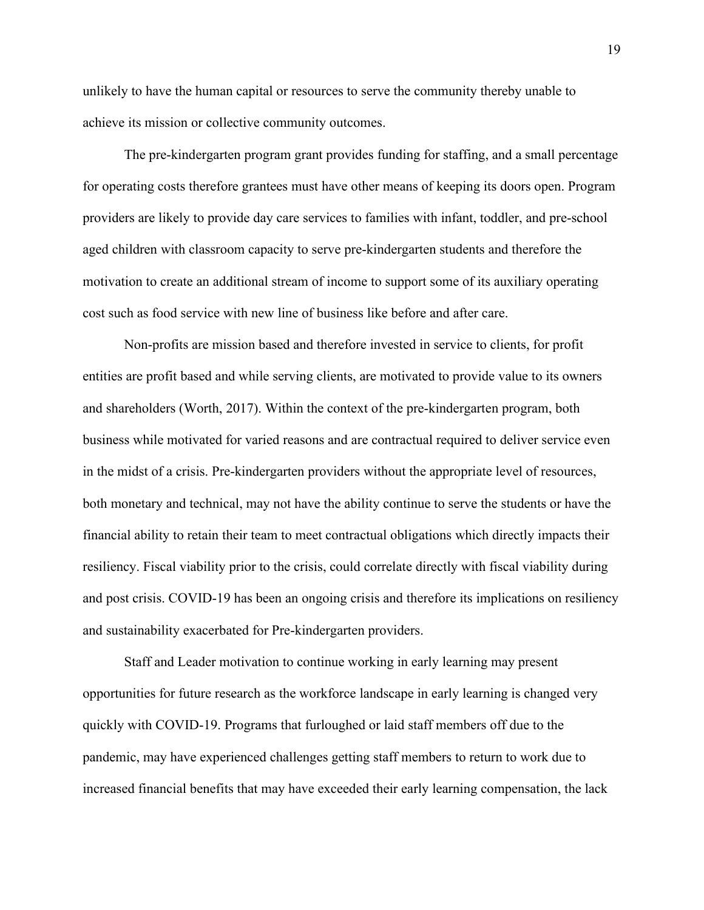unlikely to have the human capital or resources to serve the community thereby unable to achieve its mission or collective community outcomes.

The pre-kindergarten program grant provides funding for staffing, and a small percentage for operating costs therefore grantees must have other means of keeping its doors open. Program providers are likely to provide day care services to families with infant, toddler, and pre-school aged children with classroom capacity to serve pre-kindergarten students and therefore the motivation to create an additional stream of income to support some of its auxiliary operating cost such as food service with new line of business like before and after care.

Non-profits are mission based and therefore invested in service to clients, for profit entities are profit based and while serving clients, are motivated to provide value to its owners and shareholders (Worth, 2017). Within the context of the pre-kindergarten program, both business while motivated for varied reasons and are contractual required to deliver service even in the midst of a crisis. Pre-kindergarten providers without the appropriate level of resources, both monetary and technical, may not have the ability continue to serve the students or have the financial ability to retain their team to meet contractual obligations which directly impacts their resiliency. Fiscal viability prior to the crisis, could correlate directly with fiscal viability during and post crisis. COVID-19 has been an ongoing crisis and therefore its implications on resiliency and sustainability exacerbated for Pre-kindergarten providers.

Staff and Leader motivation to continue working in early learning may present opportunities for future research as the workforce landscape in early learning is changed very quickly with COVID-19. Programs that furloughed or laid staff members off due to the pandemic, may have experienced challenges getting staff members to return to work due to increased financial benefits that may have exceeded their early learning compensation, the lack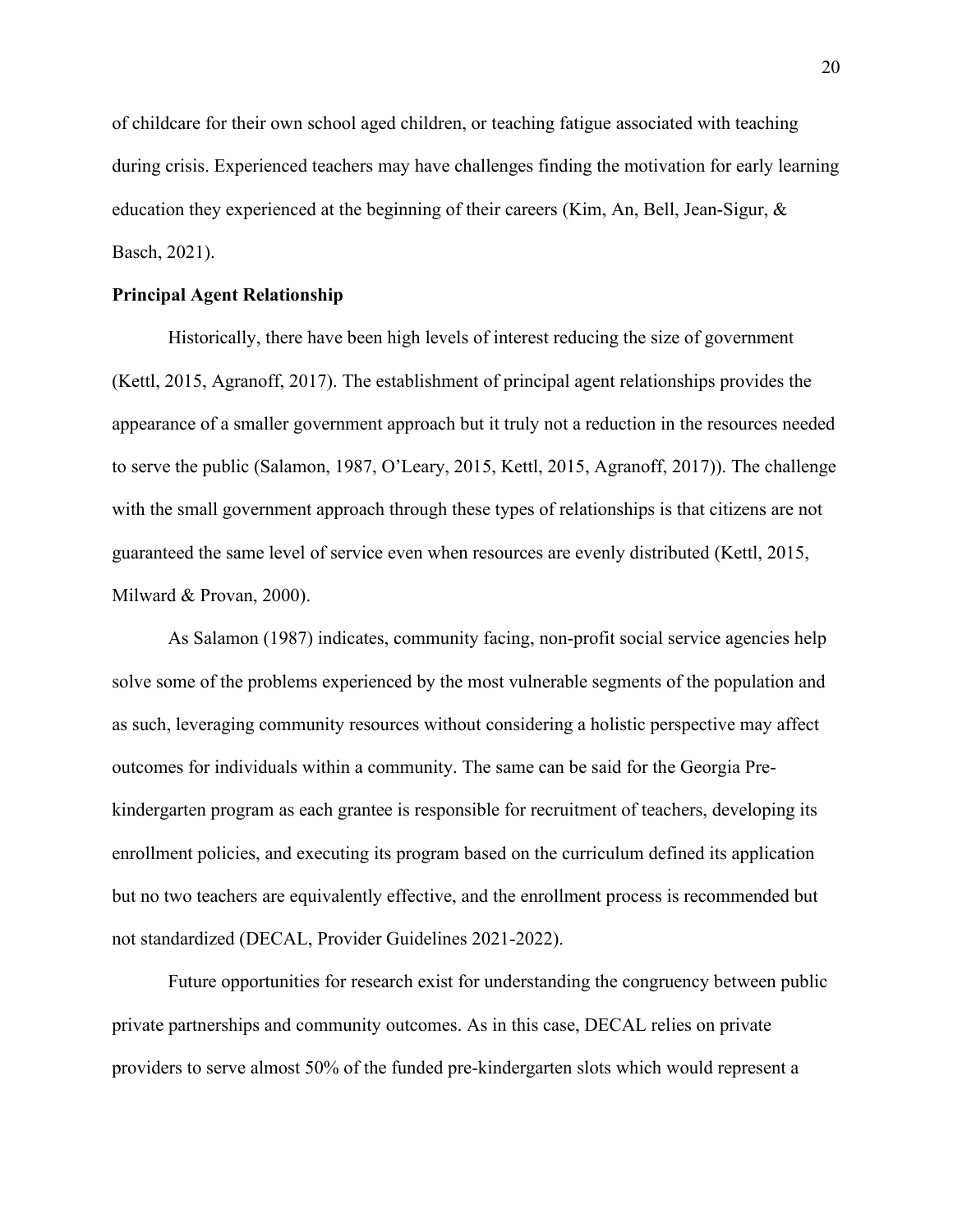of childcare for their own school aged children, or teaching fatigue associated with teaching during crisis. Experienced teachers may have challenges finding the motivation for early learning education they experienced at the beginning of their careers (Kim, An, Bell, Jean-Sigur, & Basch, 2021).

**Principal Agent Relationship**

Historically, there have been high levels of interest reducing the size of government (Kettl, 2015, Agranoff, 2017). The establishment of principal agent relationships provides the appearance of a smaller government approach but it truly not a reduction in the resources needed to serve the public (Salamon, 1987, O'Leary, 2015, Kettl, 2015, Agranoff, 2017)). The challenge with the small government approach through these types of relationships is that citizens are not guaranteed the same level of service even when resources are evenly distributed (Kettl, 2015, Milward & Provan, 2000).

As Salamon (1987) indicates, community facing, non-profit social service agencies help solve some of the problems experienced by the most vulnerable segments of the population and as such, leveraging community resources without considering a holistic perspective may affect outcomes for individuals within a community. The same can be said for the Georgia Pre-kindergarten program as each grantee is responsible for recruitment of teachers, developing its enrollment policies, and executing its program based on the curriculum defined its application but no two teachers are equivalently effective, and the enrollment process is recommended but not standardized (DECAL, Provider Guidelines 2021-2022).

Future opportunities for research exist for understanding the congruency between public private partnerships and community outcomes. As in this case, DECAL relies on private providers to serve almost 50% of the funded pre-kindergarten slots which would represent a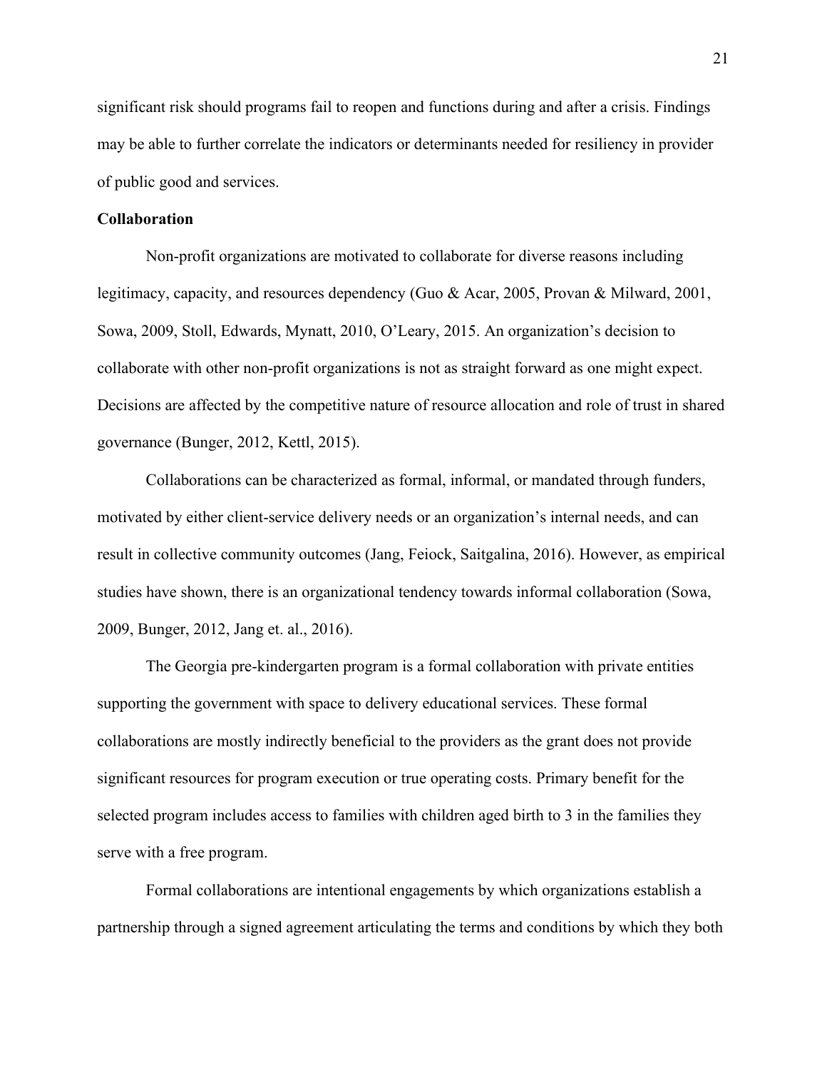significant risk should programs fail to reopen and functions during and after a crisis. Findings may be able to further correlate the indicators or determinants needed for resiliency in provider of public good and services.

**Collaboration**

Non-profit organizations are motivated to collaborate for diverse reasons including legitimacy, capacity, and resources dependency (Guo & Acar, 2005, Provan & Milward, 2001, Sowa, 2009, Stoll, Edwards, Mynatt, 2010, O'Leary, 2015. An organization's decision to collaborate with other non-profit organizations is not as straight forward as one might expect. Decisions are affected by the competitive nature of resource allocation and role of trust in shared governance (Bunger, 2012, Kettl, 2015).

Collaborations can be characterized as formal, informal, or mandated through funders, motivated by either client-service delivery needs or an organization's internal needs, and can result in collective community outcomes (Jang, Feiock, Saitgalina, 2016). However, as empirical studies have shown, there is an organizational tendency towards informal collaboration (Sowa, 2009, Bunger, 2012, Jang et. al., 2016).

The Georgia pre-kindergarten program is a formal collaboration with private entities supporting the government with space to delivery educational services. These formal collaborations are mostly indirectly beneficial to the providers as the grant does not provide significant resources for program execution or true operating costs. Primary benefit for the selected program includes access to families with children aged birth to 3 in the families they serve with a free program.

Formal collaborations are intentional engagements by which organizations establish a partnership through a signed agreement articulating the terms and conditions by which they both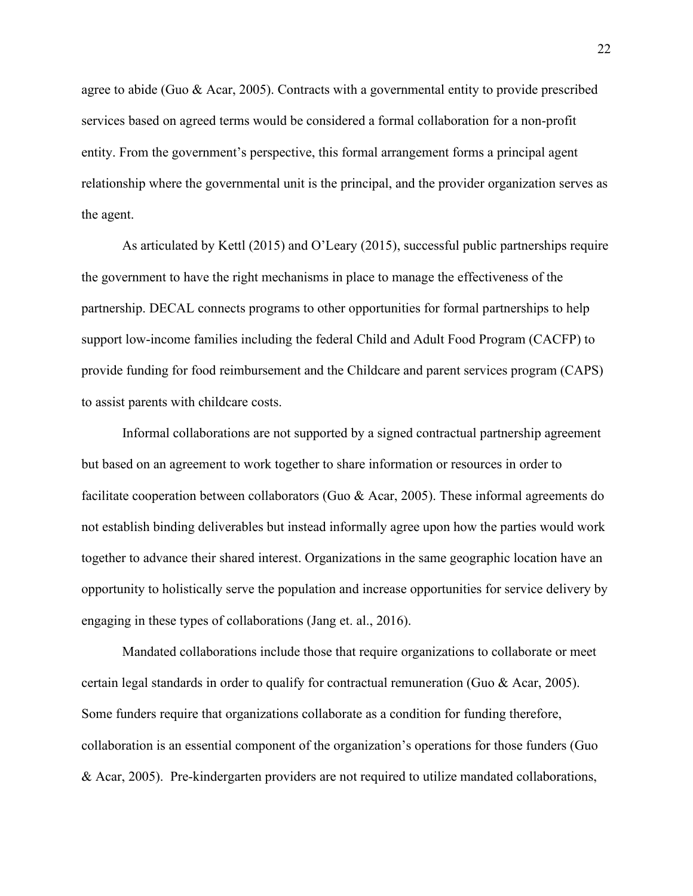agree to abide (Guo & Acar, 2005). Contracts with a governmental entity to provide prescribed services based on agreed terms would be considered a formal collaboration for a non-profit entity. From the government's perspective, this formal arrangement forms a principal agent relationship where the governmental unit is the principal, and the provider organization serves as the agent.

As articulated by Kettl (2015) and O'Leary (2015), successful public partnerships require the government to have the right mechanisms in place to manage the effectiveness of the partnership. DECAL connects programs to other opportunities for formal partnerships to help support low-income families including the federal Child and Adult Food Program (CACFP) to provide funding for food reimbursement and the Childcare and parent services program (CAPS) to assist parents with childcare costs.

Informal collaborations are not supported by a signed contractual partnership agreement but based on an agreement to work together to share information or resources in order to facilitate cooperation between collaborators (Guo & Acar, 2005). These informal agreements do not establish binding deliverables but instead informally agree upon how the parties would work together to advance their shared interest. Organizations in the same geographic location have an opportunity to holistically serve the population and increase opportunities for service delivery by engaging in these types of collaborations (Jang et. al., 2016).

Mandated collaborations include those that require organizations to collaborate or meet certain legal standards in order to qualify for contractual remuneration (Guo & Acar, 2005). Some funders require that organizations collaborate as a condition for funding therefore, collaboration is an essential component of the organization's operations for those funders (Guo & Acar, 2005). Pre-kindergarten providers are not required to utilize mandated collaborations,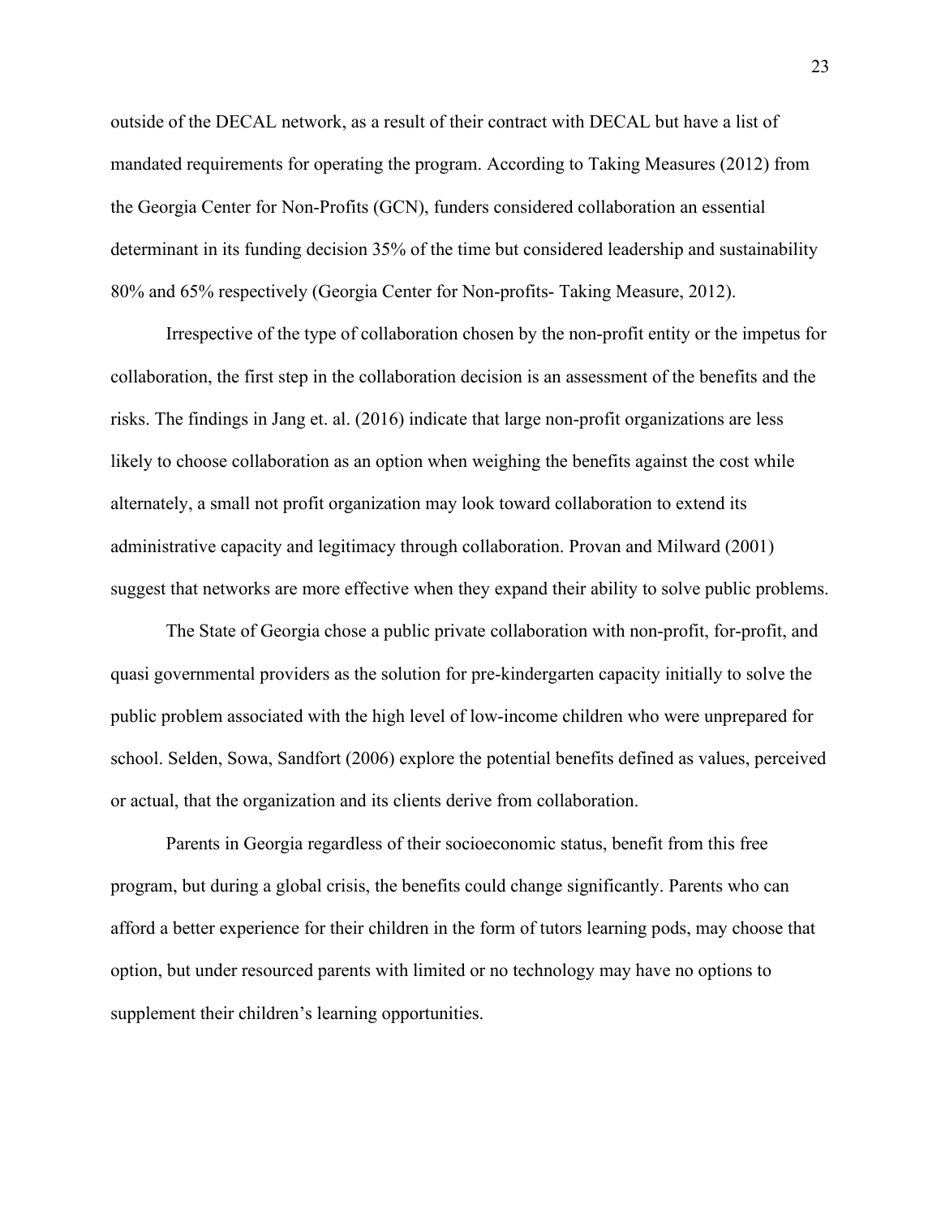outside of the DECAL network, as a result of their contract with DECAL but have a list of mandated requirements for operating the program. According to Taking Measures (2012) from the Georgia Center for Non-Profits (GCN), funders considered collaboration an essential determinant in its funding decision 35% of the time but considered leadership and sustainability 80% and 65% respectively (Georgia Center for Non-profits- Taking Measure, 2012).

Irrespective of the type of collaboration chosen by the non-profit entity or the impetus for collaboration, the first step in the collaboration decision is an assessment of the benefits and the risks. The findings in Jang et. al. (2016) indicate that large non-profit organizations are less likely to choose collaboration as an option when weighing the benefits against the cost while alternately, a small not profit organization may look toward collaboration to extend its administrative capacity and legitimacy through collaboration. Provan and Milward (2001) suggest that networks are more effective when they expand their ability to solve public problems.

The State of Georgia chose a public private collaboration with non-profit, for-profit, and quasi governmental providers as the solution for pre-kindergarten capacity initially to solve the public problem associated with the high level of low-income children who were unprepared for school. Selden, Sowa, Sandfort (2006) explore the potential benefits defined as values, perceived or actual, that the organization and its clients derive from collaboration.

Parents in Georgia regardless of their socioeconomic status, benefit from this free program, but during a global crisis, the benefits could change significantly. Parents who can afford a better experience for their children in the form of tutors learning pods, may choose that option, but under resourced parents with limited or no technology may have no options to supplement their children's learning opportunities.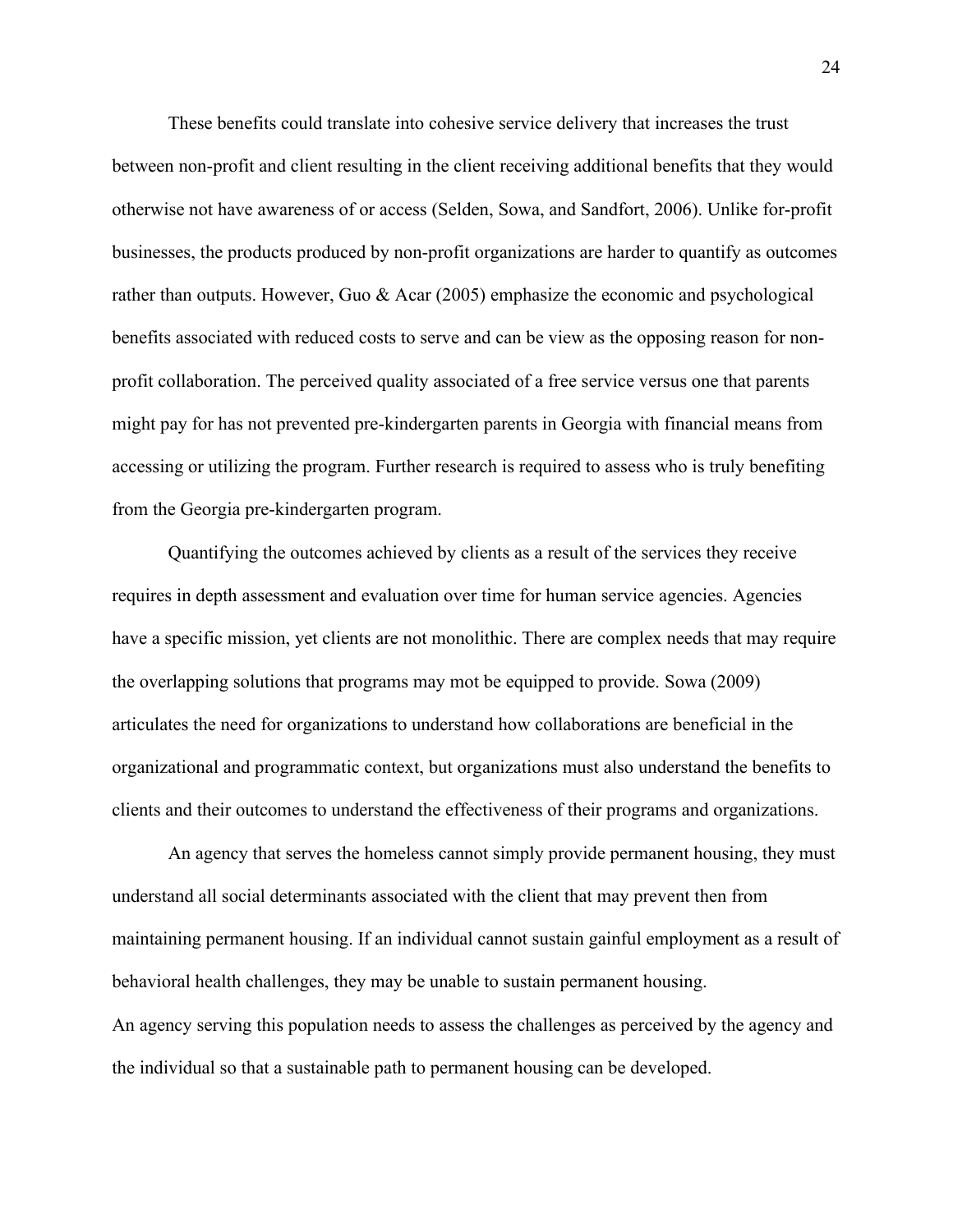These benefits could translate into cohesive service delivery that increases the trust between non-profit and client resulting in the client receiving additional benefits that they would otherwise not have awareness of or access (Selden, Sowa, and Sandfort, 2006). Unlike for-profit businesses, the products produced by non-profit organizations are harder to quantify as outcomes rather than outputs. However, Guo & Acar (2005) emphasize the economic and psychological benefits associated with reduced costs to serve and can be view as the opposing reason for non-profit collaboration. The perceived quality associated of a free service versus one that parents might pay for has not prevented pre-kindergarten parents in Georgia with financial means from accessing or utilizing the program. Further research is required to assess who is truly benefiting from the Georgia pre-kindergarten program.

Quantifying the outcomes achieved by clients as a result of the services they receive requires in depth assessment and evaluation over time for human service agencies. Agencies have a specific mission, yet clients are not monolithic. There are complex needs that may require the overlapping solutions that programs may mot be equipped to provide. Sowa (2009) articulates the need for organizations to understand how collaborations are beneficial in the organizational and programmatic context, but organizations must also understand the benefits to clients and their outcomes to understand the effectiveness of their programs and organizations.

An agency that serves the homeless cannot simply provide permanent housing, they must understand all social determinants associated with the client that may prevent then from maintaining permanent housing. If an individual cannot sustain gainful employment as a result of behavioral health challenges, they may be unable to sustain permanent housing.
An agency serving this population needs to assess the challenges as perceived by the agency and the individual so that a sustainable path to permanent housing can be developed.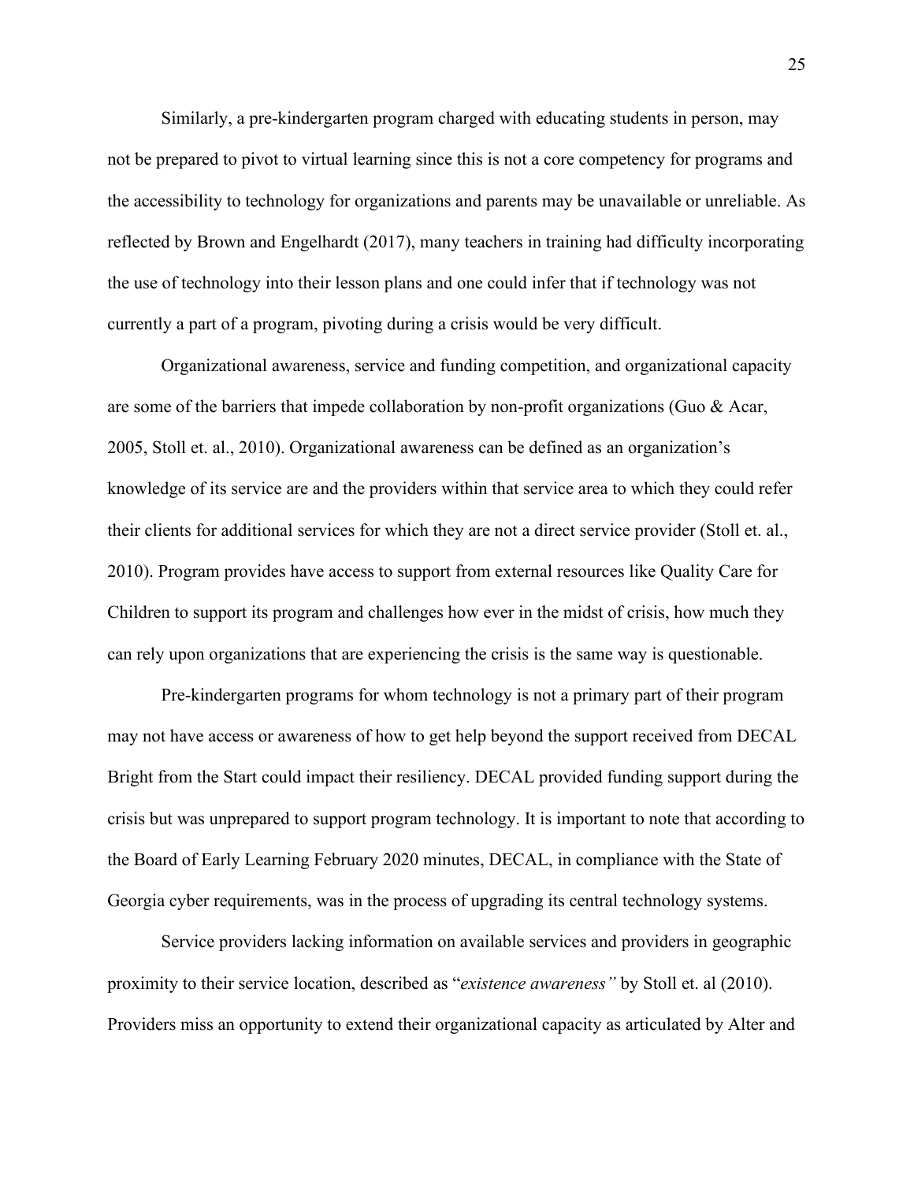Similarly, a pre-kindergarten program charged with educating students in person, may not be prepared to pivot to virtual learning since this is not a core competency for programs and the accessibility to technology for organizations and parents may be unavailable or unreliable. As reflected by Brown and Engelhardt (2017), many teachers in training had difficulty incorporating the use of technology into their lesson plans and one could infer that if technology was not currently a part of a program, pivoting during a crisis would be very difficult.

Organizational awareness, service and funding competition, and organizational capacity are some of the barriers that impede collaboration by non-profit organizations (Guo & Acar, 2005, Stoll et. al., 2010). Organizational awareness can be defined as an organization's knowledge of its service are and the providers within that service area to which they could refer their clients for additional services for which they are not a direct service provider (Stoll et. al., 2010). Program provides have access to support from external resources like Quality Care for Children to support its program and challenges how ever in the midst of crisis, how much they can rely upon organizations that are experiencing the crisis is the same way is questionable.

Pre-kindergarten programs for whom technology is not a primary part of their program may not have access or awareness of how to get help beyond the support received from DECAL Bright from the Start could impact their resiliency. DECAL provided funding support during the crisis but was unprepared to support program technology. It is important to note that according to the Board of Early Learning February 2020 minutes, DECAL, in compliance with the State of Georgia cyber requirements, was in the process of upgrading its central technology systems.

Service providers lacking information on available services and providers in geographic proximity to their service location, described as "*existence awareness"* by Stoll et. al (2010). Providers miss an opportunity to extend their organizational capacity as articulated by Alter and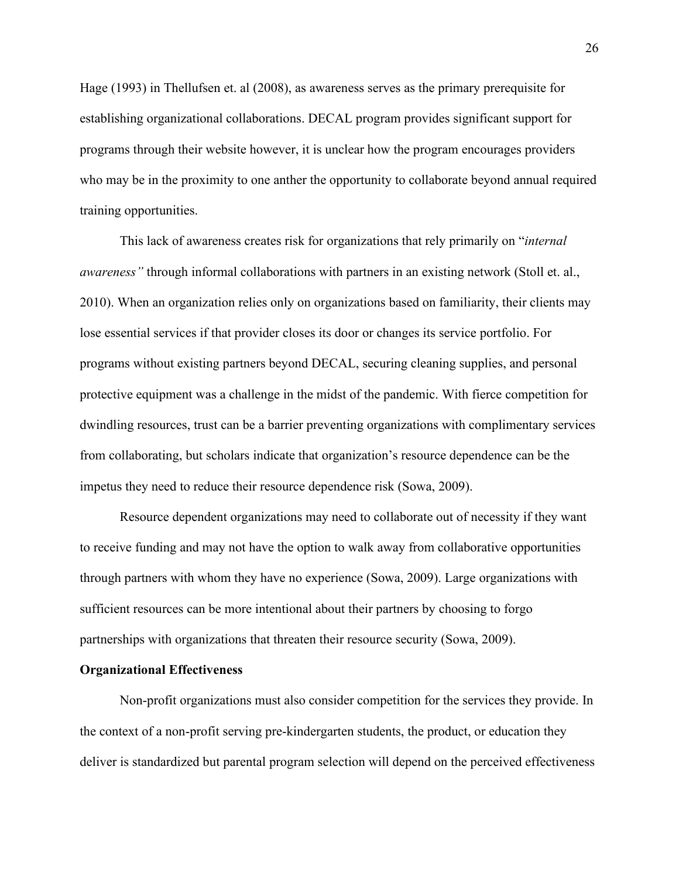Hage (1993) in Thellufsen et. al (2008), as awareness serves as the primary prerequisite for establishing organizational collaborations. DECAL program provides significant support for programs through their website however, it is unclear how the program encourages providers who may be in the proximity to one anther the opportunity to collaborate beyond annual required training opportunities.

This lack of awareness creates risk for organizations that rely primarily on "*internal awareness"* through informal collaborations with partners in an existing network (Stoll et. al., 2010). When an organization relies only on organizations based on familiarity, their clients may lose essential services if that provider closes its door or changes its service portfolio. For programs without existing partners beyond DECAL, securing cleaning supplies, and personal protective equipment was a challenge in the midst of the pandemic. With fierce competition for dwindling resources, trust can be a barrier preventing organizations with complimentary services from collaborating, but scholars indicate that organization's resource dependence can be the impetus they need to reduce their resource dependence risk (Sowa, 2009).

Resource dependent organizations may need to collaborate out of necessity if they want to receive funding and may not have the option to walk away from collaborative opportunities through partners with whom they have no experience (Sowa, 2009). Large organizations with sufficient resources can be more intentional about their partners by choosing to forgo partnerships with organizations that threaten their resource security (Sowa, 2009).

**Organizational Effectiveness**

Non-profit organizations must also consider competition for the services they provide. In the context of a non-profit serving pre-kindergarten students, the product, or education they deliver is standardized but parental program selection will depend on the perceived effectiveness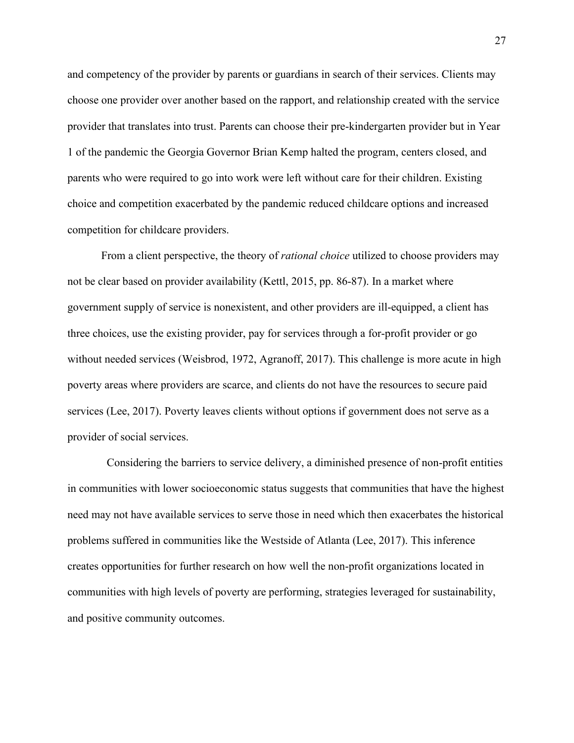and competency of the provider by parents or guardians in search of their services. Clients may choose one provider over another based on the rapport, and relationship created with the service provider that translates into trust. Parents can choose their pre-kindergarten provider but in Year 1 of the pandemic the Georgia Governor Brian Kemp halted the program, centers closed, and parents who were required to go into work were left without care for their children. Existing choice and competition exacerbated by the pandemic reduced childcare options and increased competition for childcare providers.

From a client perspective, the theory of *rational choice* utilized to choose providers may not be clear based on provider availability (Kettl, 2015, pp. 86-87). In a market where government supply of service is nonexistent, and other providers are ill-equipped, a client has three choices, use the existing provider, pay for services through a for-profit provider or go without needed services (Weisbrod, 1972, Agranoff, 2017). This challenge is more acute in high poverty areas where providers are scarce, and clients do not have the resources to secure paid services (Lee, 2017). Poverty leaves clients without options if government does not serve as a provider of social services.

Considering the barriers to service delivery, a diminished presence of non-profit entities in communities with lower socioeconomic status suggests that communities that have the highest need may not have available services to serve those in need which then exacerbates the historical problems suffered in communities like the Westside of Atlanta (Lee, 2017). This inference creates opportunities for further research on how well the non-profit organizations located in communities with high levels of poverty are performing, strategies leveraged for sustainability, and positive community outcomes.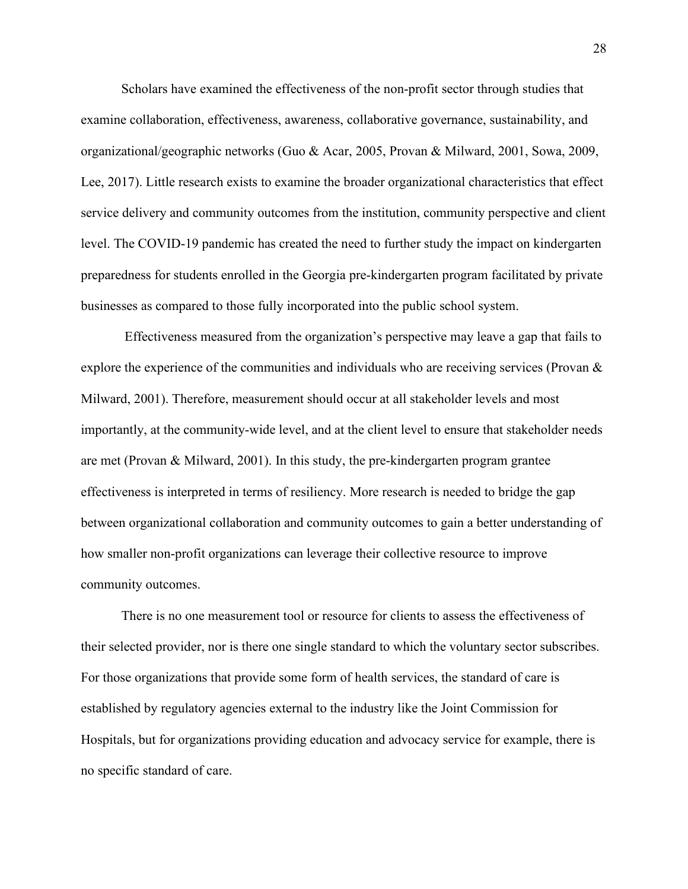Scholars have examined the effectiveness of the non-profit sector through studies that examine collaboration, effectiveness, awareness, collaborative governance, sustainability, and organizational/geographic networks (Guo & Acar, 2005, Provan & Milward, 2001, Sowa, 2009, Lee, 2017). Little research exists to examine the broader organizational characteristics that effect service delivery and community outcomes from the institution, community perspective and client level. The COVID-19 pandemic has created the need to further study the impact on kindergarten preparedness for students enrolled in the Georgia pre-kindergarten program facilitated by private businesses as compared to those fully incorporated into the public school system.

Effectiveness measured from the organization's perspective may leave a gap that fails to explore the experience of the communities and individuals who are receiving services (Provan & Milward, 2001). Therefore, measurement should occur at all stakeholder levels and most importantly, at the community-wide level, and at the client level to ensure that stakeholder needs are met (Provan & Milward, 2001). In this study, the pre-kindergarten program grantee effectiveness is interpreted in terms of resiliency. More research is needed to bridge the gap between organizational collaboration and community outcomes to gain a better understanding of how smaller non-profit organizations can leverage their collective resource to improve community outcomes.

There is no one measurement tool or resource for clients to assess the effectiveness of their selected provider, nor is there one single standard to which the voluntary sector subscribes. For those organizations that provide some form of health services, the standard of care is established by regulatory agencies external to the industry like the Joint Commission for Hospitals, but for organizations providing education and advocacy service for example, there is no specific standard of care.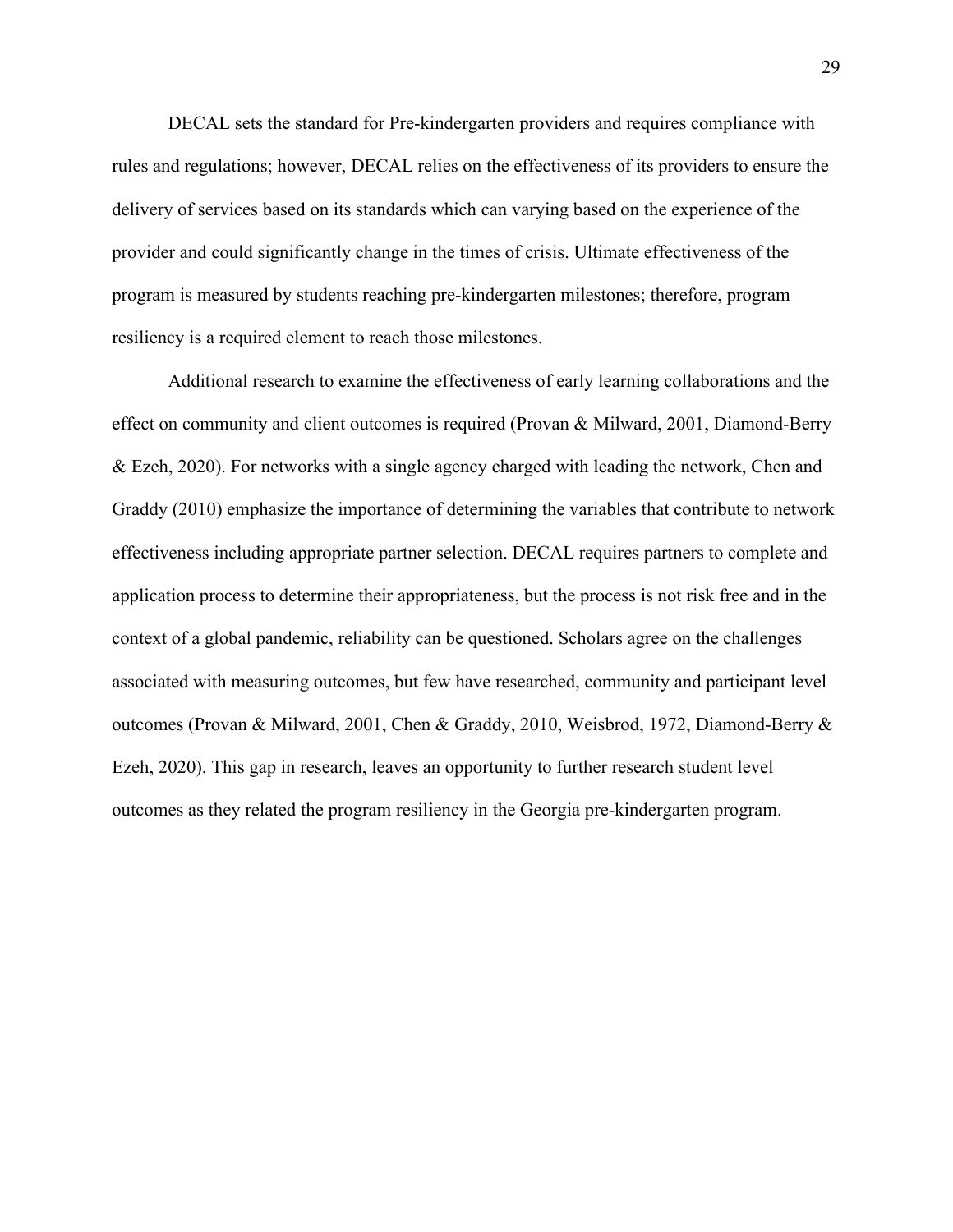DECAL sets the standard for Pre-kindergarten providers and requires compliance with rules and regulations; however, DECAL relies on the effectiveness of its providers to ensure the delivery of services based on its standards which can varying based on the experience of the provider and could significantly change in the times of crisis. Ultimate effectiveness of the program is measured by students reaching pre-kindergarten milestones; therefore, program resiliency is a required element to reach those milestones.

Additional research to examine the effectiveness of early learning collaborations and the effect on community and client outcomes is required (Provan & Milward, 2001, Diamond-Berry & Ezeh, 2020). For networks with a single agency charged with leading the network, Chen and Graddy (2010) emphasize the importance of determining the variables that contribute to network effectiveness including appropriate partner selection. DECAL requires partners to complete and application process to determine their appropriateness, but the process is not risk free and in the context of a global pandemic, reliability can be questioned. Scholars agree on the challenges associated with measuring outcomes, but few have researched, community and participant level outcomes (Provan & Milward, 2001, Chen & Graddy, 2010, Weisbrod, 1972, Diamond-Berry & Ezeh, 2020). This gap in research, leaves an opportunity to further research student level outcomes as they related the program resiliency in the Georgia pre-kindergarten program.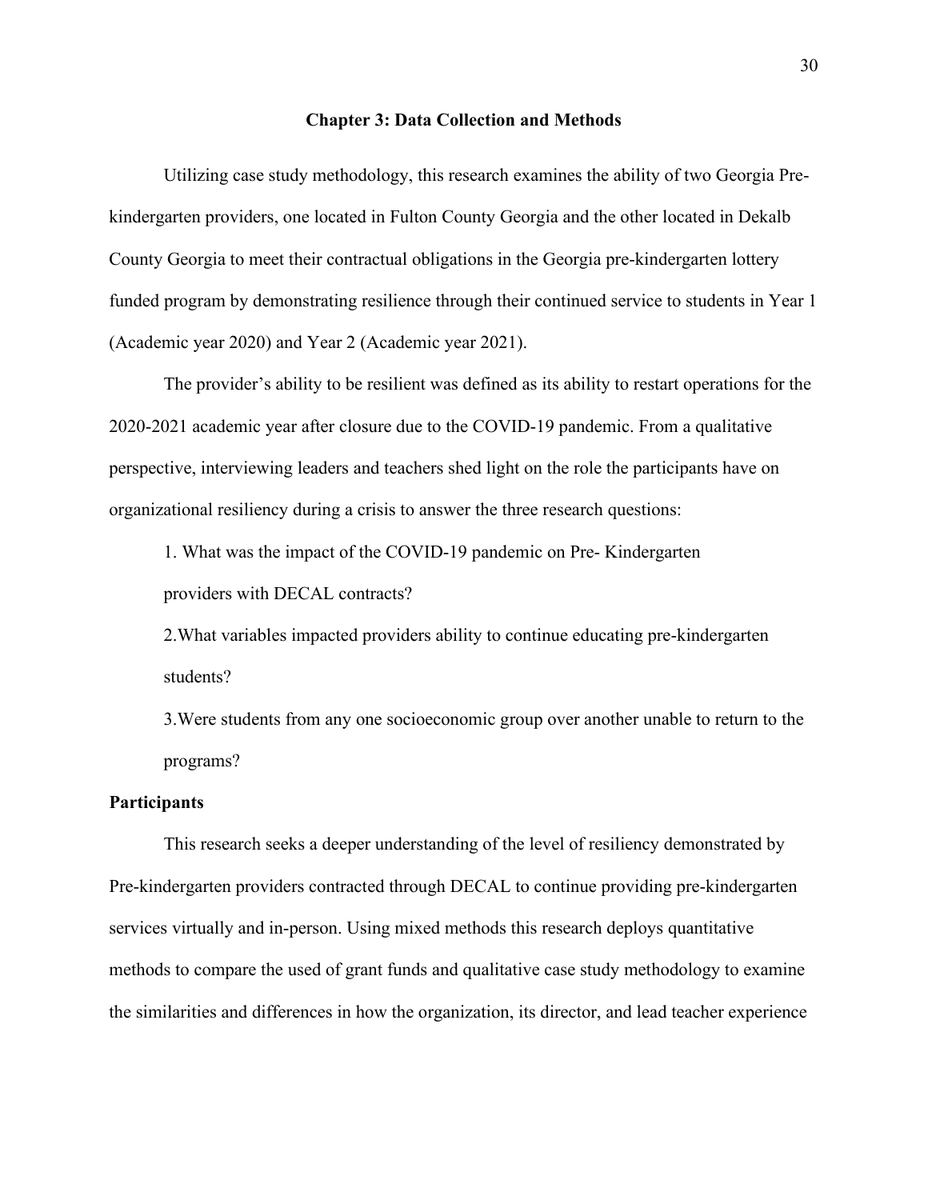# Chapter 3: Data Collection and Methods

Utilizing case study methodology, this research examines the ability of two Georgia Pre-kindergarten providers, one located in Fulton County Georgia and the other located in Dekalb County Georgia to meet their contractual obligations in the Georgia pre-kindergarten lottery funded program by demonstrating resilience through their continued service to students in Year 1 (Academic year 2020) and Year 2 (Academic year 2021).

The provider's ability to be resilient was defined as its ability to restart operations for the 2020-2021 academic year after closure due to the COVID-19 pandemic. From a qualitative perspective, interviewing leaders and teachers shed light on the role the participants have on organizational resiliency during a crisis to answer the three research questions:

1. What was the impact of the COVID-19 pandemic on Pre- Kindergarten providers with DECAL contracts?
2. What variables impacted providers ability to continue educating pre-kindergarten students?
3. Were students from any one socioeconomic group over another unable to return to the programs?

## Participants

This research seeks a deeper understanding of the level of resiliency demonstrated by Pre-kindergarten providers contracted through DECAL to continue providing pre-kindergarten services virtually and in-person. Using mixed methods this research deploys quantitative methods to compare the used of grant funds and qualitative case study methodology to examine the similarities and differences in how the organization, its director, and lead teacher experience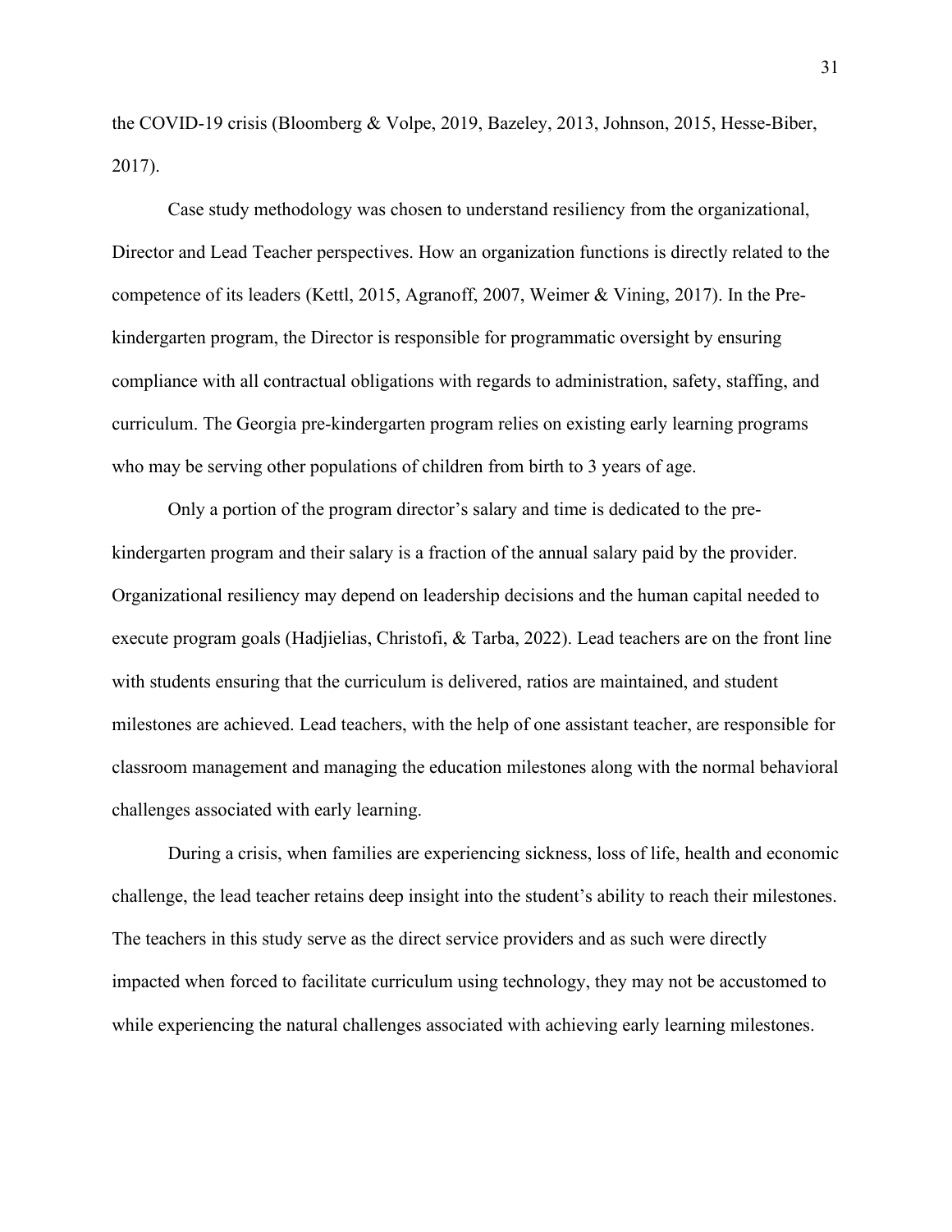the COVID-19 crisis (Bloomberg & Volpe, 2019, Bazeley, 2013, Johnson, 2015, Hesse-Biber, 2017).

Case study methodology was chosen to understand resiliency from the organizational, Director and Lead Teacher perspectives. How an organization functions is directly related to the competence of its leaders (Kettl, 2015, Agranoff, 2007, Weimer & Vining, 2017). In the Pre-kindergarten program, the Director is responsible for programmatic oversight by ensuring compliance with all contractual obligations with regards to administration, safety, staffing, and curriculum. The Georgia pre-kindergarten program relies on existing early learning programs who may be serving other populations of children from birth to 3 years of age.

Only a portion of the program director's salary and time is dedicated to the pre-kindergarten program and their salary is a fraction of the annual salary paid by the provider. Organizational resiliency may depend on leadership decisions and the human capital needed to execute program goals (Hadjielias, Christofi, & Tarba, 2022). Lead teachers are on the front line with students ensuring that the curriculum is delivered, ratios are maintained, and student milestones are achieved. Lead teachers, with the help of one assistant teacher, are responsible for classroom management and managing the education milestones along with the normal behavioral challenges associated with early learning.

During a crisis, when families are experiencing sickness, loss of life, health and economic challenge, the lead teacher retains deep insight into the student's ability to reach their milestones. The teachers in this study serve as the direct service providers and as such were directly impacted when forced to facilitate curriculum using technology, they may not be accustomed to while experiencing the natural challenges associated with achieving early learning milestones.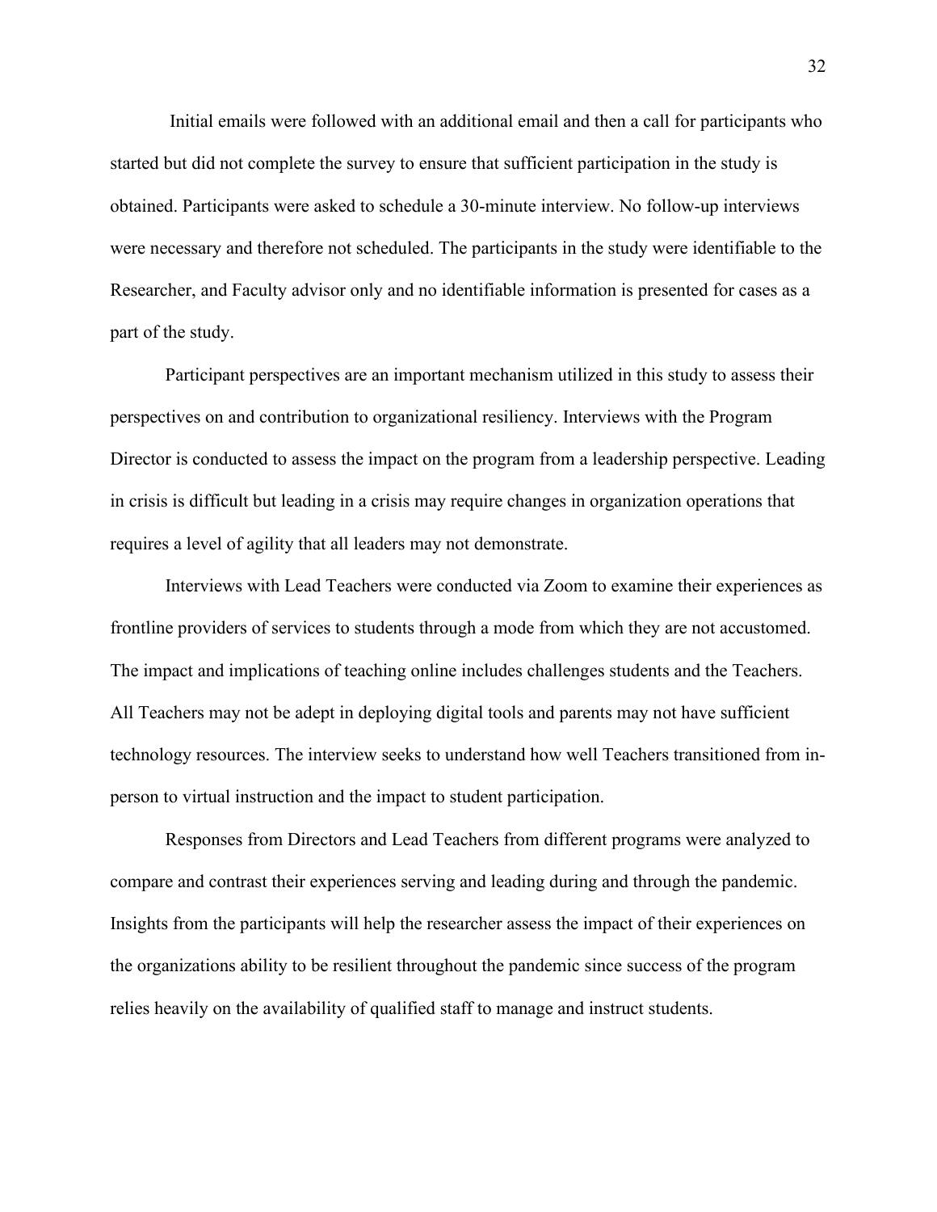Initial emails were followed with an additional email and then a call for participants who started but did not complete the survey to ensure that sufficient participation in the study is obtained. Participants were asked to schedule a 30-minute interview. No follow-up interviews were necessary and therefore not scheduled. The participants in the study were identifiable to the Researcher, and Faculty advisor only and no identifiable information is presented for cases as a part of the study.

Participant perspectives are an important mechanism utilized in this study to assess their perspectives on and contribution to organizational resiliency. Interviews with the Program Director is conducted to assess the impact on the program from a leadership perspective. Leading in crisis is difficult but leading in a crisis may require changes in organization operations that requires a level of agility that all leaders may not demonstrate.

Interviews with Lead Teachers were conducted via Zoom to examine their experiences as frontline providers of services to students through a mode from which they are not accustomed. The impact and implications of teaching online includes challenges students and the Teachers. All Teachers may not be adept in deploying digital tools and parents may not have sufficient technology resources. The interview seeks to understand how well Teachers transitioned from in-person to virtual instruction and the impact to student participation.

Responses from Directors and Lead Teachers from different programs were analyzed to compare and contrast their experiences serving and leading during and through the pandemic. Insights from the participants will help the researcher assess the impact of their experiences on the organizations ability to be resilient throughout the pandemic since success of the program relies heavily on the availability of qualified staff to manage and instruct students.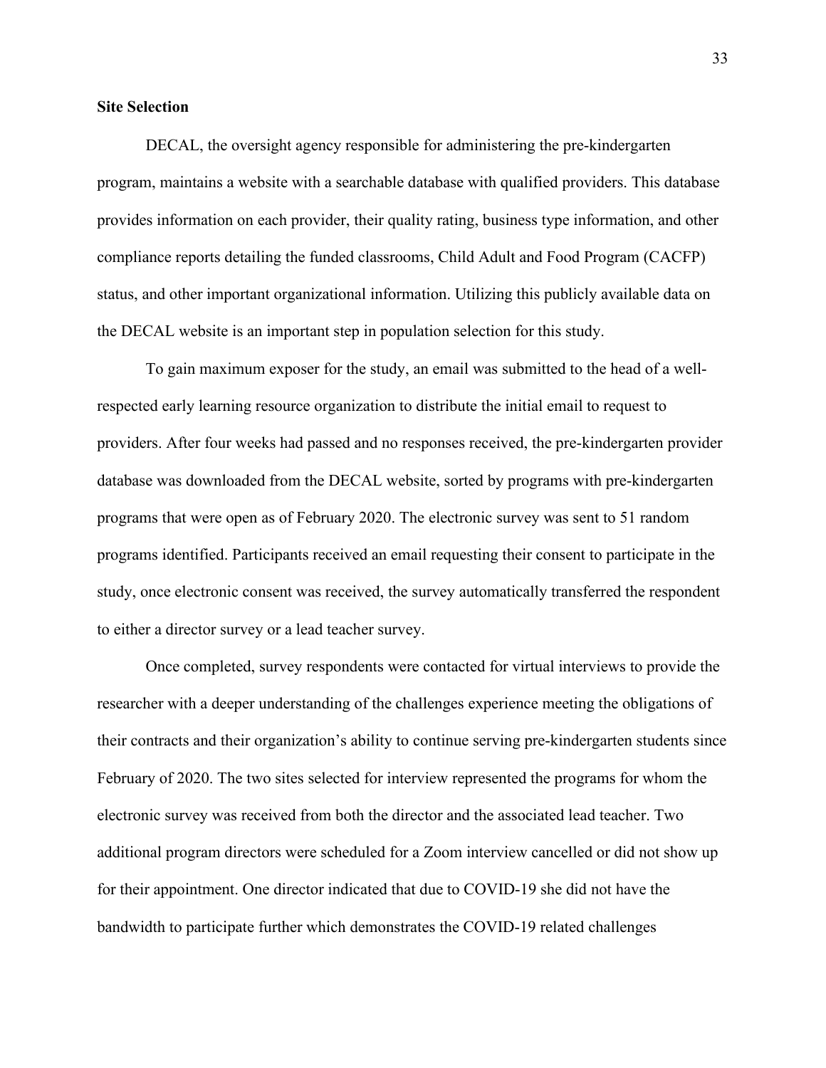**Site Selection**

DECAL, the oversight agency responsible for administering the pre-kindergarten program, maintains a website with a searchable database with qualified providers. This database provides information on each provider, their quality rating, business type information, and other compliance reports detailing the funded classrooms, Child Adult and Food Program (CACFP) status, and other important organizational information. Utilizing this publicly available data on the DECAL website is an important step in population selection for this study.

To gain maximum exposer for the study, an email was submitted to the head of a well-respected early learning resource organization to distribute the initial email to request to providers. After four weeks had passed and no responses received, the pre-kindergarten provider database was downloaded from the DECAL website, sorted by programs with pre-kindergarten programs that were open as of February 2020. The electronic survey was sent to 51 random programs identified. Participants received an email requesting their consent to participate in the study, once electronic consent was received, the survey automatically transferred the respondent to either a director survey or a lead teacher survey.

Once completed, survey respondents were contacted for virtual interviews to provide the researcher with a deeper understanding of the challenges experience meeting the obligations of their contracts and their organization's ability to continue serving pre-kindergarten students since February of 2020. The two sites selected for interview represented the programs for whom the electronic survey was received from both the director and the associated lead teacher. Two additional program directors were scheduled for a Zoom interview cancelled or did not show up for their appointment. One director indicated that due to COVID-19 she did not have the bandwidth to participate further which demonstrates the COVID-19 related challenges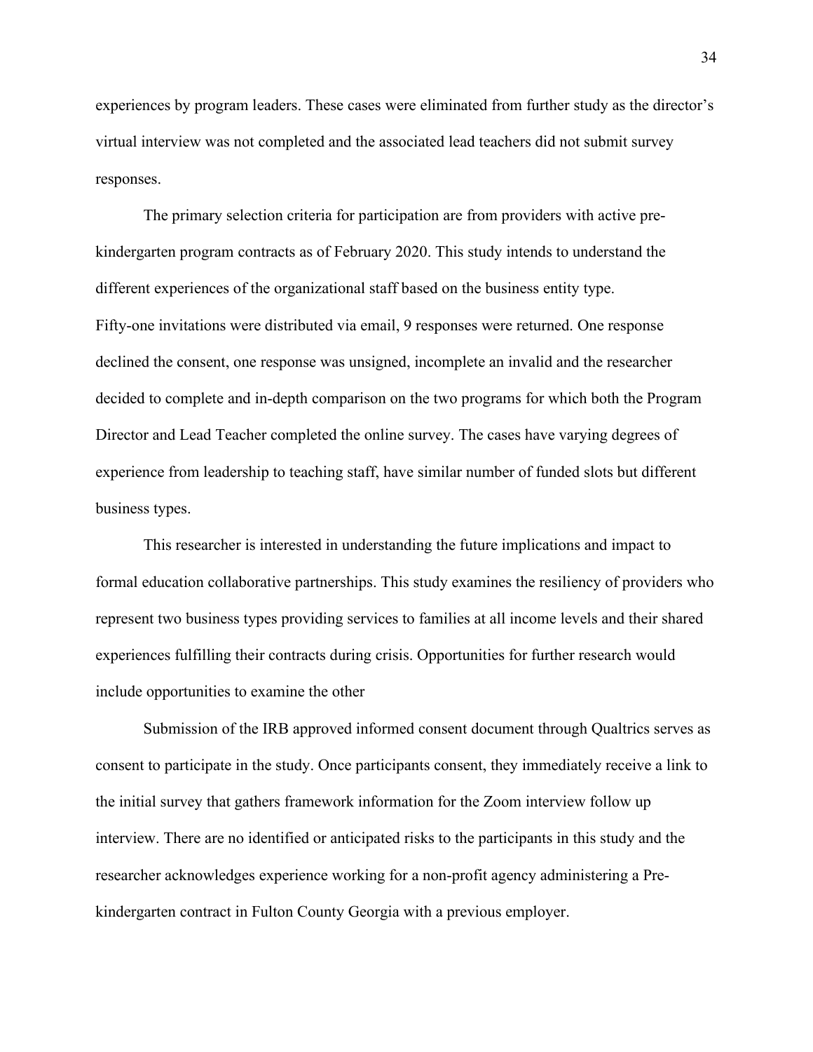experiences by program leaders. These cases were eliminated from further study as the director's virtual interview was not completed and the associated lead teachers did not submit survey responses.

The primary selection criteria for participation are from providers with active pre-kindergarten program contracts as of February 2020. This study intends to understand the different experiences of the organizational staff based on the business entity type.
Fifty-one invitations were distributed via email, 9 responses were returned. One response declined the consent, one response was unsigned, incomplete an invalid and the researcher decided to complete and in-depth comparison on the two programs for which both the Program Director and Lead Teacher completed the online survey. The cases have varying degrees of experience from leadership to teaching staff, have similar number of funded slots but different business types.

This researcher is interested in understanding the future implications and impact to formal education collaborative partnerships. This study examines the resiliency of providers who represent two business types providing services to families at all income levels and their shared experiences fulfilling their contracts during crisis. Opportunities for further research would include opportunities to examine the other

Submission of the IRB approved informed consent document through Qualtrics serves as consent to participate in the study. Once participants consent, they immediately receive a link to the initial survey that gathers framework information for the Zoom interview follow up interview. There are no identified or anticipated risks to the participants in this study and the researcher acknowledges experience working for a non-profit agency administering a Pre-kindergarten contract in Fulton County Georgia with a previous employer.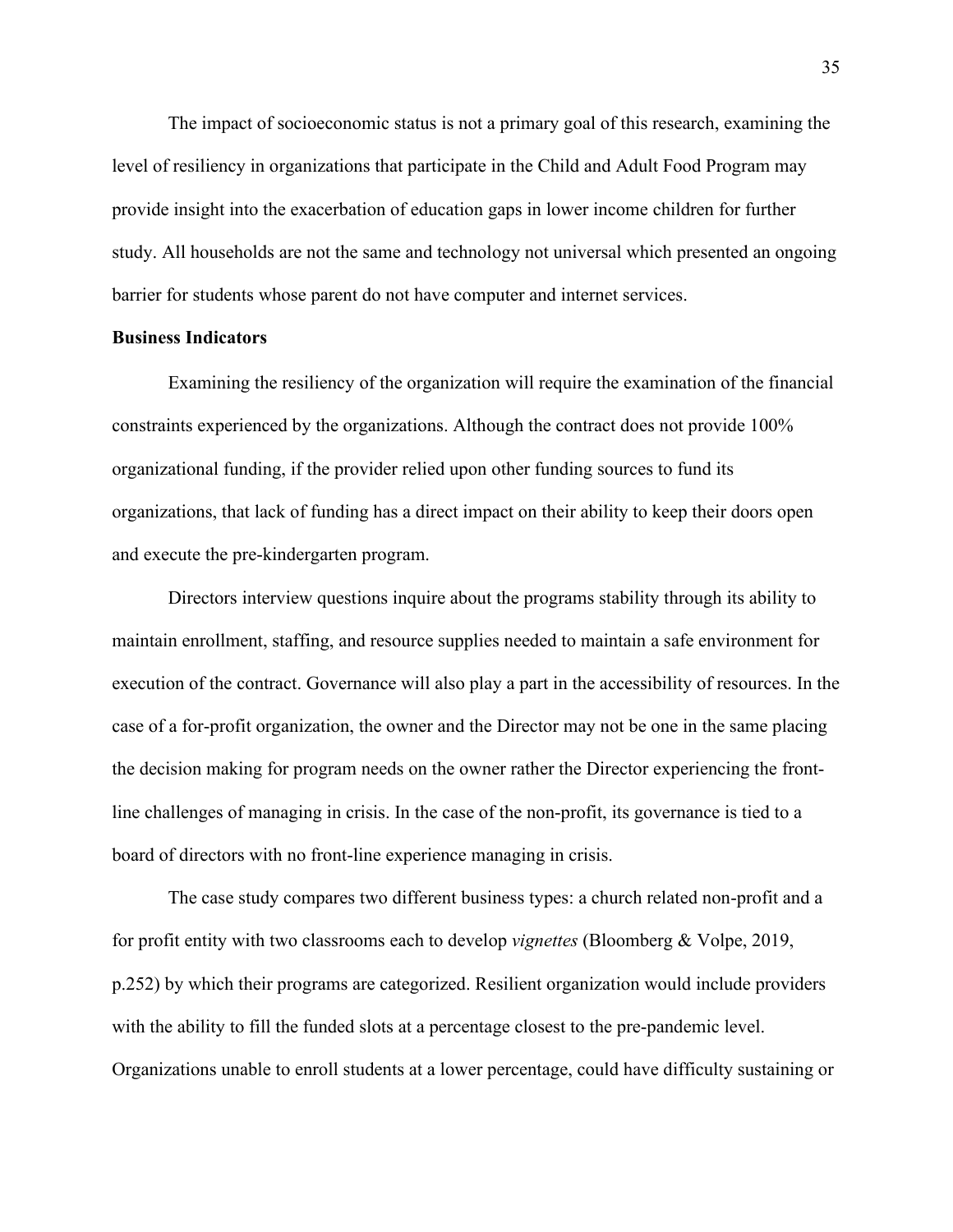The impact of socioeconomic status is not a primary goal of this research, examining the level of resiliency in organizations that participate in the Child and Adult Food Program may provide insight into the exacerbation of education gaps in lower income children for further study. All households are not the same and technology not universal which presented an ongoing barrier for students whose parent do not have computer and internet services.

**Business Indicators**

Examining the resiliency of the organization will require the examination of the financial constraints experienced by the organizations. Although the contract does not provide 100% organizational funding, if the provider relied upon other funding sources to fund its organizations, that lack of funding has a direct impact on their ability to keep their doors open and execute the pre-kindergarten program.

Directors interview questions inquire about the programs stability through its ability to maintain enrollment, staffing, and resource supplies needed to maintain a safe environment for execution of the contract. Governance will also play a part in the accessibility of resources. In the case of a for-profit organization, the owner and the Director may not be one in the same placing the decision making for program needs on the owner rather the Director experiencing the front-line challenges of managing in crisis. In the case of the non-profit, its governance is tied to a board of directors with no front-line experience managing in crisis.

The case study compares two different business types: a church related non-profit and a for profit entity with two classrooms each to develop *vignettes* (Bloomberg & Volpe, 2019, p.252) by which their programs are categorized. Resilient organization would include providers with the ability to fill the funded slots at a percentage closest to the pre-pandemic level. Organizations unable to enroll students at a lower percentage, could have difficulty sustaining or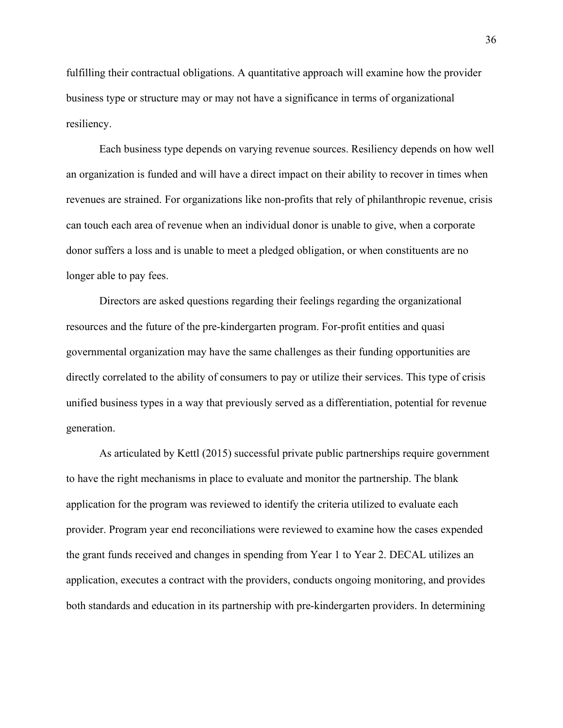fulfilling their contractual obligations. A quantitative approach will examine how the provider business type or structure may or may not have a significance in terms of organizational resiliency.

Each business type depends on varying revenue sources. Resiliency depends on how well an organization is funded and will have a direct impact on their ability to recover in times when revenues are strained. For organizations like non-profits that rely of philanthropic revenue, crisis can touch each area of revenue when an individual donor is unable to give, when a corporate donor suffers a loss and is unable to meet a pledged obligation, or when constituents are no longer able to pay fees.

Directors are asked questions regarding their feelings regarding the organizational resources and the future of the pre-kindergarten program. For-profit entities and quasi governmental organization may have the same challenges as their funding opportunities are directly correlated to the ability of consumers to pay or utilize their services. This type of crisis unified business types in a way that previously served as a differentiation, potential for revenue generation.

As articulated by Kettl (2015) successful private public partnerships require government to have the right mechanisms in place to evaluate and monitor the partnership. The blank application for the program was reviewed to identify the criteria utilized to evaluate each provider. Program year end reconciliations were reviewed to examine how the cases expended the grant funds received and changes in spending from Year 1 to Year 2. DECAL utilizes an application, executes a contract with the providers, conducts ongoing monitoring, and provides both standards and education in its partnership with pre-kindergarten providers. In determining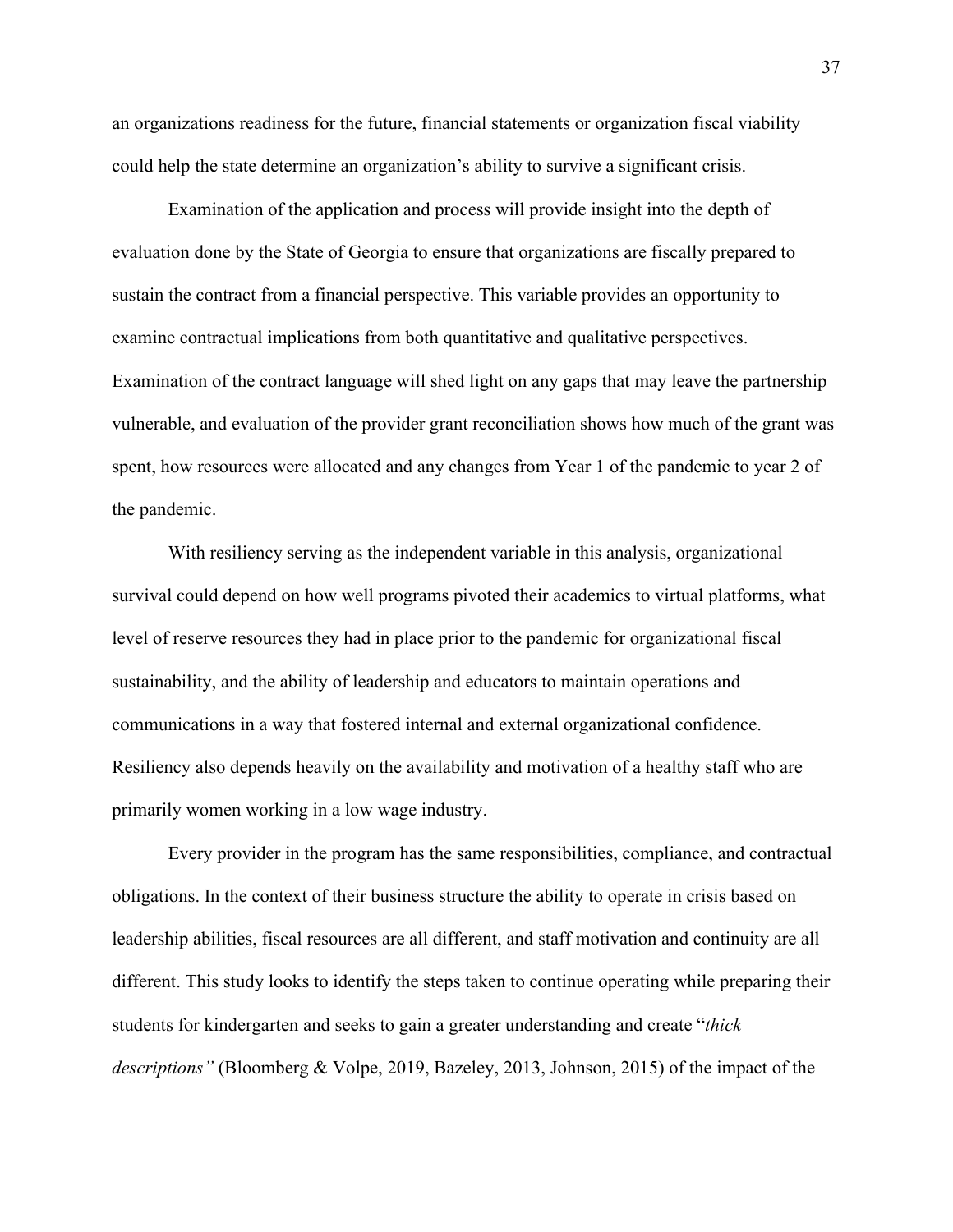an organizations readiness for the future, financial statements or organization fiscal viability could help the state determine an organization's ability to survive a significant crisis.

Examination of the application and process will provide insight into the depth of evaluation done by the State of Georgia to ensure that organizations are fiscally prepared to sustain the contract from a financial perspective. This variable provides an opportunity to examine contractual implications from both quantitative and qualitative perspectives. Examination of the contract language will shed light on any gaps that may leave the partnership vulnerable, and evaluation of the provider grant reconciliation shows how much of the grant was spent, how resources were allocated and any changes from Year 1 of the pandemic to year 2 of the pandemic.

With resiliency serving as the independent variable in this analysis, organizational survival could depend on how well programs pivoted their academics to virtual platforms, what level of reserve resources they had in place prior to the pandemic for organizational fiscal sustainability, and the ability of leadership and educators to maintain operations and communications in a way that fostered internal and external organizational confidence. Resiliency also depends heavily on the availability and motivation of a healthy staff who are primarily women working in a low wage industry.

Every provider in the program has the same responsibilities, compliance, and contractual obligations. In the context of their business structure the ability to operate in crisis based on leadership abilities, fiscal resources are all different, and staff motivation and continuity are all different. This study looks to identify the steps taken to continue operating while preparing their students for kindergarten and seeks to gain a greater understanding and create "*thick descriptions"* (Bloomberg & Volpe, 2019, Bazeley, 2013, Johnson, 2015) of the impact of the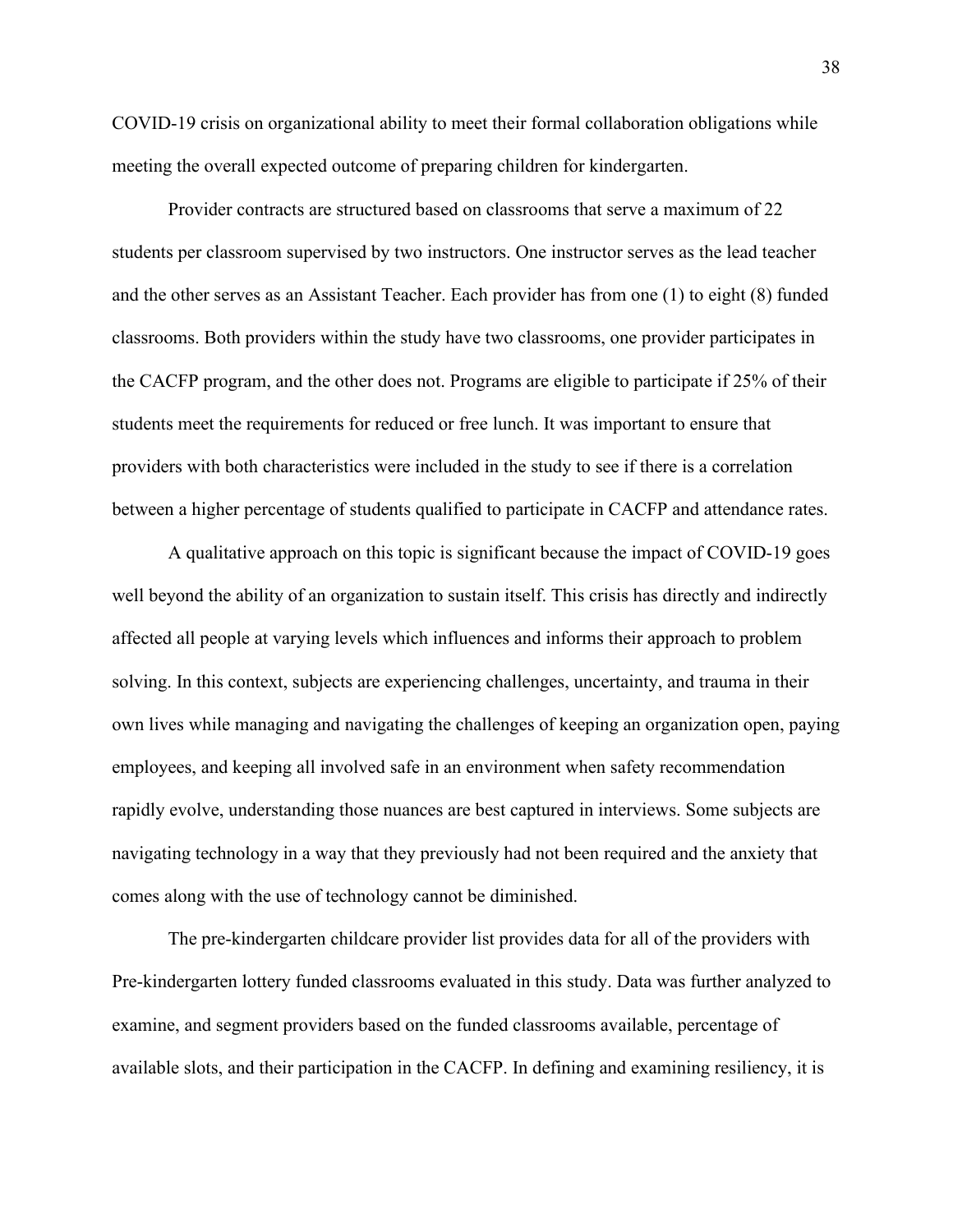COVID-19 crisis on organizational ability to meet their formal collaboration obligations while meeting the overall expected outcome of preparing children for kindergarten.

Provider contracts are structured based on classrooms that serve a maximum of 22 students per classroom supervised by two instructors. One instructor serves as the lead teacher and the other serves as an Assistant Teacher. Each provider has from one (1) to eight (8) funded classrooms. Both providers within the study have two classrooms, one provider participates in the CACFP program, and the other does not. Programs are eligible to participate if 25% of their students meet the requirements for reduced or free lunch. It was important to ensure that providers with both characteristics were included in the study to see if there is a correlation between a higher percentage of students qualified to participate in CACFP and attendance rates.

A qualitative approach on this topic is significant because the impact of COVID-19 goes well beyond the ability of an organization to sustain itself. This crisis has directly and indirectly affected all people at varying levels which influences and informs their approach to problem solving. In this context, subjects are experiencing challenges, uncertainty, and trauma in their own lives while managing and navigating the challenges of keeping an organization open, paying employees, and keeping all involved safe in an environment when safety recommendation rapidly evolve, understanding those nuances are best captured in interviews. Some subjects are navigating technology in a way that they previously had not been required and the anxiety that comes along with the use of technology cannot be diminished.

The pre-kindergarten childcare provider list provides data for all of the providers with Pre-kindergarten lottery funded classrooms evaluated in this study. Data was further analyzed to examine, and segment providers based on the funded classrooms available, percentage of available slots, and their participation in the CACFP. In defining and examining resiliency, it is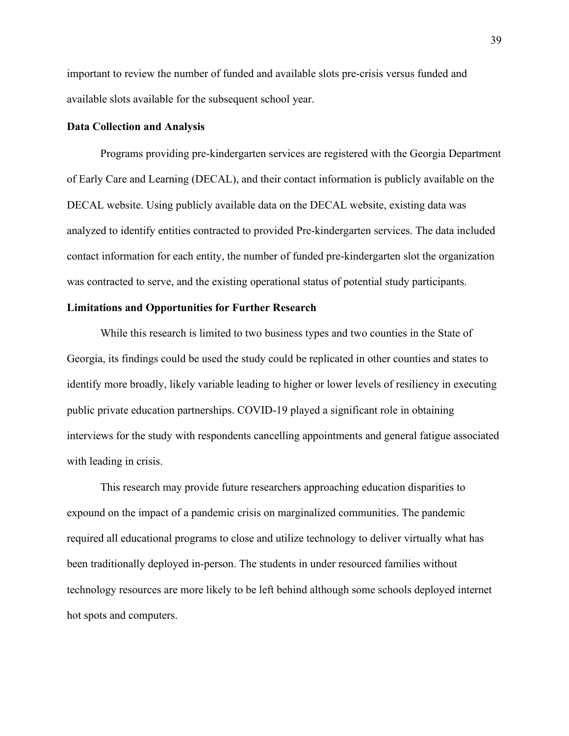important to review the number of funded and available slots pre-crisis versus funded and available slots available for the subsequent school year.

### Data Collection and Analysis

Programs providing pre-kindergarten services are registered with the Georgia Department of Early Care and Learning (DECAL), and their contact information is publicly available on the DECAL website. Using publicly available data on the DECAL website, existing data was analyzed to identify entities contracted to provided Pre-kindergarten services. The data included contact information for each entity, the number of funded pre-kindergarten slot the organization was contracted to serve, and the existing operational status of potential study participants.

### Limitations and Opportunities for Further Research

While this research is limited to two business types and two counties in the State of Georgia, its findings could be used the study could be replicated in other counties and states to identify more broadly, likely variable leading to higher or lower levels of resiliency in executing public private education partnerships. COVID-19 played a significant role in obtaining interviews for the study with respondents cancelling appointments and general fatigue associated with leading in crisis.

This research may provide future researchers approaching education disparities to expound on the impact of a pandemic crisis on marginalized communities. The pandemic required all educational programs to close and utilize technology to deliver virtually what has been traditionally deployed in-person. The students in under resourced families without technology resources are more likely to be left behind although some schools deployed internet hot spots and computers.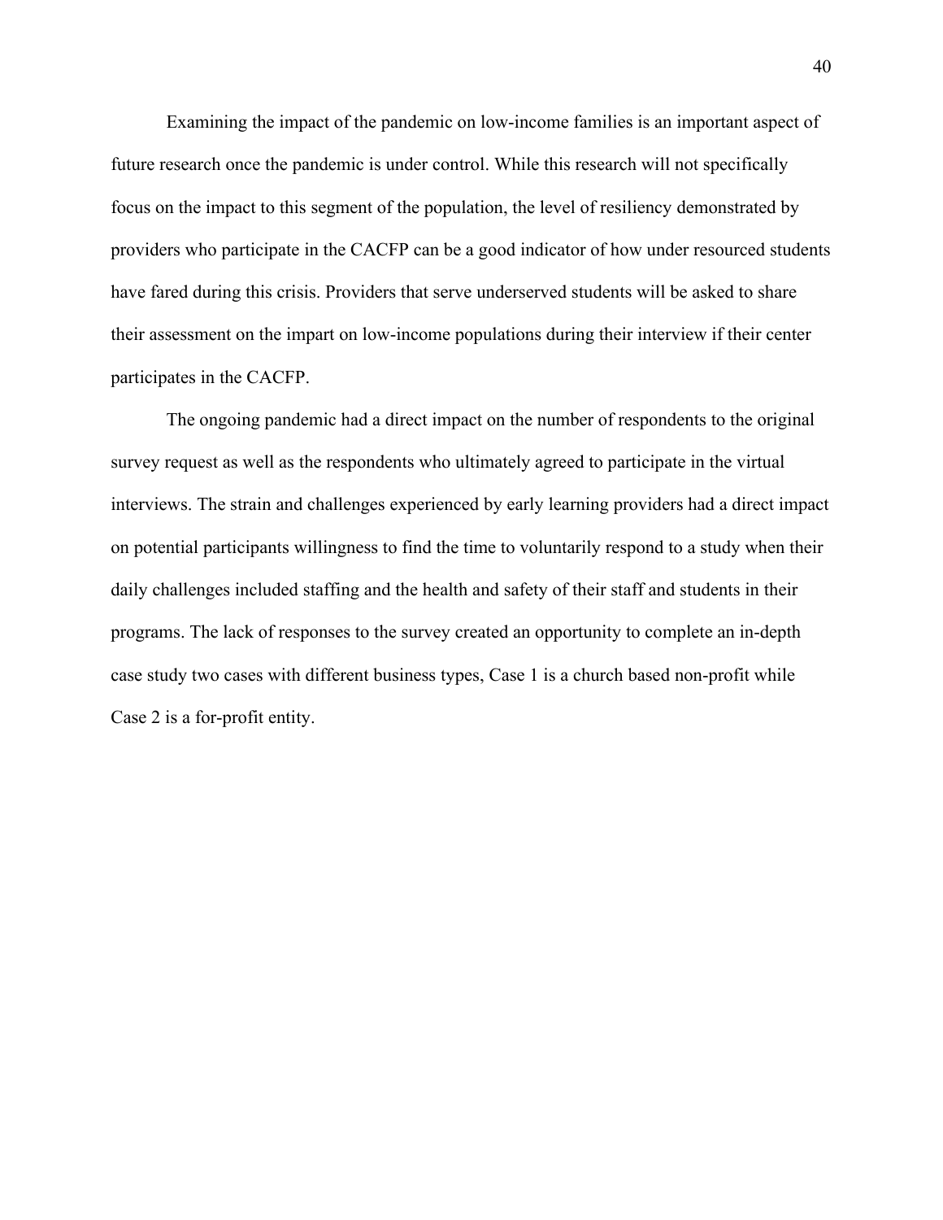Examining the impact of the pandemic on low-income families is an important aspect of future research once the pandemic is under control. While this research will not specifically focus on the impact to this segment of the population, the level of resiliency demonstrated by providers who participate in the CACFP can be a good indicator of how under resourced students have fared during this crisis. Providers that serve underserved students will be asked to share their assessment on the impart on low-income populations during their interview if their center participates in the CACFP.

The ongoing pandemic had a direct impact on the number of respondents to the original survey request as well as the respondents who ultimately agreed to participate in the virtual interviews. The strain and challenges experienced by early learning providers had a direct impact on potential participants willingness to find the time to voluntarily respond to a study when their daily challenges included staffing and the health and safety of their staff and students in their programs. The lack of responses to the survey created an opportunity to complete an in-depth case study two cases with different business types, Case 1 is a church based non-profit while Case 2 is a for-profit entity.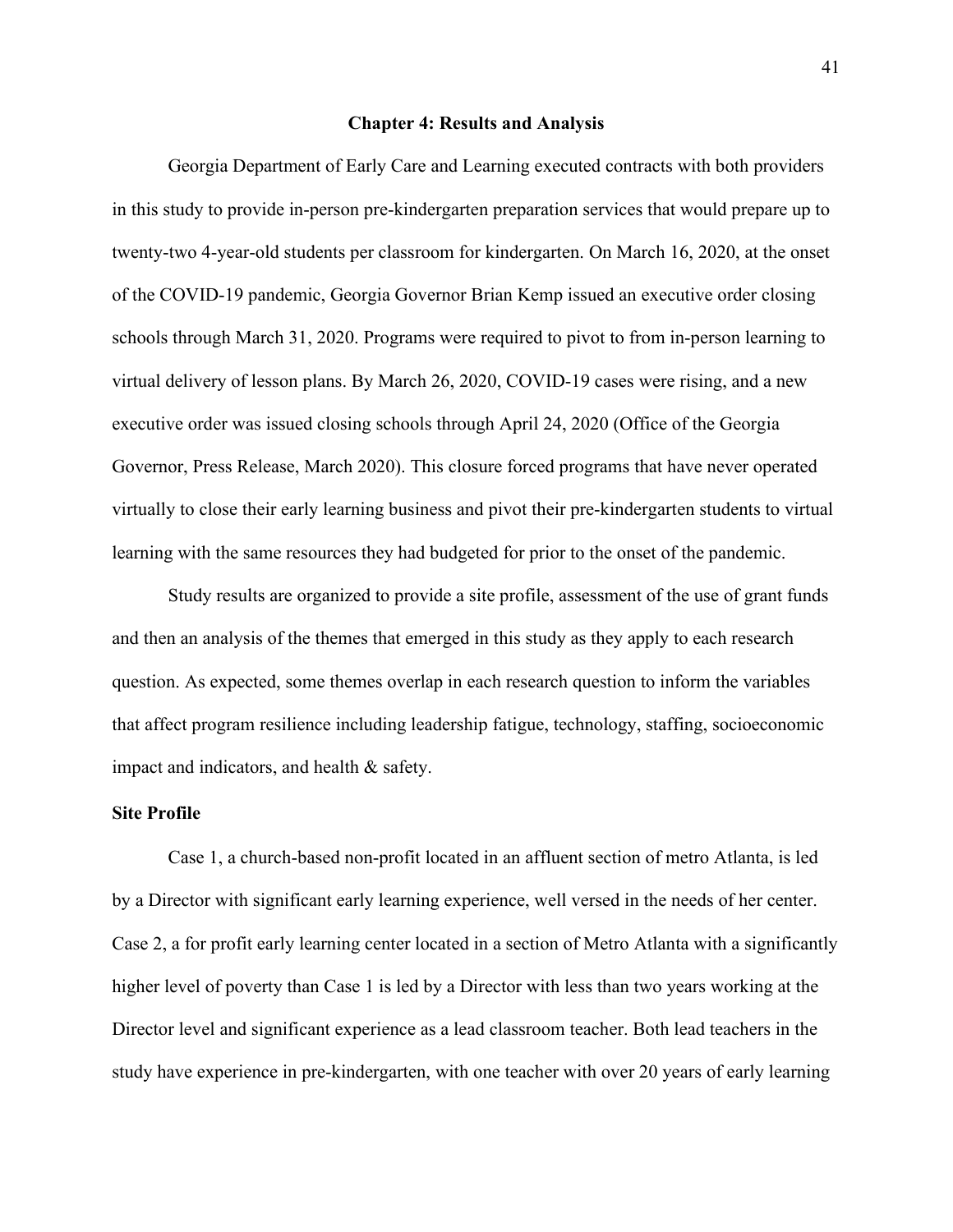## Chapter 4: Results and Analysis

Georgia Department of Early Care and Learning executed contracts with both providers in this study to provide in-person pre-kindergarten preparation services that would prepare up to twenty-two 4-year-old students per classroom for kindergarten. On March 16, 2020, at the onset of the COVID-19 pandemic, Georgia Governor Brian Kemp issued an executive order closing schools through March 31, 2020. Programs were required to pivot to from in-person learning to virtual delivery of lesson plans. By March 26, 2020, COVID-19 cases were rising, and a new executive order was issued closing schools through April 24, 2020 (Office of the Georgia Governor, Press Release, March 2020). This closure forced programs that have never operated virtually to close their early learning business and pivot their pre-kindergarten students to virtual learning with the same resources they had budgeted for prior to the onset of the pandemic.

Study results are organized to provide a site profile, assessment of the use of grant funds and then an analysis of the themes that emerged in this study as they apply to each research question. As expected, some themes overlap in each research question to inform the variables that affect program resilience including leadership fatigue, technology, staffing, socioeconomic impact and indicators, and health & safety.

### Site Profile

Case 1, a church-based non-profit located in an affluent section of metro Atlanta, is led by a Director with significant early learning experience, well versed in the needs of her center. Case 2, a for profit early learning center located in a section of Metro Atlanta with a significantly higher level of poverty than Case 1 is led by a Director with less than two years working at the Director level and significant experience as a lead classroom teacher. Both lead teachers in the study have experience in pre-kindergarten, with one teacher with over 20 years of early learning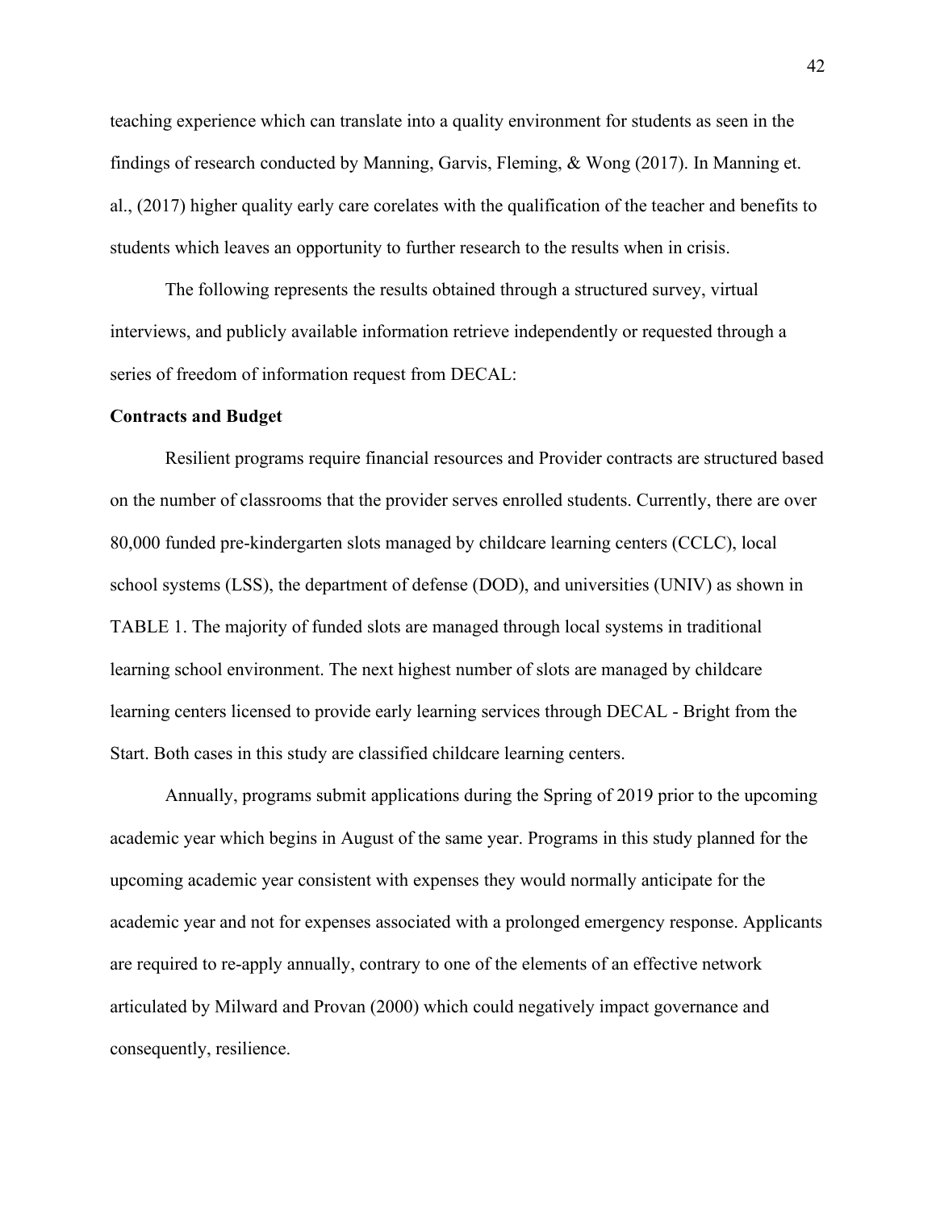teaching experience which can translate into a quality environment for students as seen in the findings of research conducted by Manning, Garvis, Fleming, & Wong (2017). In Manning et. al., (2017) higher quality early care corelates with the qualification of the teacher and benefits to students which leaves an opportunity to further research to the results when in crisis.

The following represents the results obtained through a structured survey, virtual interviews, and publicly available information retrieve independently or requested through a series of freedom of information request from DECAL:

**Contracts and Budget**

Resilient programs require financial resources and Provider contracts are structured based on the number of classrooms that the provider serves enrolled students. Currently, there are over 80,000 funded pre-kindergarten slots managed by childcare learning centers (CCLC), local school systems (LSS), the department of defense (DOD), and universities (UNIV) as shown in TABLE 1. The majority of funded slots are managed through local systems in traditional learning school environment. The next highest number of slots are managed by childcare learning centers licensed to provide early learning services through DECAL - Bright from the Start. Both cases in this study are classified childcare learning centers.

Annually, programs submit applications during the Spring of 2019 prior to the upcoming academic year which begins in August of the same year. Programs in this study planned for the upcoming academic year consistent with expenses they would normally anticipate for the academic year and not for expenses associated with a prolonged emergency response. Applicants are required to re-apply annually, contrary to one of the elements of an effective network articulated by Milward and Provan (2000) which could negatively impact governance and consequently, resilience.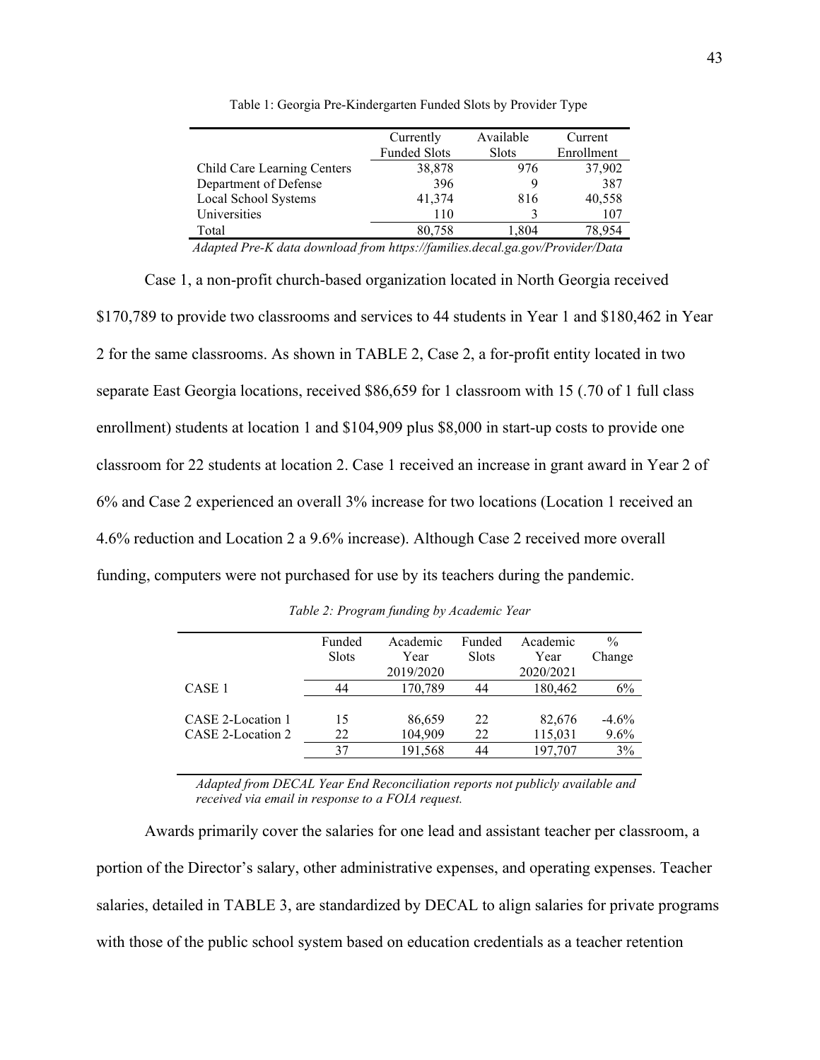Table 1: Georgia Pre-Kindergarten Funded Slots by Provider Type

| | Currently Funded Slots | Available Slots | Current Enrollment |
|---|---|---|---|
| Child Care Learning Centers | 38,878 | 976 | 37,902 |
| Department of Defense | 396 | 9 | 387 |
| Local School Systems | 41,374 | 816 | 40,558 |
| Universities | 110 | 3 | 107 |
| Total | 80,758 | 1,804 | 78,954 |

*Adapted Pre-K data download from https://families.decal.ga.gov/Provider/Data*

Case 1, a non-profit church-based organization located in North Georgia received $170,789 to provide two classrooms and services to 44 students in Year 1 and $180,462 in Year 2 for the same classrooms. As shown in TABLE 2, Case 2, a for-profit entity located in two separate East Georgia locations, received $86,659 for 1 classroom with 15 (.70 of 1 full class enrollment) students at location 1 and $104,909 plus $8,000 in start-up costs to provide one classroom for 22 students at location 2. Case 1 received an increase in grant award in Year 2 of 6% and Case 2 experienced an overall 3% increase for two locations (Location 1 received an 4.6% reduction and Location 2 a 9.6% increase). Although Case 2 received more overall funding, computers were not purchased for use by its teachers during the pandemic.

*Table 2: Program funding by Academic Year*

| | Funded Slots | Academic Year 2019/2020 | Funded Slots | Academic Year 2020/2021 | % Change |
|---|---|---|---|---|---|
| CASE 1 | 44 | 170,789 | 44 | 180,462 | 6% |
| CASE 2-Location 1 | 15 | 86,659 | 22 | 82,676 | -4.6% |
| CASE 2-Location 2 | 22 | 104,909 | 22 | 115,031 | 9.6% |
| | 37 | 191,568 | 44 | 197,707 | 3% |

*Adapted from DECAL Year End Reconciliation reports not publicly available and received via email in response to a FOIA request.*

Awards primarily cover the salaries for one lead and assistant teacher per classroom, a portion of the Director's salary, other administrative expenses, and operating expenses. Teacher salaries, detailed in TABLE 3, are standardized by DECAL to align salaries for private programs with those of the public school system based on education credentials as a teacher retention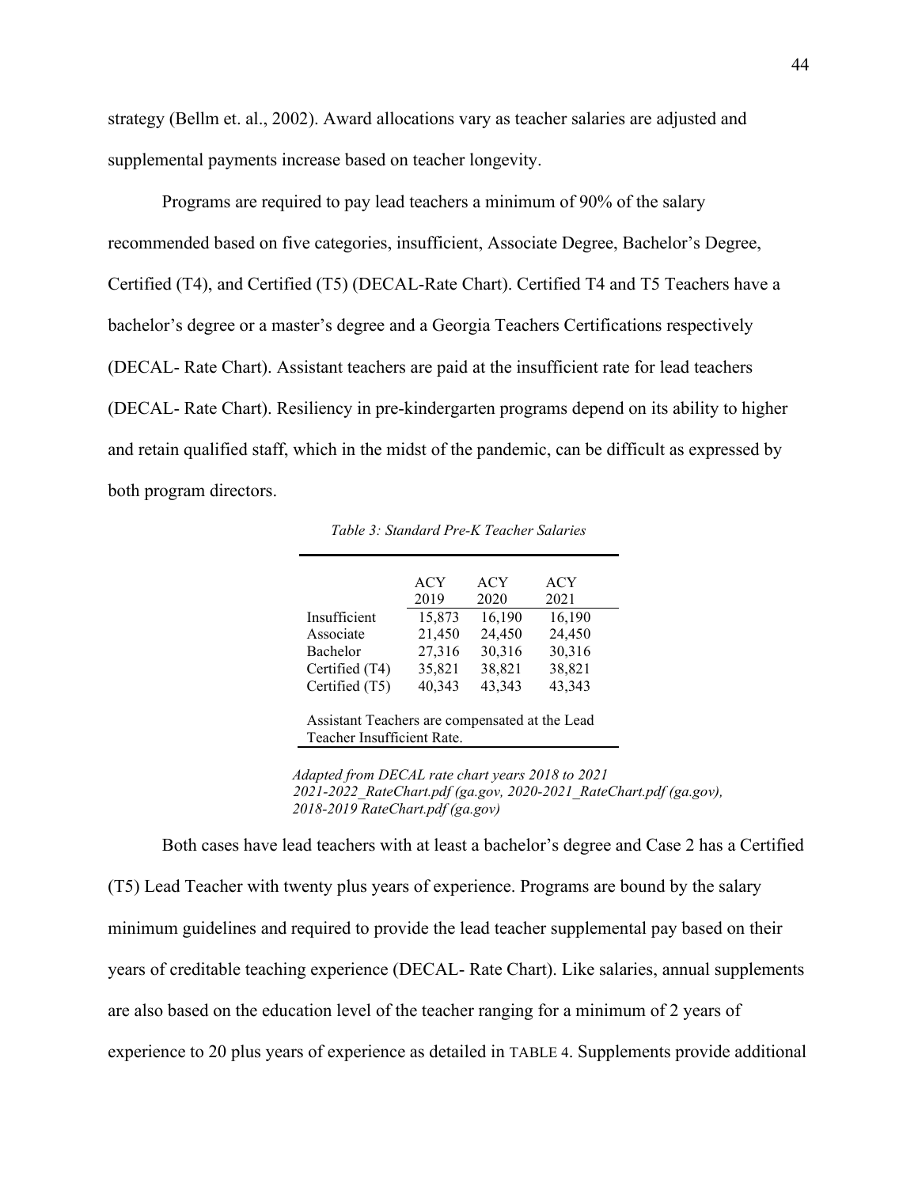strategy (Bellm et. al., 2002). Award allocations vary as teacher salaries are adjusted and supplemental payments increase based on teacher longevity.

Programs are required to pay lead teachers a minimum of 90% of the salary recommended based on five categories, insufficient, Associate Degree, Bachelor's Degree, Certified (T4), and Certified (T5) (DECAL-Rate Chart). Certified T4 and T5 Teachers have a bachelor's degree or a master's degree and a Georgia Teachers Certifications respectively (DECAL- Rate Chart). Assistant teachers are paid at the insufficient rate for lead teachers (DECAL- Rate Chart). Resiliency in pre-kindergarten programs depend on its ability to higher and retain qualified staff, which in the midst of the pandemic, can be difficult as expressed by both program directors.

*Table 3: Standard Pre-K Teacher Salaries*

| | ACY 2019 | ACY 2020 | ACY 2021 |
|---|---|---|---|
| Insufficient | 15,873 | 16,190 | 16,190 |
| Associate | 21,450 | 24,450 | 24,450 |
| Bachelor | 27,316 | 30,316 | 30,316 |
| Certified (T4) | 35,821 | 38,821 | 38,821 |
| Certified (T5) | 40,343 | 43,343 | 43,343 |

Assistant Teachers are compensated at the Lead Teacher Insufficient Rate.

*Adapted from DECAL rate chart years 2018 to 2021 2021-2022_RateChart.pdf (ga.gov, 2020-2021_RateChart.pdf (ga.gov), 2018-2019 RateChart.pdf (ga.gov)*

Both cases have lead teachers with at least a bachelor's degree and Case 2 has a Certified (T5) Lead Teacher with twenty plus years of experience. Programs are bound by the salary minimum guidelines and required to provide the lead teacher supplemental pay based on their years of creditable teaching experience (DECAL- Rate Chart). Like salaries, annual supplements are also based on the education level of the teacher ranging for a minimum of 2 years of experience to 20 plus years of experience as detailed in TABLE 4. Supplements provide additional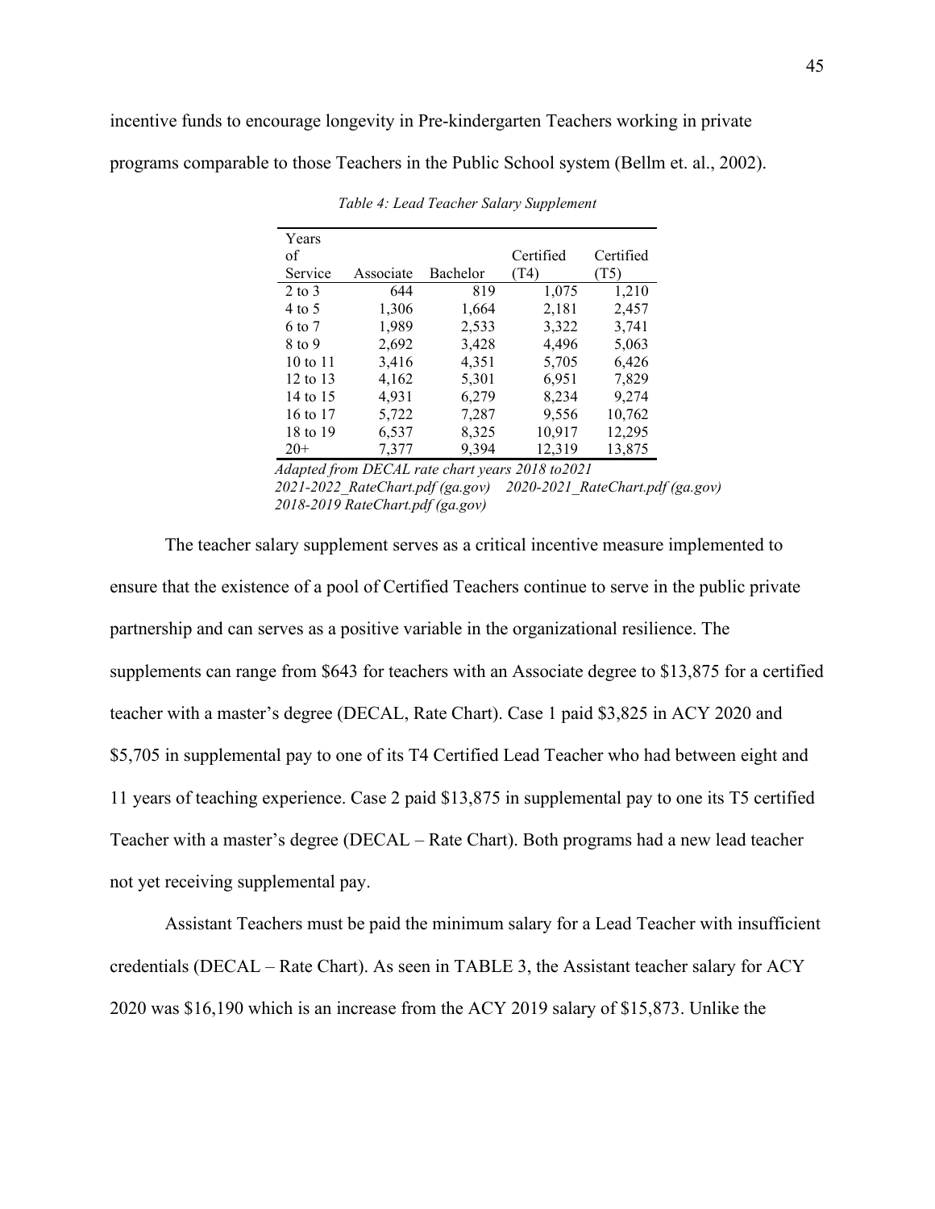incentive funds to encourage longevity in Pre-kindergarten Teachers working in private programs comparable to those Teachers in the Public School system (Bellm et. al., 2002).

*Table 4: Lead Teacher Salary Supplement*

| Years of Service | Associate | Bachelor | Certified (T4) | Certified (T5) |
|---|---|---|---|---|
| 2 to 3 | 644 | 819 | 1,075 | 1,210 |
| 4 to 5 | 1,306 | 1,664 | 2,181 | 2,457 |
| 6 to 7 | 1,989 | 2,533 | 3,322 | 3,741 |
| 8 to 9 | 2,692 | 3,428 | 4,496 | 5,063 |
| 10 to 11 | 3,416 | 4,351 | 5,705 | 6,426 |
| 12 to 13 | 4,162 | 5,301 | 6,951 | 7,829 |
| 14 to 15 | 4,931 | 6,279 | 8,234 | 9,274 |
| 16 to 17 | 5,722 | 7,287 | 9,556 | 10,762 |
| 18 to 19 | 6,537 | 8,325 | 10,917 | 12,295 |
| 20+ | 7,377 | 9,394 | 12,319 | 13,875 |

*Adapted from DECAL rate chart years 2018 to2021*
*2021-2022_RateChart.pdf (ga.gov) 2020-2021_RateChart.pdf (ga.gov)*
*2018-2019 RateChart.pdf (ga.gov)*

The teacher salary supplement serves as a critical incentive measure implemented to ensure that the existence of a pool of Certified Teachers continue to serve in the public private partnership and can serves as a positive variable in the organizational resilience. The supplements can range from $643 for teachers with an Associate degree to $13,875 for a certified teacher with a master's degree (DECAL, Rate Chart). Case 1 paid $3,825 in ACY 2020 and $5,705 in supplemental pay to one of its T4 Certified Lead Teacher who had between eight and 11 years of teaching experience. Case 2 paid $13,875 in supplemental pay to one its T5 certified Teacher with a master's degree (DECAL – Rate Chart). Both programs had a new lead teacher not yet receiving supplemental pay.

Assistant Teachers must be paid the minimum salary for a Lead Teacher with insufficient credentials (DECAL – Rate Chart). As seen in TABLE 3, the Assistant teacher salary for ACY 2020 was $16,190 which is an increase from the ACY 2019 salary of $15,873. Unlike the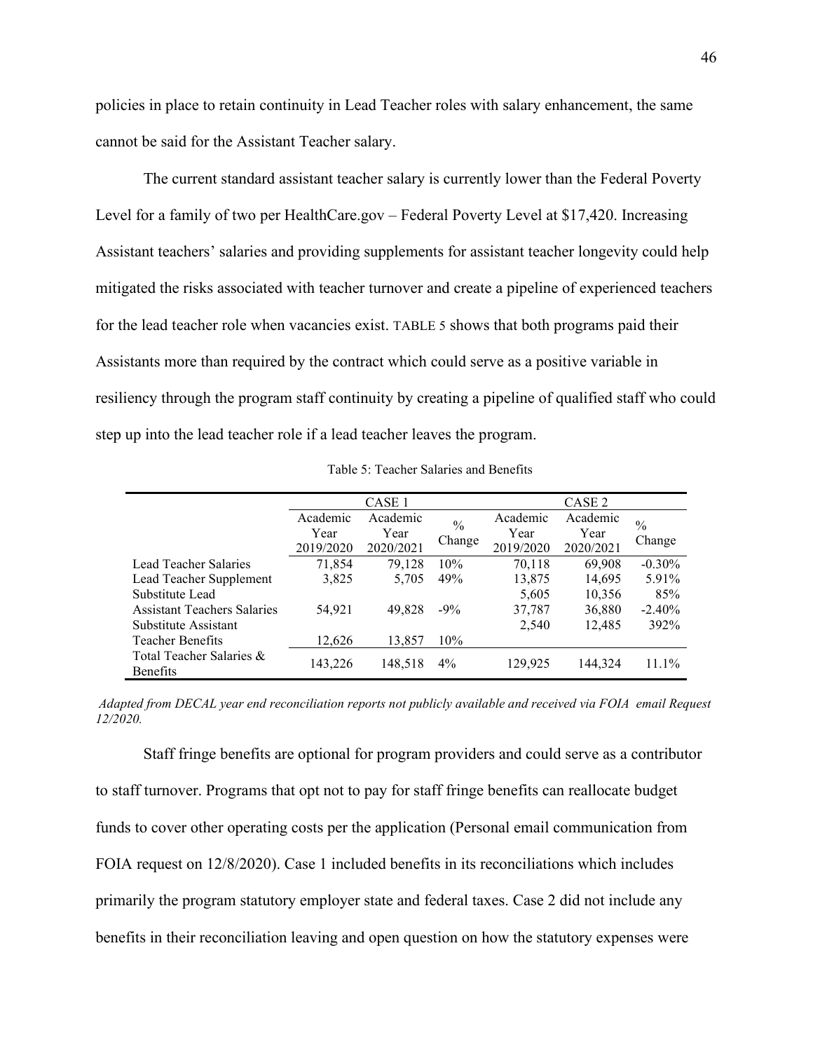policies in place to retain continuity in Lead Teacher roles with salary enhancement, the same cannot be said for the Assistant Teacher salary.

The current standard assistant teacher salary is currently lower than the Federal Poverty Level for a family of two per HealthCare.gov – Federal Poverty Level at $17,420. Increasing Assistant teachers' salaries and providing supplements for assistant teacher longevity could help mitigated the risks associated with teacher turnover and create a pipeline of experienced teachers for the lead teacher role when vacancies exist. TABLE 5 shows that both programs paid their Assistants more than required by the contract which could serve as a positive variable in resiliency through the program staff continuity by creating a pipeline of qualified staff who could step up into the lead teacher role if a lead teacher leaves the program.

Table 5: Teacher Salaries and Benefits

| | CASE 1 | | | CASE 2 | | |
|---|---|---|---|---|---|---|
| | Academic Year 2019/2020 | Academic Year 2020/2021 | % Change | Academic Year 2019/2020 | Academic Year 2020/2021 | % Change |
| Lead Teacher Salaries | 71,854 | 79,128 | 10% | 70,118 | 69,908 | -0.30% |
| Lead Teacher Supplement | 3,825 | 5,705 | 49% | 13,875 | 14,695 | 5.91% |
| Substitute Lead | | | | 5,605 | 10,356 | 85% |
| Assistant Teachers Salaries | 54,921 | 49,828 | -9% | 37,787 | 36,880 | -2.40% |
| Substitute Assistant | | | | 2,540 | 12,485 | 392% |
| Teacher Benefits | 12,626 | 13,857 | 10% | | | |
| Total Teacher Salaries & Benefits | 143,226 | 148,518 | 4% | 129,925 | 144,324 | 11.1% |

*Adapted from DECAL year end reconciliation reports not publicly available and received via FOIA email Request 12/2020.*

Staff fringe benefits are optional for program providers and could serve as a contributor to staff turnover. Programs that opt not to pay for staff fringe benefits can reallocate budget funds to cover other operating costs per the application (Personal email communication from FOIA request on 12/8/2020). Case 1 included benefits in its reconciliations which includes primarily the program statutory employer state and federal taxes. Case 2 did not include any benefits in their reconciliation leaving and open question on how the statutory expenses were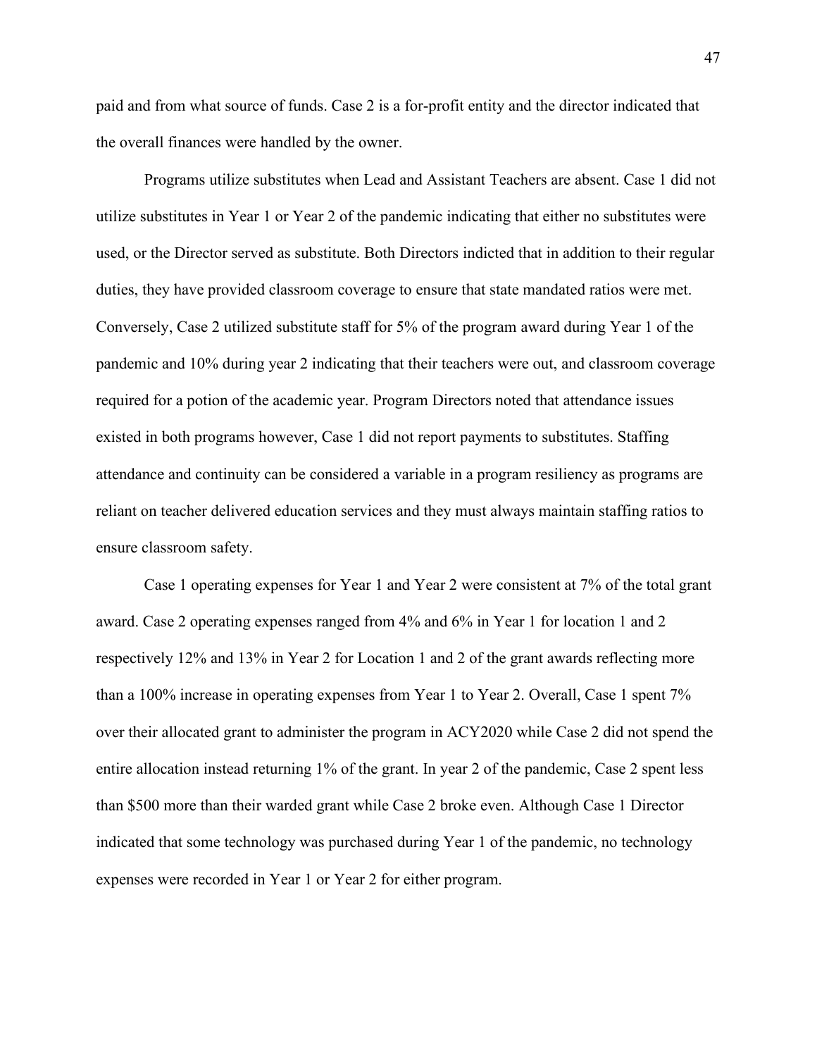paid and from what source of funds. Case 2 is a for-profit entity and the director indicated that the overall finances were handled by the owner.

Programs utilize substitutes when Lead and Assistant Teachers are absent. Case 1 did not utilize substitutes in Year 1 or Year 2 of the pandemic indicating that either no substitutes were used, or the Director served as substitute. Both Directors indicted that in addition to their regular duties, they have provided classroom coverage to ensure that state mandated ratios were met. Conversely, Case 2 utilized substitute staff for 5% of the program award during Year 1 of the pandemic and 10% during year 2 indicating that their teachers were out, and classroom coverage required for a potion of the academic year. Program Directors noted that attendance issues existed in both programs however, Case 1 did not report payments to substitutes. Staffing attendance and continuity can be considered a variable in a program resiliency as programs are reliant on teacher delivered education services and they must always maintain staffing ratios to ensure classroom safety.

Case 1 operating expenses for Year 1 and Year 2 were consistent at 7% of the total grant award. Case 2 operating expenses ranged from 4% and 6% in Year 1 for location 1 and 2 respectively 12% and 13% in Year 2 for Location 1 and 2 of the grant awards reflecting more than a 100% increase in operating expenses from Year 1 to Year 2. Overall, Case 1 spent 7% over their allocated grant to administer the program in ACY2020 while Case 2 did not spend the entire allocation instead returning 1% of the grant. In year 2 of the pandemic, Case 2 spent less than $500 more than their warded grant while Case 2 broke even. Although Case 1 Director indicated that some technology was purchased during Year 1 of the pandemic, no technology expenses were recorded in Year 1 or Year 2 for either program.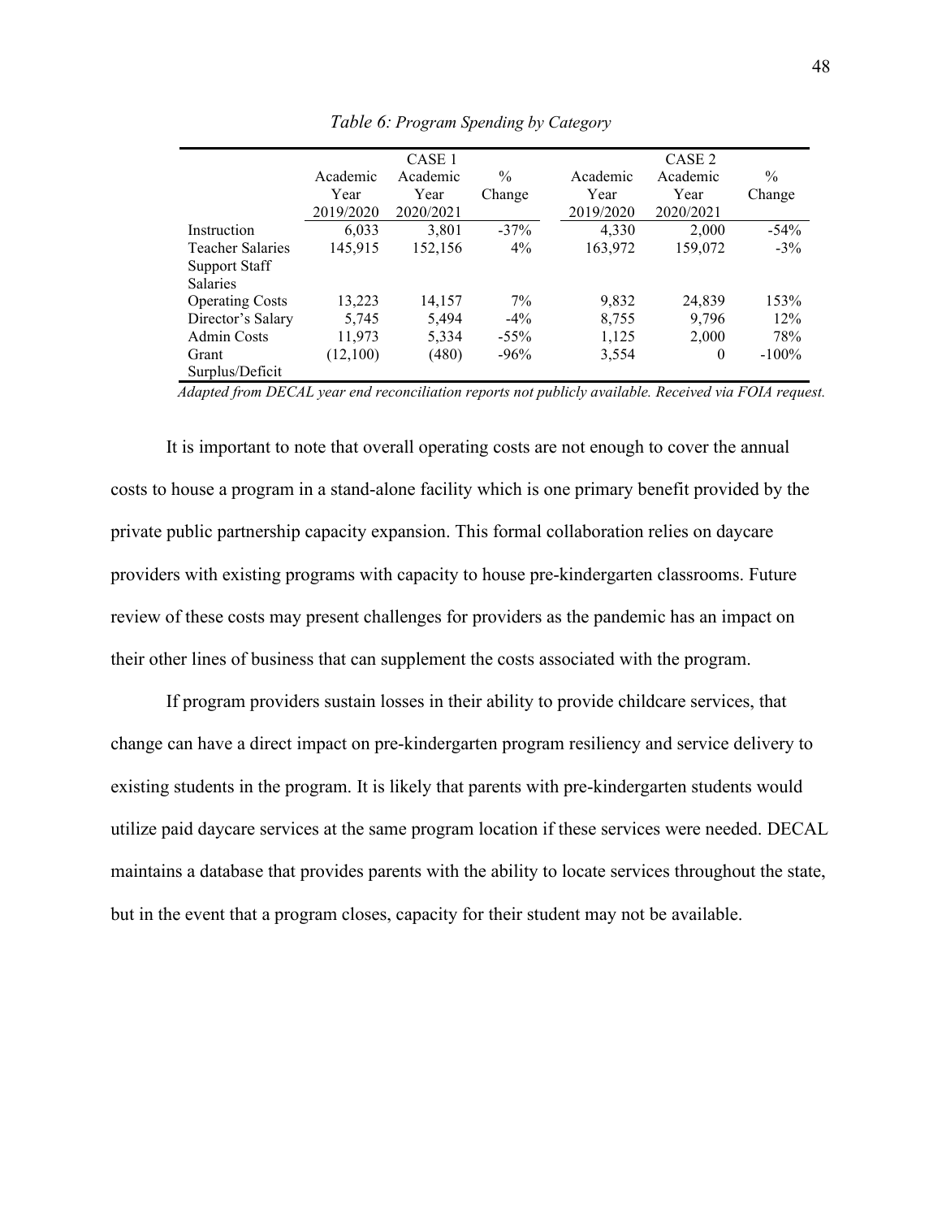*Table 6: Program Spending by Category*

| | CASE 1 | | | CASE 2 | | |
|---|---|---|---|---|---|---|
| | Academic Year 2019/2020 | Academic Year 2020/2021 | % Change | Academic Year 2019/2020 | Academic Year 2020/2021 | % Change |
| Instruction | 6,033 | 3,801 | -37% | 4,330 | 2,000 | -54% |
| Teacher Salaries | 145,915 | 152,156 | 4% | 163,972 | 159,072 | -3% |
| Support Staff Salaries | | | | | | |
| Operating Costs | 13,223 | 14,157 | 7% | 9,832 | 24,839 | 153% |
| Director's Salary | 5,745 | 5,494 | -4% | 8,755 | 9,796 | 12% |
| Admin Costs | 11,973 | 5,334 | -55% | 1,125 | 2,000 | 78% |
| Grant Surplus/Deficit | (12,100) | (480) | -96% | 3,554 | 0 | -100% |

*Adapted from DECAL year end reconciliation reports not publicly available. Received via FOIA request.*

It is important to note that overall operating costs are not enough to cover the annual costs to house a program in a stand-alone facility which is one primary benefit provided by the private public partnership capacity expansion. This formal collaboration relies on daycare providers with existing programs with capacity to house pre-kindergarten classrooms. Future review of these costs may present challenges for providers as the pandemic has an impact on their other lines of business that can supplement the costs associated with the program.

If program providers sustain losses in their ability to provide childcare services, that change can have a direct impact on pre-kindergarten program resiliency and service delivery to existing students in the program. It is likely that parents with pre-kindergarten students would utilize paid daycare services at the same program location if these services were needed. DECAL maintains a database that provides parents with the ability to locate services throughout the state, but in the event that a program closes, capacity for their student may not be available.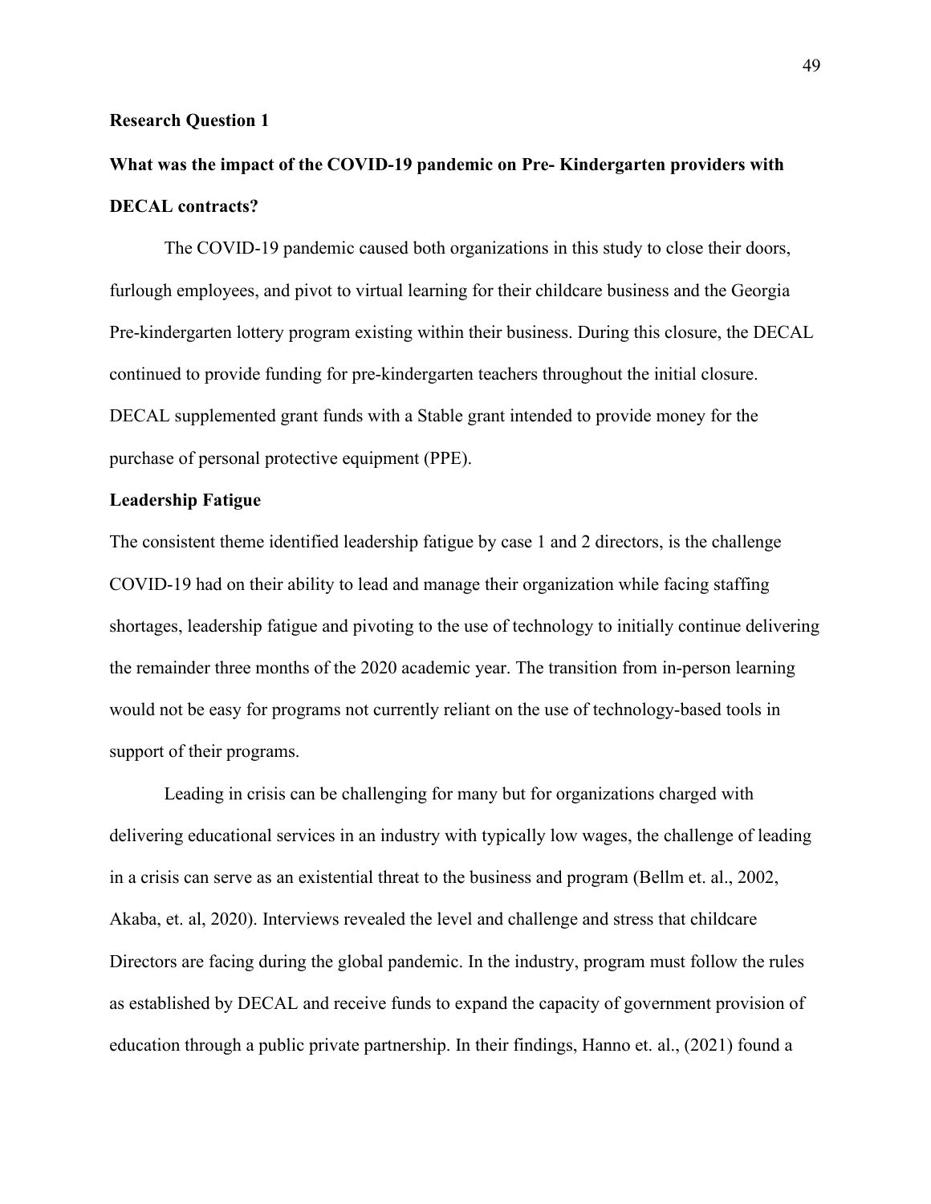**Research Question 1**

**What was the impact of the COVID-19 pandemic on Pre- Kindergarten providers with DECAL contracts?**

The COVID-19 pandemic caused both organizations in this study to close their doors, furlough employees, and pivot to virtual learning for their childcare business and the Georgia Pre-kindergarten lottery program existing within their business. During this closure, the DECAL continued to provide funding for pre-kindergarten teachers throughout the initial closure. DECAL supplemented grant funds with a Stable grant intended to provide money for the purchase of personal protective equipment (PPE).

**Leadership Fatigue**

The consistent theme identified leadership fatigue by case 1 and 2 directors, is the challenge COVID-19 had on their ability to lead and manage their organization while facing staffing shortages, leadership fatigue and pivoting to the use of technology to initially continue delivering the remainder three months of the 2020 academic year. The transition from in-person learning would not be easy for programs not currently reliant on the use of technology-based tools in support of their programs.

Leading in crisis can be challenging for many but for organizations charged with delivering educational services in an industry with typically low wages, the challenge of leading in a crisis can serve as an existential threat to the business and program (Bellm et. al., 2002, Akaba, et. al, 2020). Interviews revealed the level and challenge and stress that childcare Directors are facing during the global pandemic. In the industry, program must follow the rules as established by DECAL and receive funds to expand the capacity of government provision of education through a public private partnership. In their findings, Hanno et. al., (2021) found a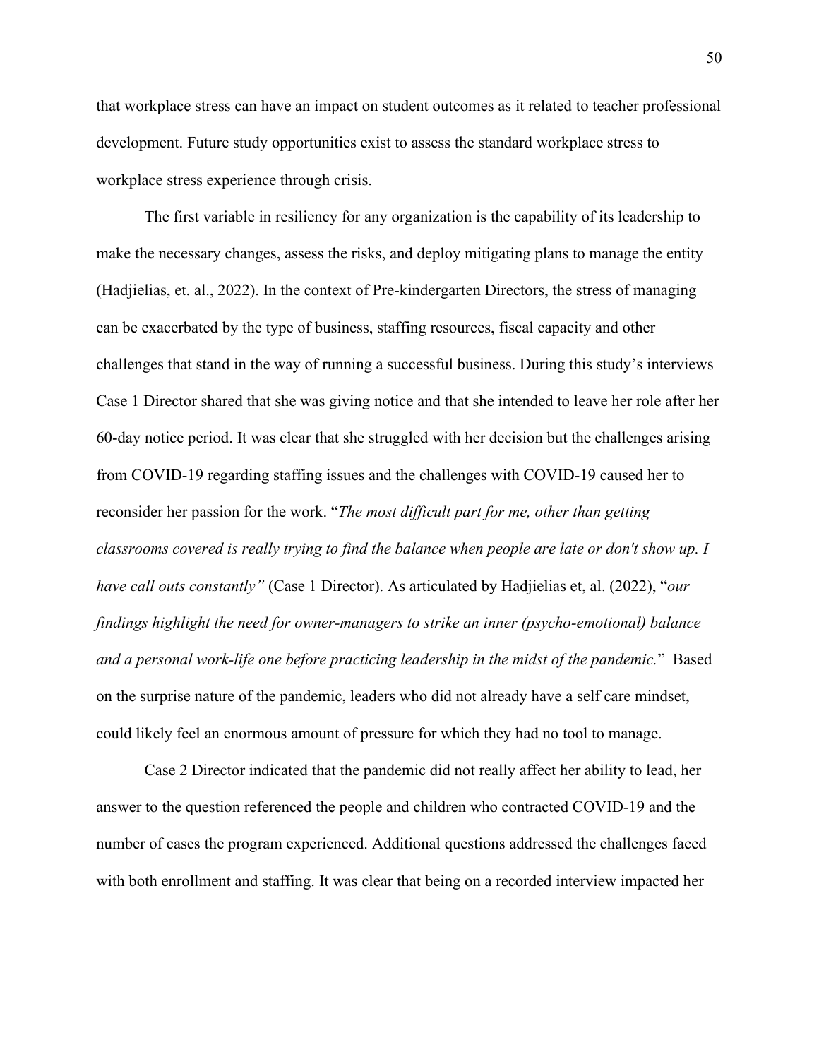that workplace stress can have an impact on student outcomes as it related to teacher professional development. Future study opportunities exist to assess the standard workplace stress to workplace stress experience through crisis.

The first variable in resiliency for any organization is the capability of its leadership to make the necessary changes, assess the risks, and deploy mitigating plans to manage the entity (Hadjielias, et. al., 2022). In the context of Pre-kindergarten Directors, the stress of managing can be exacerbated by the type of business, staffing resources, fiscal capacity and other challenges that stand in the way of running a successful business. During this study's interviews Case 1 Director shared that she was giving notice and that she intended to leave her role after her 60-day notice period. It was clear that she struggled with her decision but the challenges arising from COVID-19 regarding staffing issues and the challenges with COVID-19 caused her to reconsider her passion for the work. "*The most difficult part for me, other than getting classrooms covered is really trying to find the balance when people are late or don't show up. I have call outs constantly"* (Case 1 Director). As articulated by Hadjielias et, al. (2022), "*our findings highlight the need for owner-managers to strike an inner (psycho-emotional) balance and a personal work-life one before practicing leadership in the midst of the pandemic.*" Based on the surprise nature of the pandemic, leaders who did not already have a self care mindset, could likely feel an enormous amount of pressure for which they had no tool to manage.

Case 2 Director indicated that the pandemic did not really affect her ability to lead, her answer to the question referenced the people and children who contracted COVID-19 and the number of cases the program experienced. Additional questions addressed the challenges faced with both enrollment and staffing. It was clear that being on a recorded interview impacted her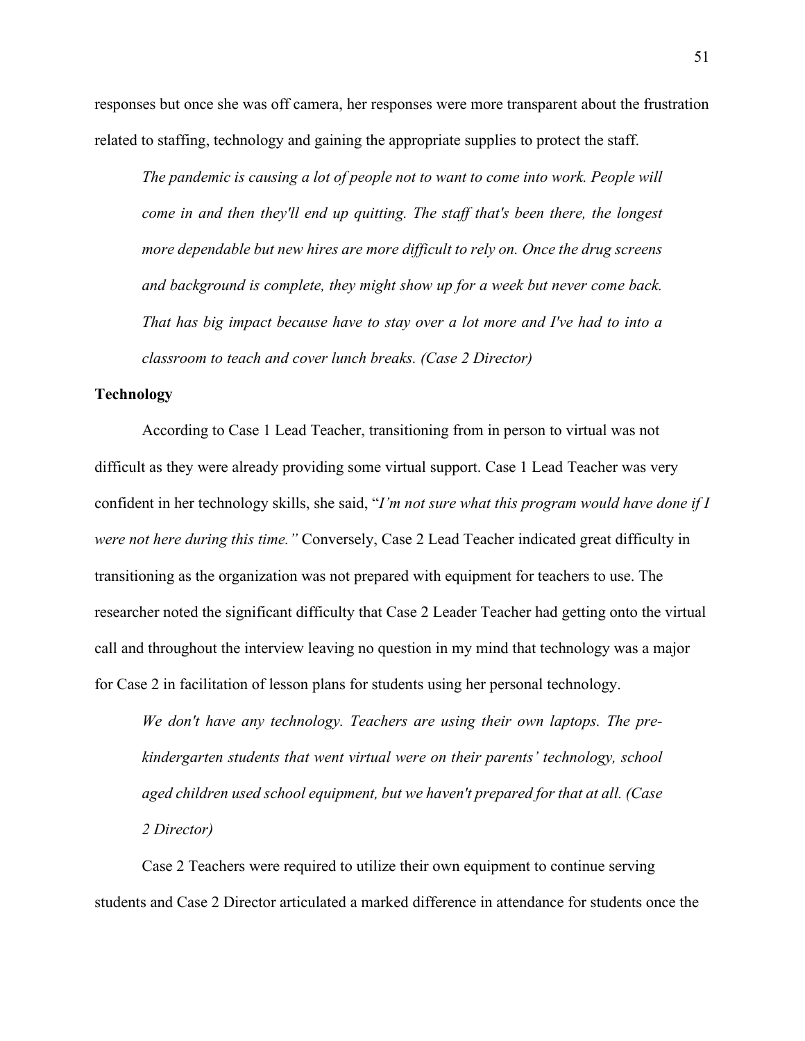responses but once she was off camera, her responses were more transparent about the frustration related to staffing, technology and gaining the appropriate supplies to protect the staff.

> *The pandemic is causing a lot of people not to want to come into work. People will come in and then they'll end up quitting. The staff that's been there, the longest more dependable but new hires are more difficult to rely on. Once the drug screens and background is complete, they might show up for a week but never come back. That has big impact because have to stay over a lot more and I've had to into a classroom to teach and cover lunch breaks. (Case 2 Director)*

**Technology**

According to Case 1 Lead Teacher, transitioning from in person to virtual was not difficult as they were already providing some virtual support. Case 1 Lead Teacher was very confident in her technology skills, she said, "*I'm not sure what this program would have done if I were not here during this time.*" Conversely, Case 2 Lead Teacher indicated great difficulty in transitioning as the organization was not prepared with equipment for teachers to use. The researcher noted the significant difficulty that Case 2 Leader Teacher had getting onto the virtual call and throughout the interview leaving no question in my mind that technology was a major for Case 2 in facilitation of lesson plans for students using her personal technology.

> *We don't have any technology. Teachers are using their own laptops. The pre-kindergarten students that went virtual were on their parents' technology, school aged children used school equipment, but we haven't prepared for that at all. (Case 2 Director)*

Case 2 Teachers were required to utilize their own equipment to continue serving students and Case 2 Director articulated a marked difference in attendance for students once the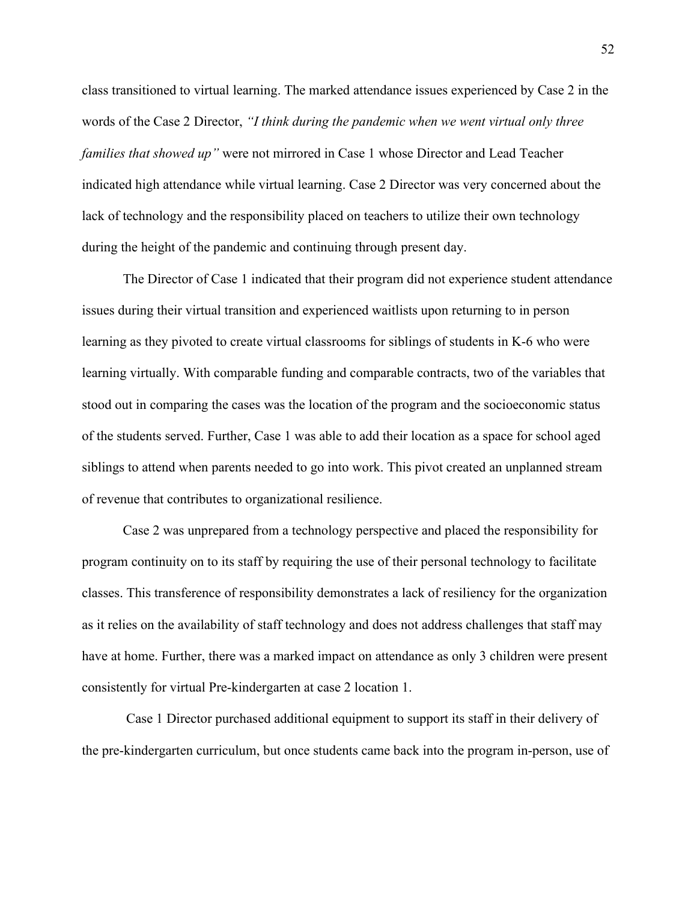class transitioned to virtual learning. The marked attendance issues experienced by Case 2 in the words of the Case 2 Director, *"I think during the pandemic when we went virtual only three families that showed up"* were not mirrored in Case 1 whose Director and Lead Teacher indicated high attendance while virtual learning. Case 2 Director was very concerned about the lack of technology and the responsibility placed on teachers to utilize their own technology during the height of the pandemic and continuing through present day.

The Director of Case 1 indicated that their program did not experience student attendance issues during their virtual transition and experienced waitlists upon returning to in person learning as they pivoted to create virtual classrooms for siblings of students in K-6 who were learning virtually. With comparable funding and comparable contracts, two of the variables that stood out in comparing the cases was the location of the program and the socioeconomic status of the students served. Further, Case 1 was able to add their location as a space for school aged siblings to attend when parents needed to go into work. This pivot created an unplanned stream of revenue that contributes to organizational resilience.

Case 2 was unprepared from a technology perspective and placed the responsibility for program continuity on to its staff by requiring the use of their personal technology to facilitate classes. This transference of responsibility demonstrates a lack of resiliency for the organization as it relies on the availability of staff technology and does not address challenges that staff may have at home. Further, there was a marked impact on attendance as only 3 children were present consistently for virtual Pre-kindergarten at case 2 location 1.

Case 1 Director purchased additional equipment to support its staff in their delivery of the pre-kindergarten curriculum, but once students came back into the program in-person, use of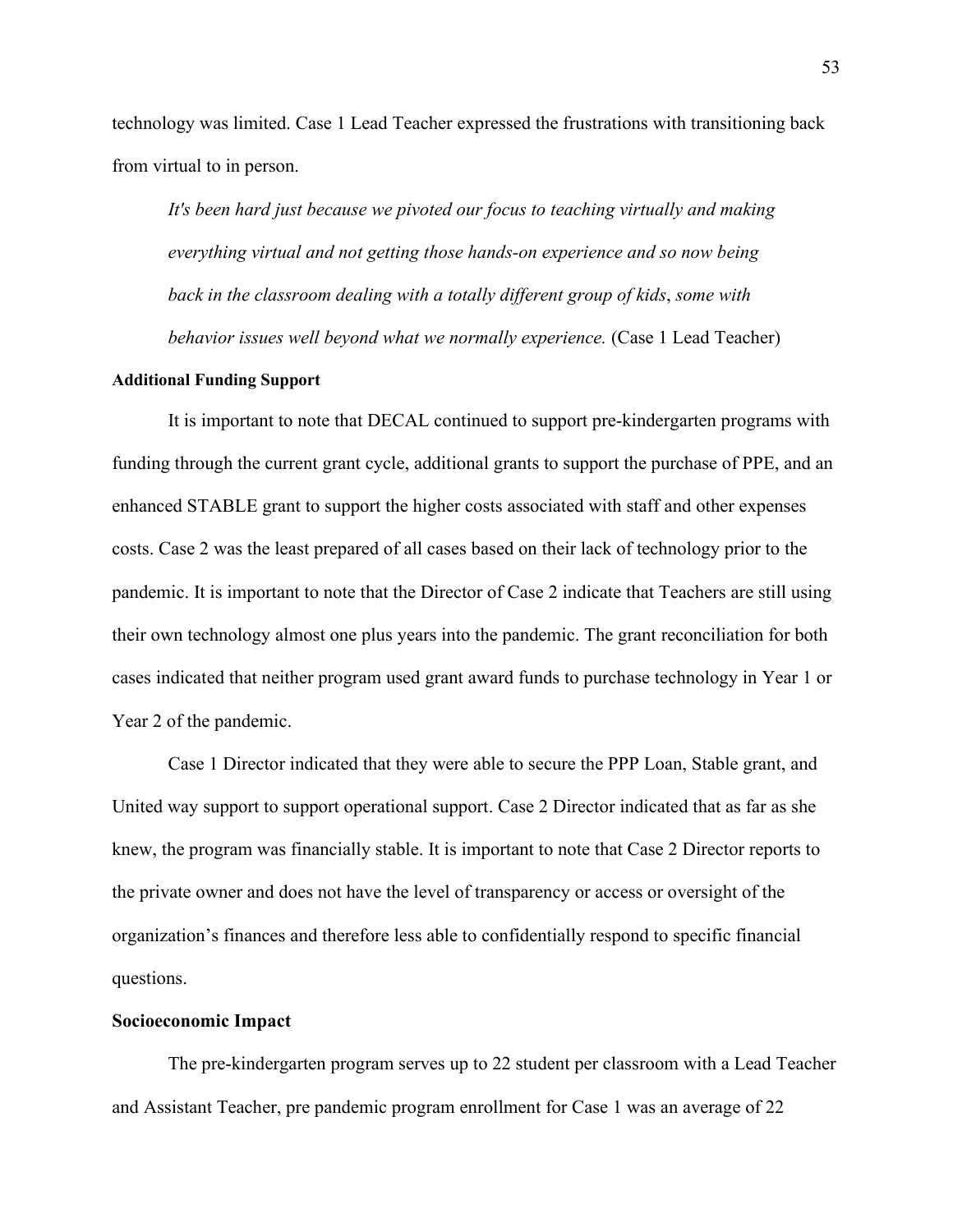technology was limited. Case 1 Lead Teacher expressed the frustrations with transitioning back from virtual to in person.

> *It's been hard just because we pivoted our focus to teaching virtually and making everything virtual and not getting those hands-on experience and so now being back in the classroom dealing with a totally different group of kids, some with behavior issues well beyond what we normally experience.* (Case 1 Lead Teacher)

**Additional Funding Support**

It is important to note that DECAL continued to support pre-kindergarten programs with funding through the current grant cycle, additional grants to support the purchase of PPE, and an enhanced STABLE grant to support the higher costs associated with staff and other expenses costs. Case 2 was the least prepared of all cases based on their lack of technology prior to the pandemic. It is important to note that the Director of Case 2 indicate that Teachers are still using their own technology almost one plus years into the pandemic. The grant reconciliation for both cases indicated that neither program used grant award funds to purchase technology in Year 1 or Year 2 of the pandemic.

Case 1 Director indicated that they were able to secure the PPP Loan, Stable grant, and United way support to support operational support. Case 2 Director indicated that as far as she knew, the program was financially stable. It is important to note that Case 2 Director reports to the private owner and does not have the level of transparency or access or oversight of the organization's finances and therefore less able to confidentially respond to specific financial questions.

**Socioeconomic Impact**

The pre-kindergarten program serves up to 22 student per classroom with a Lead Teacher and Assistant Teacher, pre pandemic program enrollment for Case 1 was an average of 22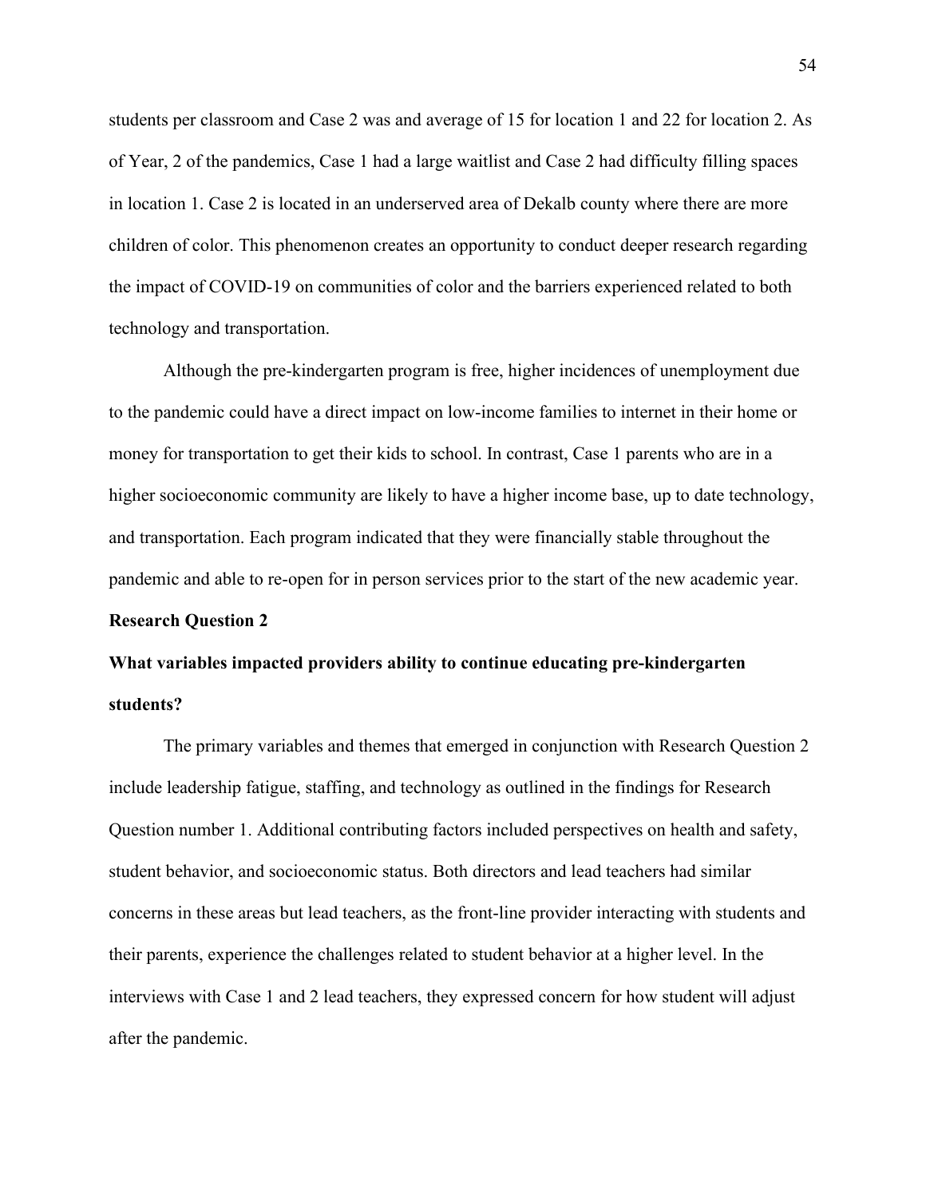students per classroom and Case 2 was and average of 15 for location 1 and 22 for location 2. As of Year, 2 of the pandemics, Case 1 had a large waitlist and Case 2 had difficulty filling spaces in location 1. Case 2 is located in an underserved area of Dekalb county where there are more children of color. This phenomenon creates an opportunity to conduct deeper research regarding the impact of COVID-19 on communities of color and the barriers experienced related to both technology and transportation.

Although the pre-kindergarten program is free, higher incidences of unemployment due to the pandemic could have a direct impact on low-income families to internet in their home or money for transportation to get their kids to school. In contrast, Case 1 parents who are in a higher socioeconomic community are likely to have a higher income base, up to date technology, and transportation. Each program indicated that they were financially stable throughout the pandemic and able to re-open for in person services prior to the start of the new academic year.

**Research Question 2**

**What variables impacted providers ability to continue educating pre-kindergarten students?**

The primary variables and themes that emerged in conjunction with Research Question 2 include leadership fatigue, staffing, and technology as outlined in the findings for Research Question number 1. Additional contributing factors included perspectives on health and safety, student behavior, and socioeconomic status. Both directors and lead teachers had similar concerns in these areas but lead teachers, as the front-line provider interacting with students and their parents, experience the challenges related to student behavior at a higher level. In the interviews with Case 1 and 2 lead teachers, they expressed concern for how student will adjust after the pandemic.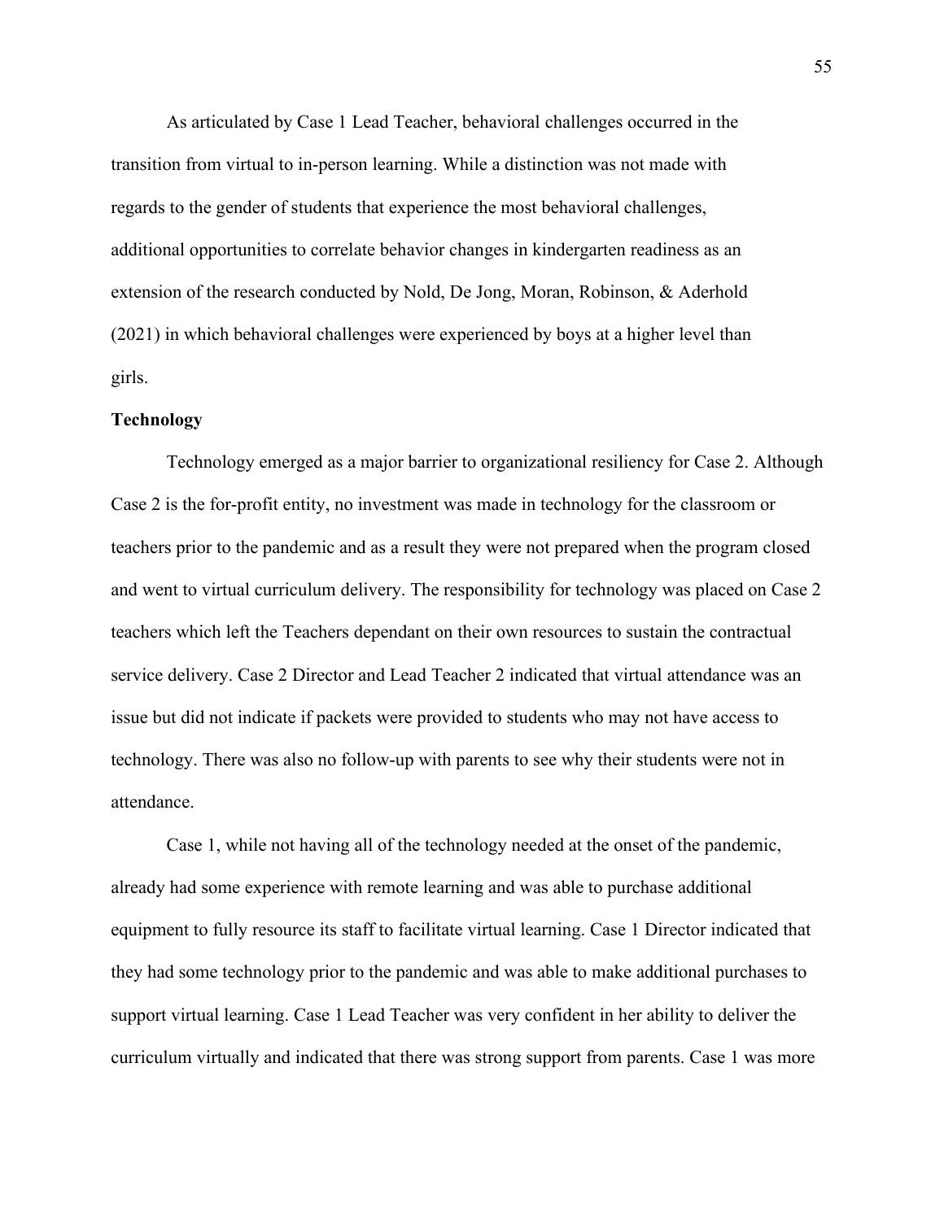As articulated by Case 1 Lead Teacher, behavioral challenges occurred in the transition from virtual to in-person learning. While a distinction was not made with regards to the gender of students that experience the most behavioral challenges, additional opportunities to correlate behavior changes in kindergarten readiness as an extension of the research conducted by Nold, De Jong, Moran, Robinson, & Aderhold (2021) in which behavioral challenges were experienced by boys at a higher level than girls.

**Technology**

Technology emerged as a major barrier to organizational resiliency for Case 2. Although Case 2 is the for-profit entity, no investment was made in technology for the classroom or teachers prior to the pandemic and as a result they were not prepared when the program closed and went to virtual curriculum delivery. The responsibility for technology was placed on Case 2 teachers which left the Teachers dependant on their own resources to sustain the contractual service delivery. Case 2 Director and Lead Teacher 2 indicated that virtual attendance was an issue but did not indicate if packets were provided to students who may not have access to technology. There was also no follow-up with parents to see why their students were not in attendance.

Case 1, while not having all of the technology needed at the onset of the pandemic, already had some experience with remote learning and was able to purchase additional equipment to fully resource its staff to facilitate virtual learning. Case 1 Director indicated that they had some technology prior to the pandemic and was able to make additional purchases to support virtual learning. Case 1 Lead Teacher was very confident in her ability to deliver the curriculum virtually and indicated that there was strong support from parents. Case 1 was more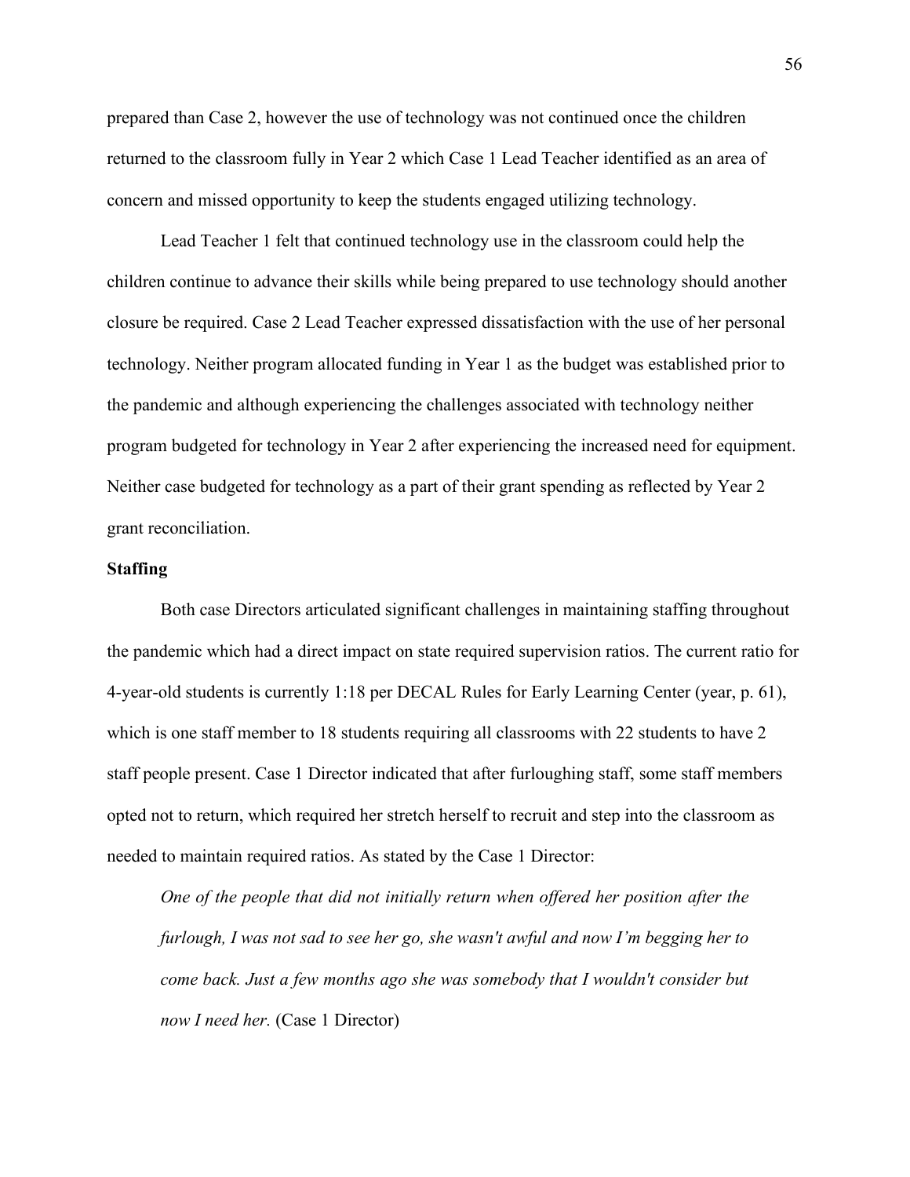prepared than Case 2, however the use of technology was not continued once the children returned to the classroom fully in Year 2 which Case 1 Lead Teacher identified as an area of concern and missed opportunity to keep the students engaged utilizing technology.

Lead Teacher 1 felt that continued technology use in the classroom could help the children continue to advance their skills while being prepared to use technology should another closure be required. Case 2 Lead Teacher expressed dissatisfaction with the use of her personal technology. Neither program allocated funding in Year 1 as the budget was established prior to the pandemic and although experiencing the challenges associated with technology neither program budgeted for technology in Year 2 after experiencing the increased need for equipment. Neither case budgeted for technology as a part of their grant spending as reflected by Year 2 grant reconciliation.

**Staffing**

Both case Directors articulated significant challenges in maintaining staffing throughout the pandemic which had a direct impact on state required supervision ratios. The current ratio for 4-year-old students is currently 1:18 per DECAL Rules for Early Learning Center (year, p. 61), which is one staff member to 18 students requiring all classrooms with 22 students to have 2 staff people present. Case 1 Director indicated that after furloughing staff, some staff members opted not to return, which required her stretch herself to recruit and step into the classroom as needed to maintain required ratios. As stated by the Case 1 Director:

> *One of the people that did not initially return when offered her position after the furlough, I was not sad to see her go, she wasn't awful and now I'm begging her to come back. Just a few months ago she was somebody that I wouldn't consider but now I need her.* (Case 1 Director)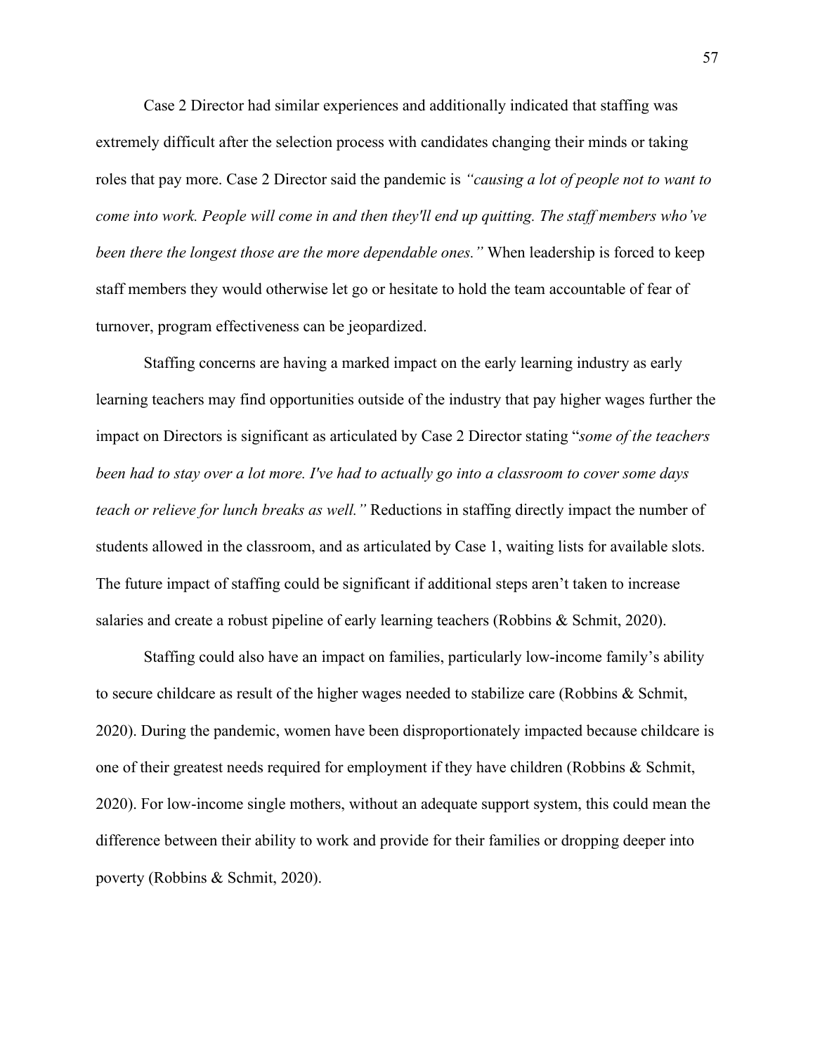Case 2 Director had similar experiences and additionally indicated that staffing was extremely difficult after the selection process with candidates changing their minds or taking roles that pay more. Case 2 Director said the pandemic is *"causing a lot of people not to want to come into work. People will come in and then they'll end up quitting. The staff members who've been there the longest those are the more dependable ones."* When leadership is forced to keep staff members they would otherwise let go or hesitate to hold the team accountable of fear of turnover, program effectiveness can be jeopardized.

Staffing concerns are having a marked impact on the early learning industry as early learning teachers may find opportunities outside of the industry that pay higher wages further the impact on Directors is significant as articulated by Case 2 Director stating "*some of the teachers been had to stay over a lot more. I've had to actually go into a classroom to cover some days teach or relieve for lunch breaks as well."* Reductions in staffing directly impact the number of students allowed in the classroom, and as articulated by Case 1, waiting lists for available slots. The future impact of staffing could be significant if additional steps aren't taken to increase salaries and create a robust pipeline of early learning teachers (Robbins & Schmit, 2020).

Staffing could also have an impact on families, particularly low-income family's ability to secure childcare as result of the higher wages needed to stabilize care (Robbins & Schmit, 2020). During the pandemic, women have been disproportionately impacted because childcare is one of their greatest needs required for employment if they have children (Robbins & Schmit, 2020). For low-income single mothers, without an adequate support system, this could mean the difference between their ability to work and provide for their families or dropping deeper into poverty (Robbins & Schmit, 2020).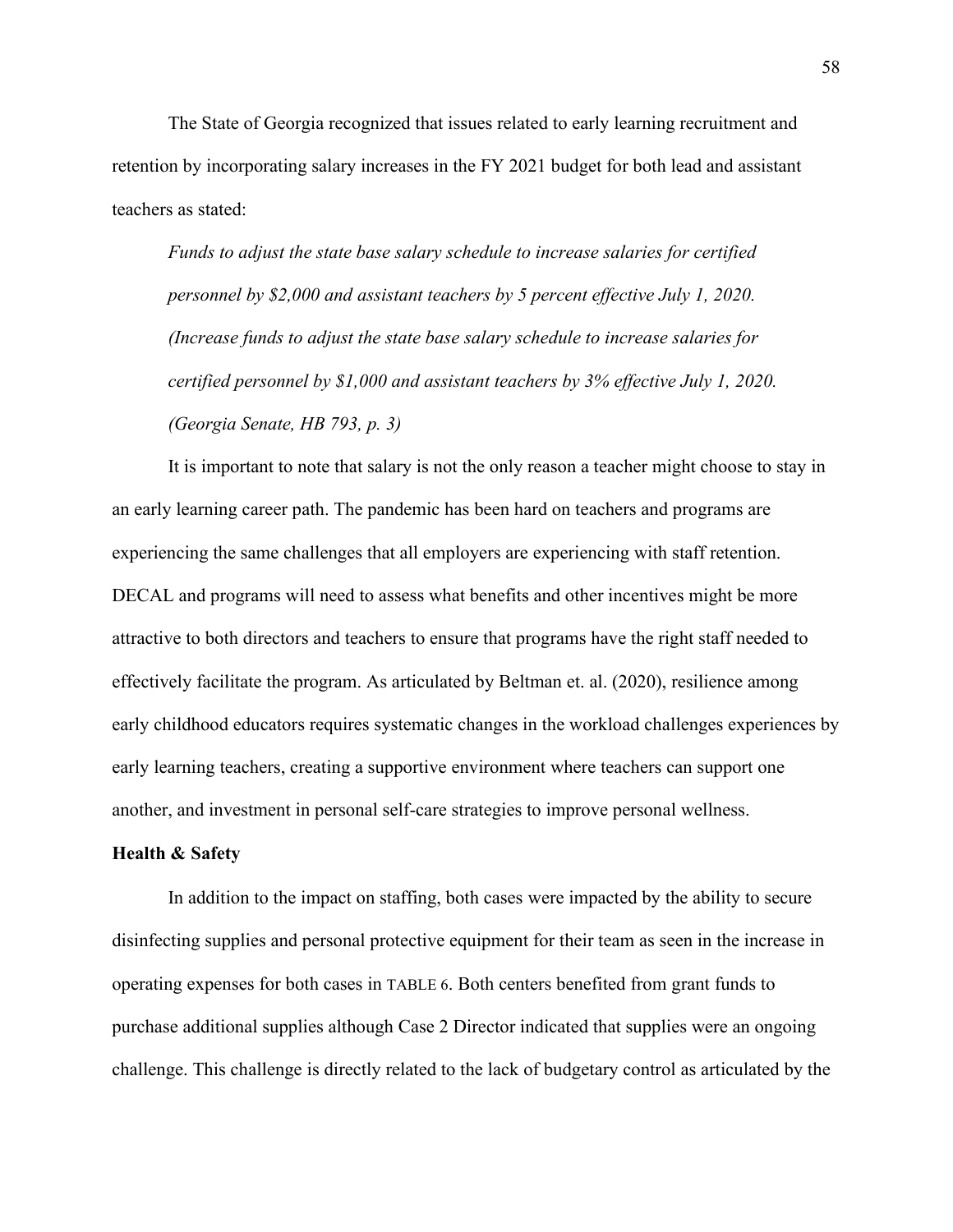The State of Georgia recognized that issues related to early learning recruitment and retention by incorporating salary increases in the FY 2021 budget for both lead and assistant teachers as stated:

> *Funds to adjust the state base salary schedule to increase salaries for certified personnel by $2,000 and assistant teachers by 5 percent effective July 1, 2020. (Increase funds to adjust the state base salary schedule to increase salaries for certified personnel by $1,000 and assistant teachers by 3% effective July 1, 2020. (Georgia Senate, HB 793, p. 3)*

It is important to note that salary is not the only reason a teacher might choose to stay in an early learning career path. The pandemic has been hard on teachers and programs are experiencing the same challenges that all employers are experiencing with staff retention. DECAL and programs will need to assess what benefits and other incentives might be more attractive to both directors and teachers to ensure that programs have the right staff needed to effectively facilitate the program. As articulated by Beltman et. al. (2020), resilience among early childhood educators requires systematic changes in the workload challenges experiences by early learning teachers, creating a supportive environment where teachers can support one another, and investment in personal self-care strategies to improve personal wellness.

**Health & Safety**

In addition to the impact on staffing, both cases were impacted by the ability to secure disinfecting supplies and personal protective equipment for their team as seen in the increase in operating expenses for both cases in TABLE 6. Both centers benefited from grant funds to purchase additional supplies although Case 2 Director indicated that supplies were an ongoing challenge. This challenge is directly related to the lack of budgetary control as articulated by the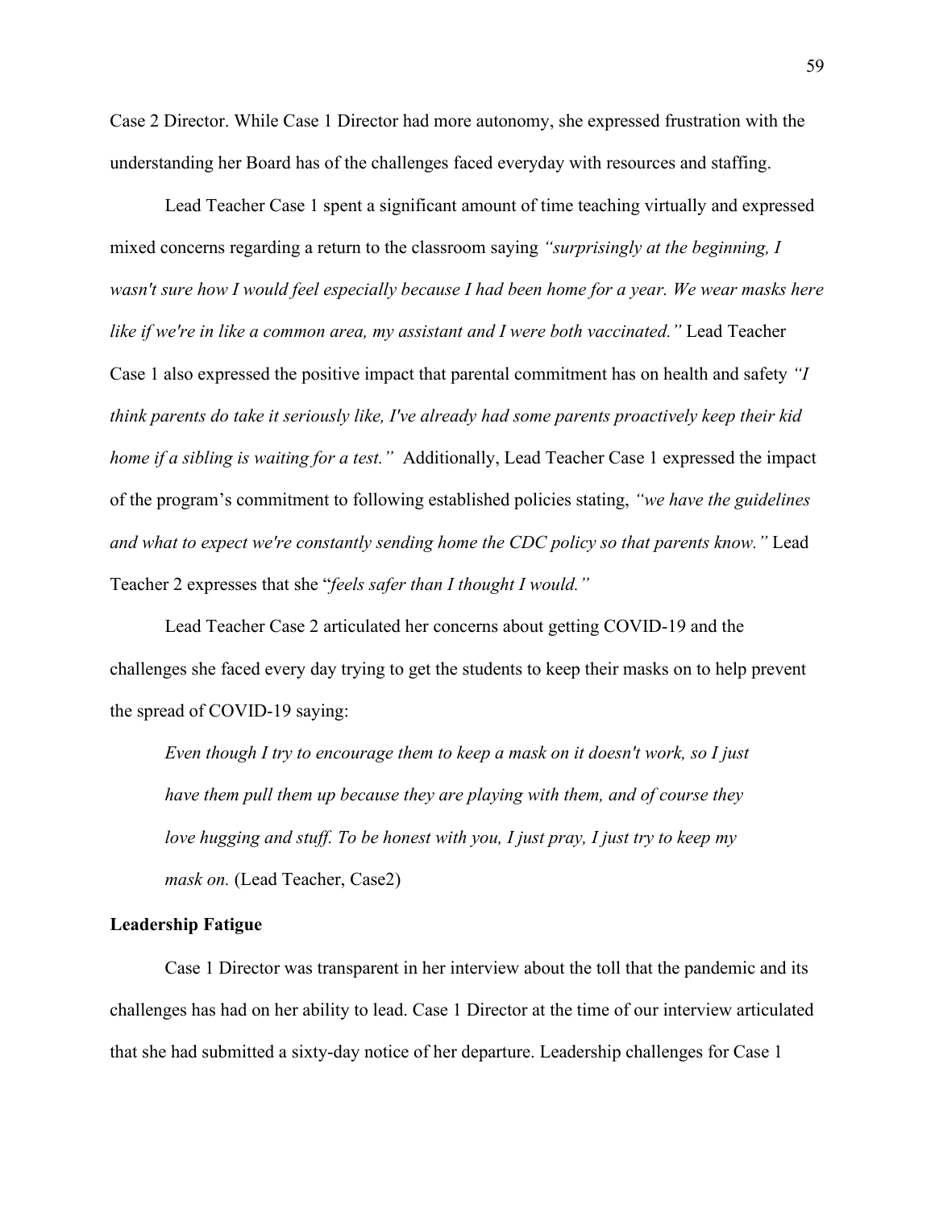Case 2 Director. While Case 1 Director had more autonomy, she expressed frustration with the understanding her Board has of the challenges faced everyday with resources and staffing.

Lead Teacher Case 1 spent a significant amount of time teaching virtually and expressed mixed concerns regarding a return to the classroom saying *"surprisingly at the beginning, I wasn't sure how I would feel especially because I had been home for a year. We wear masks here like if we're in like a common area, my assistant and I were both vaccinated."* Lead Teacher Case 1 also expressed the positive impact that parental commitment has on health and safety *"I think parents do take it seriously like, I've already had some parents proactively keep their kid home if a sibling is waiting for a test."* Additionally, Lead Teacher Case 1 expressed the impact of the program's commitment to following established policies stating, *"we have the guidelines and what to expect we're constantly sending home the CDC policy so that parents know."* Lead Teacher 2 expresses that she "*feels safer than I thought I would."*

Lead Teacher Case 2 articulated her concerns about getting COVID-19 and the challenges she faced every day trying to get the students to keep their masks on to help prevent the spread of COVID-19 saying:

> *Even though I try to encourage them to keep a mask on it doesn't work, so I just have them pull them up because they are playing with them, and of course they love hugging and stuff. To be honest with you, I just pray, I just try to keep my mask on.* (Lead Teacher, Case2)

**Leadership Fatigue**

Case 1 Director was transparent in her interview about the toll that the pandemic and its challenges has had on her ability to lead. Case 1 Director at the time of our interview articulated that she had submitted a sixty-day notice of her departure. Leadership challenges for Case 1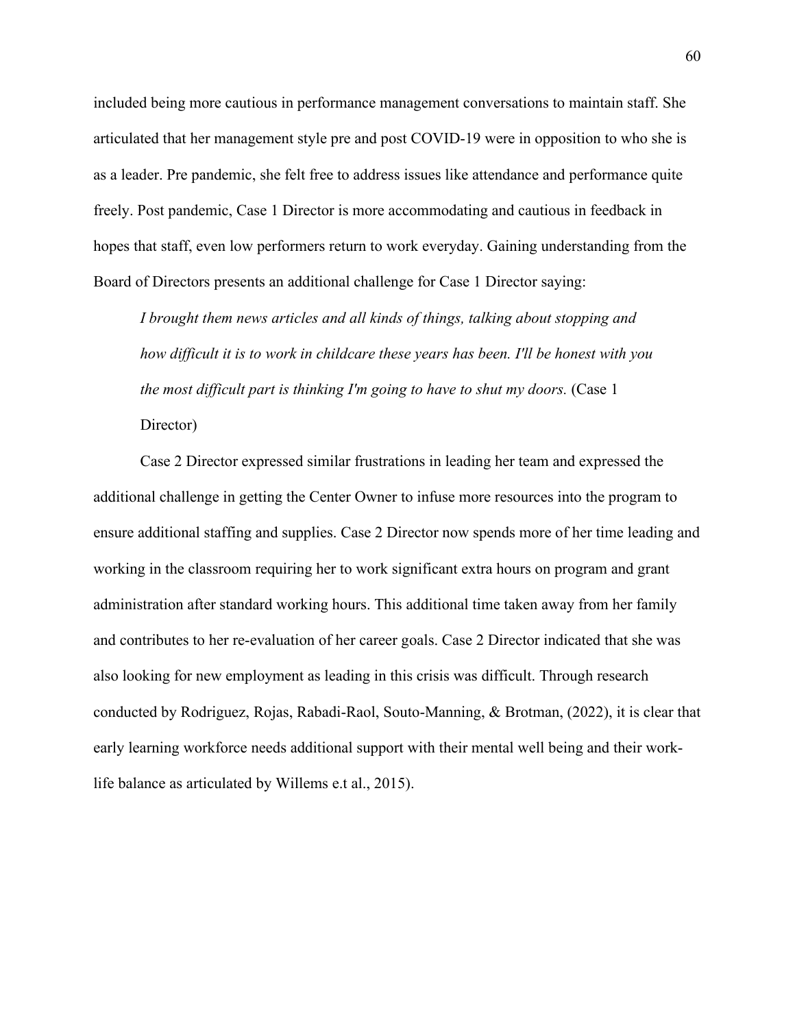included being more cautious in performance management conversations to maintain staff. She articulated that her management style pre and post COVID-19 were in opposition to who she is as a leader. Pre pandemic, she felt free to address issues like attendance and performance quite freely. Post pandemic, Case 1 Director is more accommodating and cautious in feedback in hopes that staff, even low performers return to work everyday. Gaining understanding from the Board of Directors presents an additional challenge for Case 1 Director saying:

> *I brought them news articles and all kinds of things, talking about stopping and how difficult it is to work in childcare these years has been. I'll be honest with you the most difficult part is thinking I'm going to have to shut my doors.* (Case 1 Director)

Case 2 Director expressed similar frustrations in leading her team and expressed the additional challenge in getting the Center Owner to infuse more resources into the program to ensure additional staffing and supplies. Case 2 Director now spends more of her time leading and working in the classroom requiring her to work significant extra hours on program and grant administration after standard working hours. This additional time taken away from her family and contributes to her re-evaluation of her career goals. Case 2 Director indicated that she was also looking for new employment as leading in this crisis was difficult. Through research conducted by Rodriguez, Rojas, Rabadi-Raol, Souto-Manning, & Brotman, (2022), it is clear that early learning workforce needs additional support with their mental well being and their work-life balance as articulated by Willems e.t al., 2015).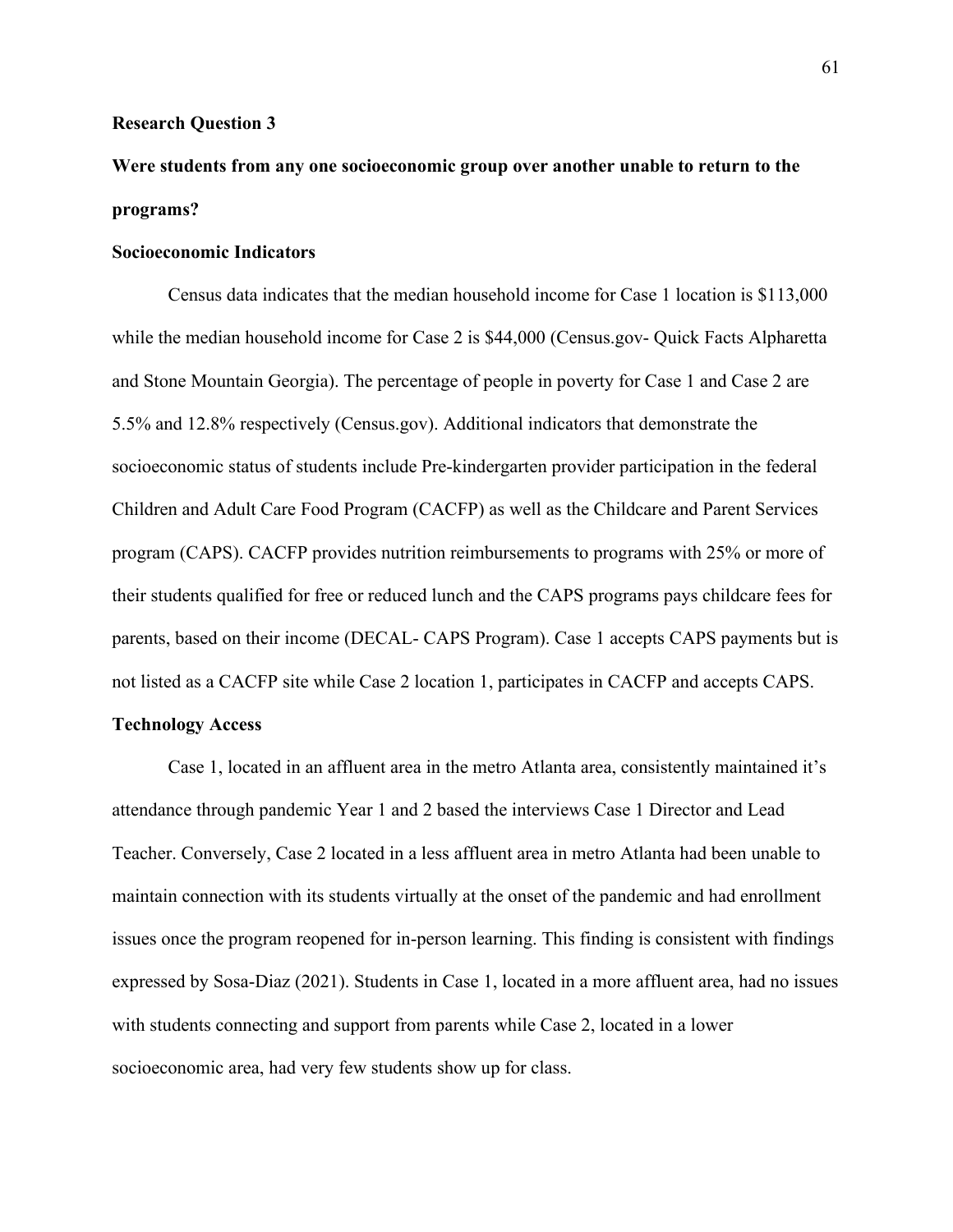### Research Question 3

### Were students from any one socioeconomic group over another unable to return to the programs?

#### Socioeconomic Indicators

Census data indicates that the median household income for Case 1 location is $113,000 while the median household income for Case 2 is $44,000 (Census.gov- Quick Facts Alpharetta and Stone Mountain Georgia). The percentage of people in poverty for Case 1 and Case 2 are 5.5% and 12.8% respectively (Census.gov). Additional indicators that demonstrate the socioeconomic status of students include Pre-kindergarten provider participation in the federal Children and Adult Care Food Program (CACFP) as well as the Childcare and Parent Services program (CAPS). CACFP provides nutrition reimbursements to programs with 25% or more of their students qualified for free or reduced lunch and the CAPS programs pays childcare fees for parents, based on their income (DECAL- CAPS Program). Case 1 accepts CAPS payments but is not listed as a CACFP site while Case 2 location 1, participates in CACFP and accepts CAPS.

#### Technology Access

Case 1, located in an affluent area in the metro Atlanta area, consistently maintained it's attendance through pandemic Year 1 and 2 based the interviews Case 1 Director and Lead Teacher. Conversely, Case 2 located in a less affluent area in metro Atlanta had been unable to maintain connection with its students virtually at the onset of the pandemic and had enrollment issues once the program reopened for in-person learning. This finding is consistent with findings expressed by Sosa-Diaz (2021). Students in Case 1, located in a more affluent area, had no issues with students connecting and support from parents while Case 2, located in a lower socioeconomic area, had very few students show up for class.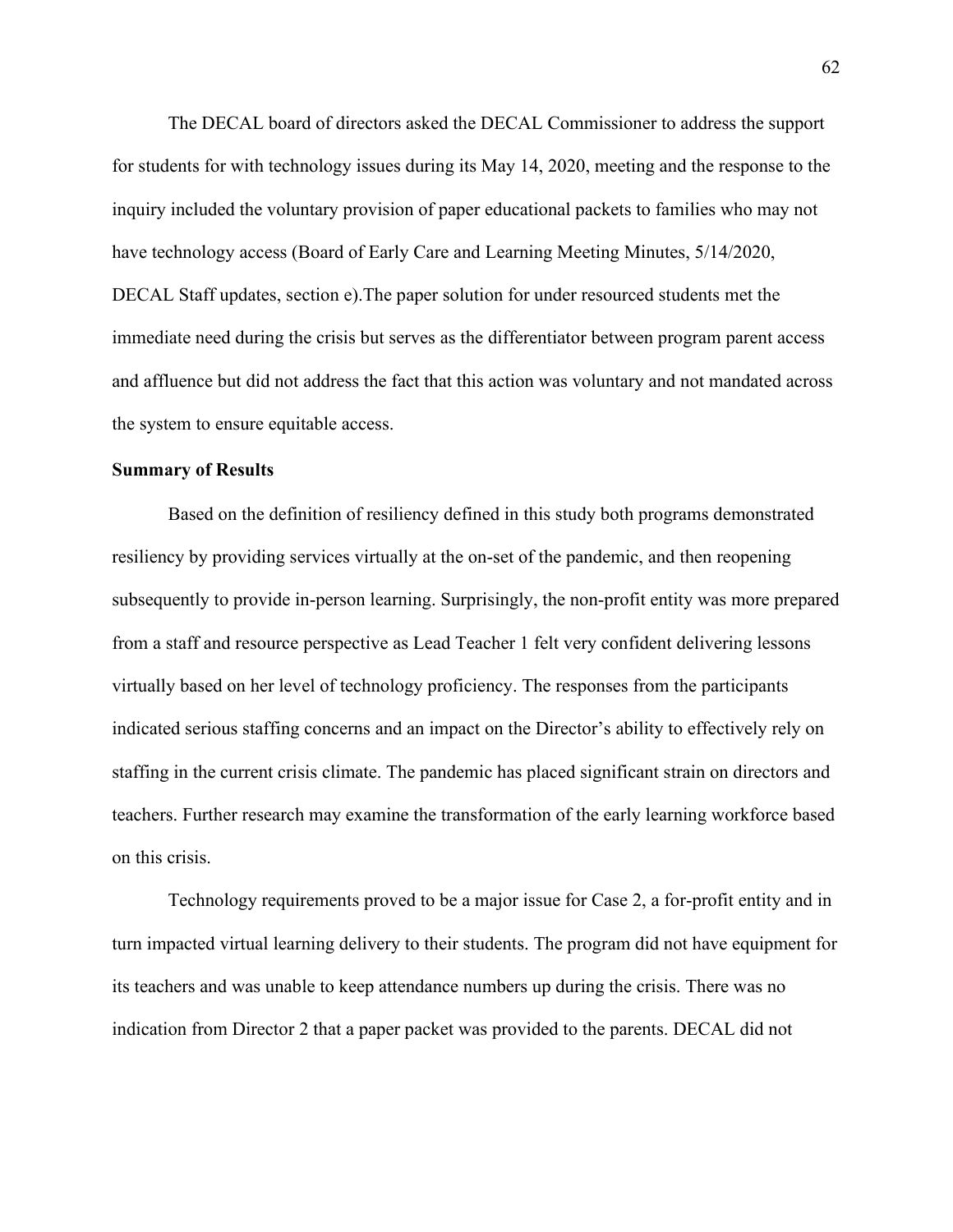The DECAL board of directors asked the DECAL Commissioner to address the support for students for with technology issues during its May 14, 2020, meeting and the response to the inquiry included the voluntary provision of paper educational packets to families who may not have technology access (Board of Early Care and Learning Meeting Minutes, 5/14/2020, DECAL Staff updates, section e).The paper solution for under resourced students met the immediate need during the crisis but serves as the differentiator between program parent access and affluence but did not address the fact that this action was voluntary and not mandated across the system to ensure equitable access.

**Summary of Results**

Based on the definition of resiliency defined in this study both programs demonstrated resiliency by providing services virtually at the on-set of the pandemic, and then reopening subsequently to provide in-person learning. Surprisingly, the non-profit entity was more prepared from a staff and resource perspective as Lead Teacher 1 felt very confident delivering lessons virtually based on her level of technology proficiency. The responses from the participants indicated serious staffing concerns and an impact on the Director's ability to effectively rely on staffing in the current crisis climate. The pandemic has placed significant strain on directors and teachers. Further research may examine the transformation of the early learning workforce based on this crisis.

Technology requirements proved to be a major issue for Case 2, a for-profit entity and in turn impacted virtual learning delivery to their students. The program did not have equipment for its teachers and was unable to keep attendance numbers up during the crisis. There was no indication from Director 2 that a paper packet was provided to the parents. DECAL did not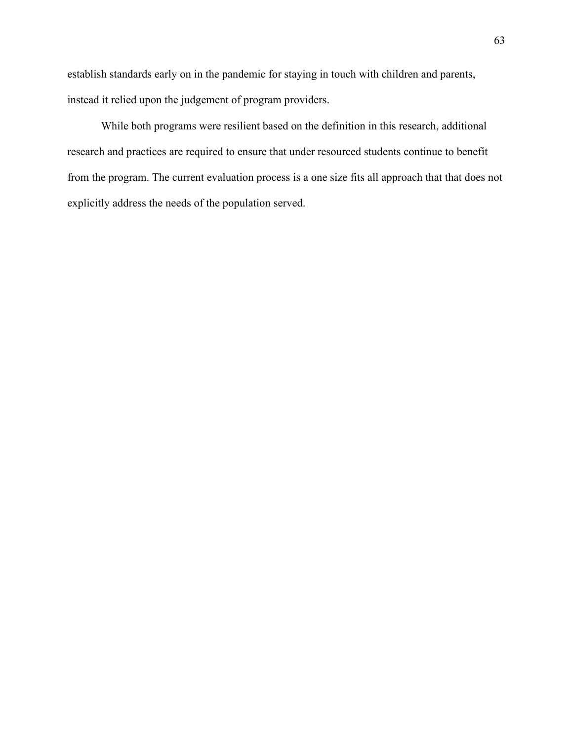establish standards early on in the pandemic for staying in touch with children and parents, instead it relied upon the judgement of program providers.

While both programs were resilient based on the definition in this research, additional research and practices are required to ensure that under resourced students continue to benefit from the program. The current evaluation process is a one size fits all approach that that does not explicitly address the needs of the population served.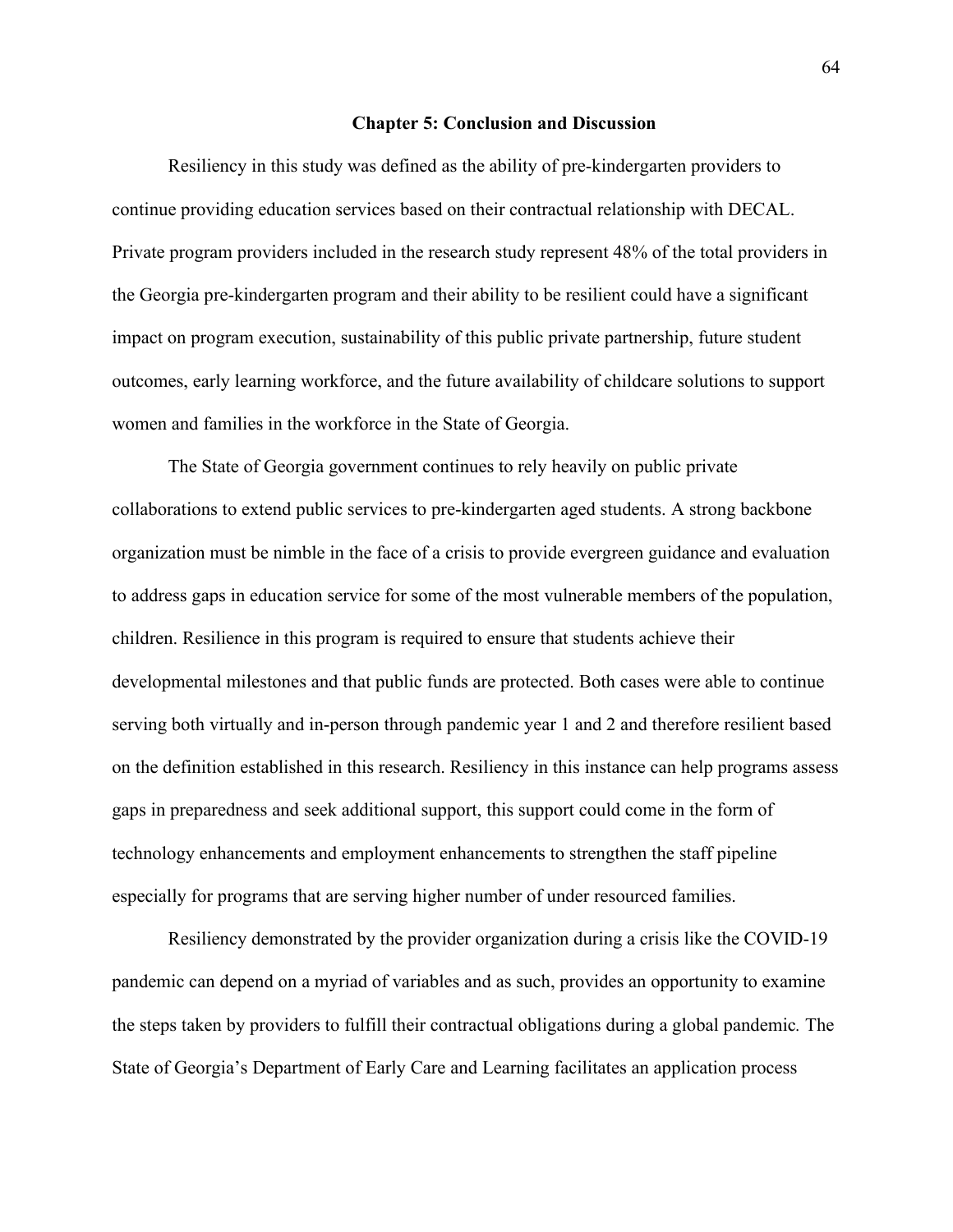# Chapter 5: Conclusion and Discussion

Resiliency in this study was defined as the ability of pre-kindergarten providers to continue providing education services based on their contractual relationship with DECAL. Private program providers included in the research study represent 48% of the total providers in the Georgia pre-kindergarten program and their ability to be resilient could have a significant impact on program execution, sustainability of this public private partnership, future student outcomes, early learning workforce, and the future availability of childcare solutions to support women and families in the workforce in the State of Georgia.

The State of Georgia government continues to rely heavily on public private collaborations to extend public services to pre-kindergarten aged students. A strong backbone organization must be nimble in the face of a crisis to provide evergreen guidance and evaluation to address gaps in education service for some of the most vulnerable members of the population, children. Resilience in this program is required to ensure that students achieve their developmental milestones and that public funds are protected. Both cases were able to continue serving both virtually and in-person through pandemic year 1 and 2 and therefore resilient based on the definition established in this research. Resiliency in this instance can help programs assess gaps in preparedness and seek additional support, this support could come in the form of technology enhancements and employment enhancements to strengthen the staff pipeline especially for programs that are serving higher number of under resourced families.

Resiliency demonstrated by the provider organization during a crisis like the COVID-19 pandemic can depend on a myriad of variables and as such, provides an opportunity to examine the steps taken by providers to fulfill their contractual obligations during a global pandemic. The State of Georgia's Department of Early Care and Learning facilitates an application process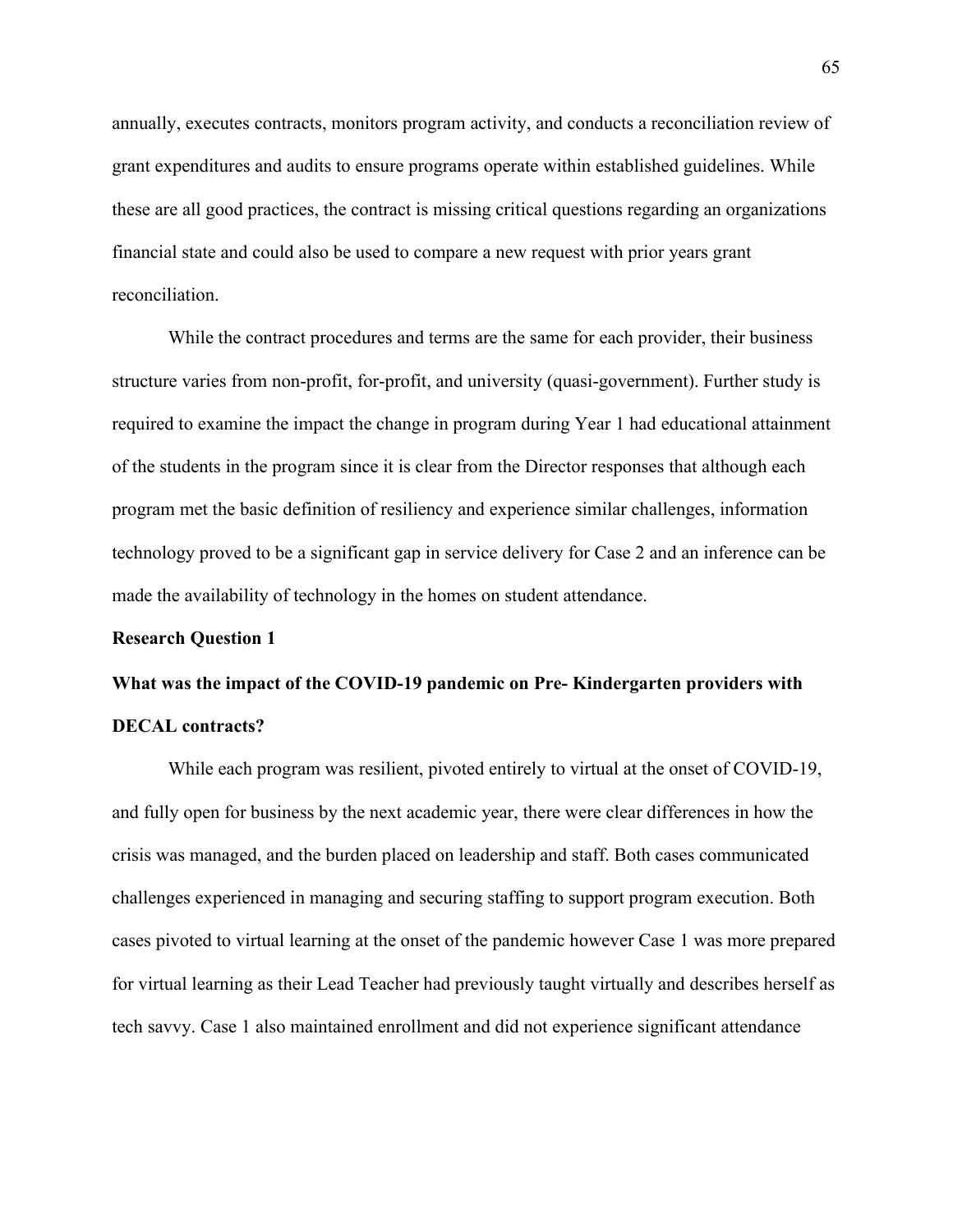annually, executes contracts, monitors program activity, and conducts a reconciliation review of grant expenditures and audits to ensure programs operate within established guidelines. While these are all good practices, the contract is missing critical questions regarding an organizations financial state and could also be used to compare a new request with prior years grant reconciliation.

While the contract procedures and terms are the same for each provider, their business structure varies from non-profit, for-profit, and university (quasi-government). Further study is required to examine the impact the change in program during Year 1 had educational attainment of the students in the program since it is clear from the Director responses that although each program met the basic definition of resiliency and experience similar challenges, information technology proved to be a significant gap in service delivery for Case 2 and an inference can be made the availability of technology in the homes on student attendance.

**Research Question 1**

**What was the impact of the COVID-19 pandemic on Pre- Kindergarten providers with DECAL contracts?**

While each program was resilient, pivoted entirely to virtual at the onset of COVID-19, and fully open for business by the next academic year, there were clear differences in how the crisis was managed, and the burden placed on leadership and staff. Both cases communicated challenges experienced in managing and securing staffing to support program execution. Both cases pivoted to virtual learning at the onset of the pandemic however Case 1 was more prepared for virtual learning as their Lead Teacher had previously taught virtually and describes herself as tech savvy. Case 1 also maintained enrollment and did not experience significant attendance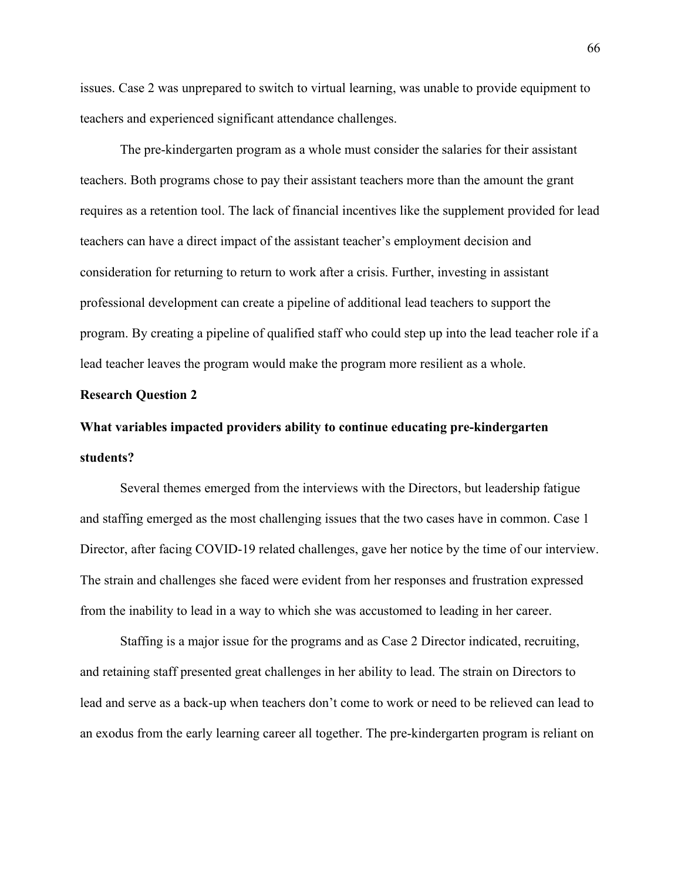issues. Case 2 was unprepared to switch to virtual learning, was unable to provide equipment to teachers and experienced significant attendance challenges.

The pre-kindergarten program as a whole must consider the salaries for their assistant teachers. Both programs chose to pay their assistant teachers more than the amount the grant requires as a retention tool. The lack of financial incentives like the supplement provided for lead teachers can have a direct impact of the assistant teacher's employment decision and consideration for returning to return to work after a crisis. Further, investing in assistant professional development can create a pipeline of additional lead teachers to support the program. By creating a pipeline of qualified staff who could step up into the lead teacher role if a lead teacher leaves the program would make the program more resilient as a whole.

**Research Question 2**

**What variables impacted providers ability to continue educating pre-kindergarten students?**

Several themes emerged from the interviews with the Directors, but leadership fatigue and staffing emerged as the most challenging issues that the two cases have in common. Case 1 Director, after facing COVID-19 related challenges, gave her notice by the time of our interview. The strain and challenges she faced were evident from her responses and frustration expressed from the inability to lead in a way to which she was accustomed to leading in her career.

Staffing is a major issue for the programs and as Case 2 Director indicated, recruiting, and retaining staff presented great challenges in her ability to lead. The strain on Directors to lead and serve as a back-up when teachers don't come to work or need to be relieved can lead to an exodus from the early learning career all together. The pre-kindergarten program is reliant on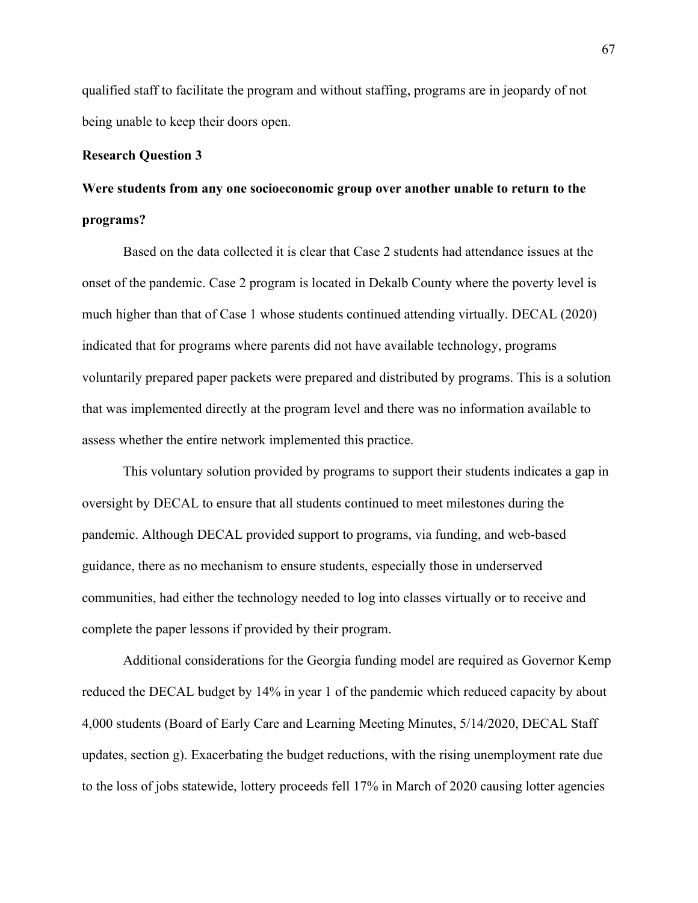qualified staff to facilitate the program and without staffing, programs are in jeopardy of not being unable to keep their doors open.

**Research Question 3**

**Were students from any one socioeconomic group over another unable to return to the programs?**

Based on the data collected it is clear that Case 2 students had attendance issues at the onset of the pandemic. Case 2 program is located in Dekalb County where the poverty level is much higher than that of Case 1 whose students continued attending virtually. DECAL (2020) indicated that for programs where parents did not have available technology, programs voluntarily prepared paper packets were prepared and distributed by programs. This is a solution that was implemented directly at the program level and there was no information available to assess whether the entire network implemented this practice.

This voluntary solution provided by programs to support their students indicates a gap in oversight by DECAL to ensure that all students continued to meet milestones during the pandemic. Although DECAL provided support to programs, via funding, and web-based guidance, there as no mechanism to ensure students, especially those in underserved communities, had either the technology needed to log into classes virtually or to receive and complete the paper lessons if provided by their program.

Additional considerations for the Georgia funding model are required as Governor Kemp reduced the DECAL budget by 14% in year 1 of the pandemic which reduced capacity by about 4,000 students (Board of Early Care and Learning Meeting Minutes, 5/14/2020, DECAL Staff updates, section g). Exacerbating the budget reductions, with the rising unemployment rate due to the loss of jobs statewide, lottery proceeds fell 17% in March of 2020 causing lotter agencies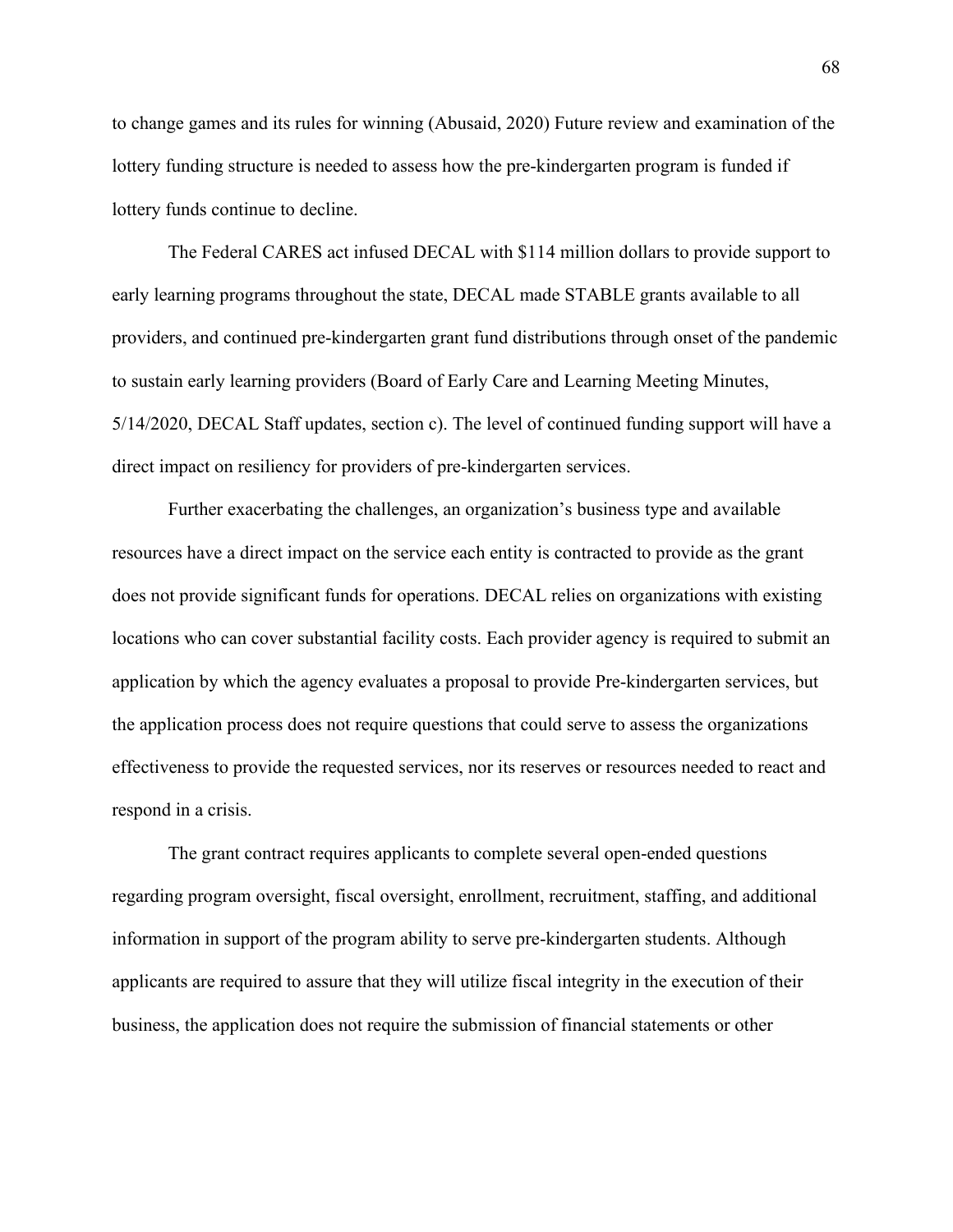to change games and its rules for winning (Abusaid, 2020) Future review and examination of the lottery funding structure is needed to assess how the pre-kindergarten program is funded if lottery funds continue to decline.

The Federal CARES act infused DECAL with $114 million dollars to provide support to early learning programs throughout the state, DECAL made STABLE grants available to all providers, and continued pre-kindergarten grant fund distributions through onset of the pandemic to sustain early learning providers (Board of Early Care and Learning Meeting Minutes, 5/14/2020, DECAL Staff updates, section c). The level of continued funding support will have a direct impact on resiliency for providers of pre-kindergarten services.

Further exacerbating the challenges, an organization's business type and available resources have a direct impact on the service each entity is contracted to provide as the grant does not provide significant funds for operations. DECAL relies on organizations with existing locations who can cover substantial facility costs. Each provider agency is required to submit an application by which the agency evaluates a proposal to provide Pre-kindergarten services, but the application process does not require questions that could serve to assess the organizations effectiveness to provide the requested services, nor its reserves or resources needed to react and respond in a crisis.

The grant contract requires applicants to complete several open-ended questions regarding program oversight, fiscal oversight, enrollment, recruitment, staffing, and additional information in support of the program ability to serve pre-kindergarten students. Although applicants are required to assure that they will utilize fiscal integrity in the execution of their business, the application does not require the submission of financial statements or other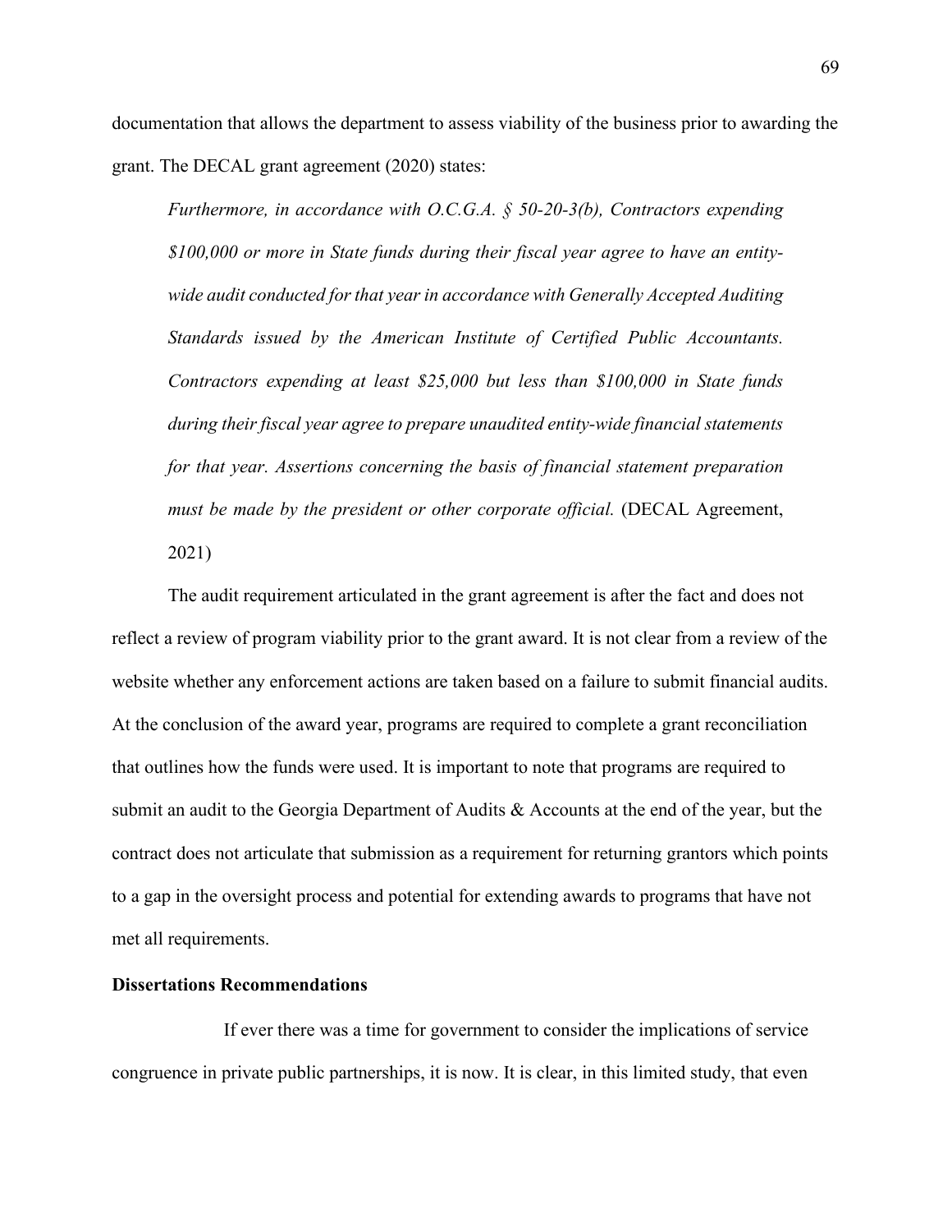documentation that allows the department to assess viability of the business prior to awarding the grant. The DECAL grant agreement (2020) states:

> *Furthermore, in accordance with O.C.G.A. § 50-20-3(b), Contractors expending $100,000 or more in State funds during their fiscal year agree to have an entity-wide audit conducted for that year in accordance with Generally Accepted Auditing Standards issued by the American Institute of Certified Public Accountants. Contractors expending at least $25,000 but less than $100,000 in State funds during their fiscal year agree to prepare unaudited entity-wide financial statements for that year. Assertions concerning the basis of financial statement preparation must be made by the president or other corporate official.* (DECAL Agreement, 2021)

The audit requirement articulated in the grant agreement is after the fact and does not reflect a review of program viability prior to the grant award. It is not clear from a review of the website whether any enforcement actions are taken based on a failure to submit financial audits. At the conclusion of the award year, programs are required to complete a grant reconciliation that outlines how the funds were used. It is important to note that programs are required to submit an audit to the Georgia Department of Audits & Accounts at the end of the year, but the contract does not articulate that submission as a requirement for returning grantors which points to a gap in the oversight process and potential for extending awards to programs that have not met all requirements.

**Dissertations Recommendations**

If ever there was a time for government to consider the implications of service congruence in private public partnerships, it is now. It is clear, in this limited study, that even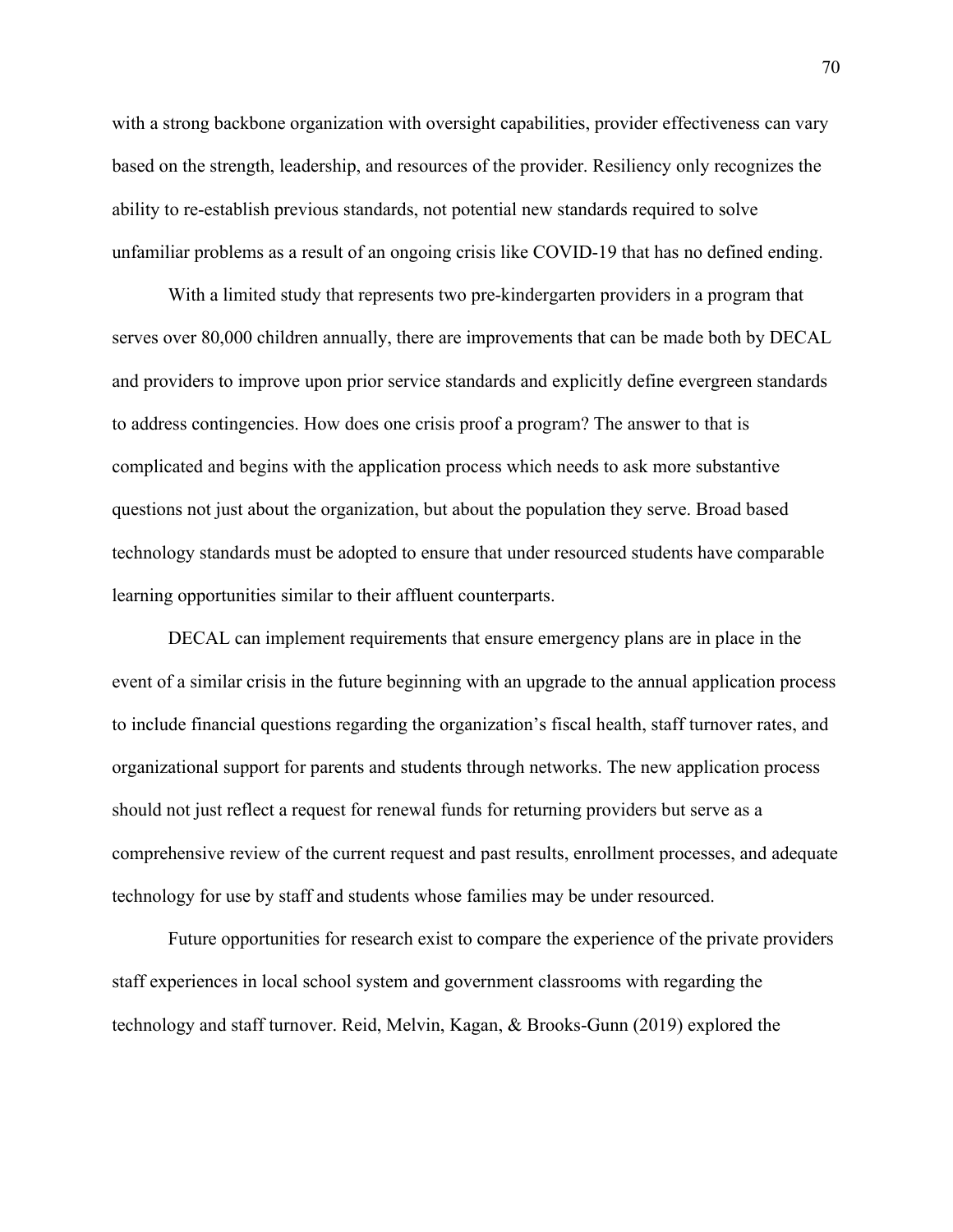with a strong backbone organization with oversight capabilities, provider effectiveness can vary based on the strength, leadership, and resources of the provider. Resiliency only recognizes the ability to re-establish previous standards, not potential new standards required to solve unfamiliar problems as a result of an ongoing crisis like COVID-19 that has no defined ending.

With a limited study that represents two pre-kindergarten providers in a program that serves over 80,000 children annually, there are improvements that can be made both by DECAL and providers to improve upon prior service standards and explicitly define evergreen standards to address contingencies. How does one crisis proof a program? The answer to that is complicated and begins with the application process which needs to ask more substantive questions not just about the organization, but about the population they serve. Broad based technology standards must be adopted to ensure that under resourced students have comparable learning opportunities similar to their affluent counterparts.

DECAL can implement requirements that ensure emergency plans are in place in the event of a similar crisis in the future beginning with an upgrade to the annual application process to include financial questions regarding the organization's fiscal health, staff turnover rates, and organizational support for parents and students through networks. The new application process should not just reflect a request for renewal funds for returning providers but serve as a comprehensive review of the current request and past results, enrollment processes, and adequate technology for use by staff and students whose families may be under resourced.

Future opportunities for research exist to compare the experience of the private providers staff experiences in local school system and government classrooms with regarding the technology and staff turnover. Reid, Melvin, Kagan, & Brooks-Gunn (2019) explored the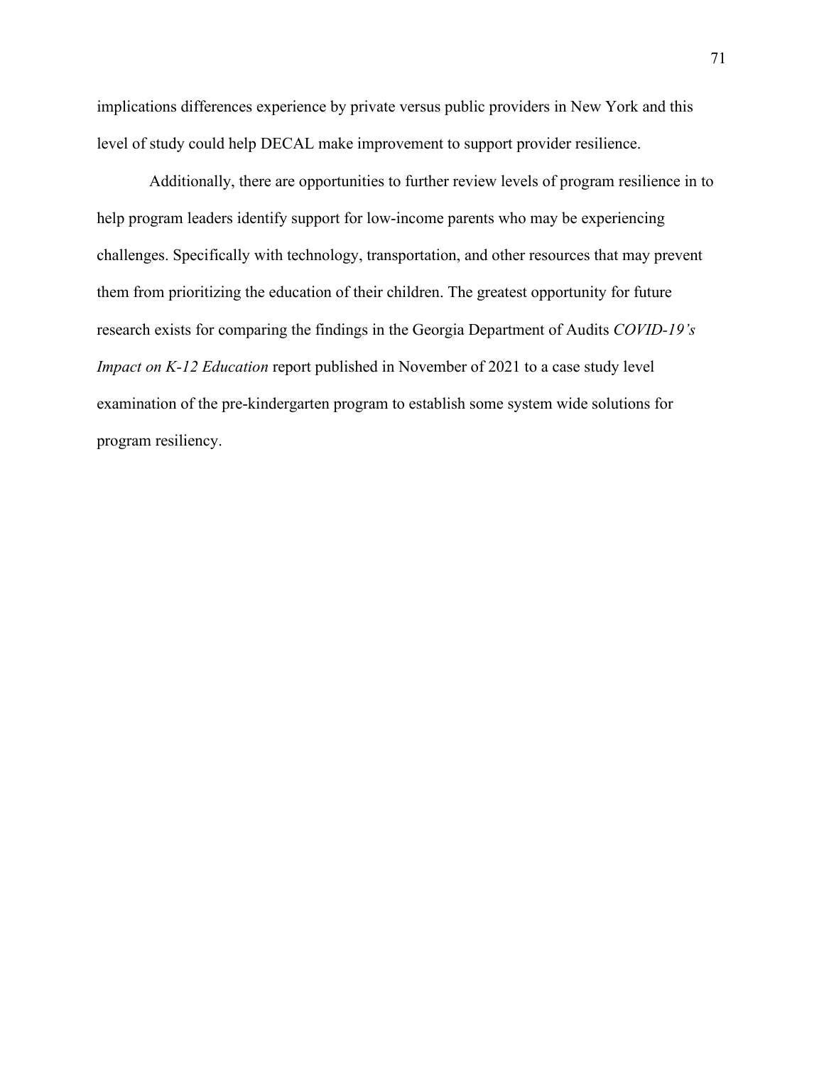implications differences experience by private versus public providers in New York and this level of study could help DECAL make improvement to support provider resilience.

Additionally, there are opportunities to further review levels of program resilience in to help program leaders identify support for low-income parents who may be experiencing challenges. Specifically with technology, transportation, and other resources that may prevent them from prioritizing the education of their children. The greatest opportunity for future research exists for comparing the findings in the Georgia Department of Audits *COVID-19's Impact on K-12 Education* report published in November of 2021 to a case study level examination of the pre-kindergarten program to establish some system wide solutions for program resiliency.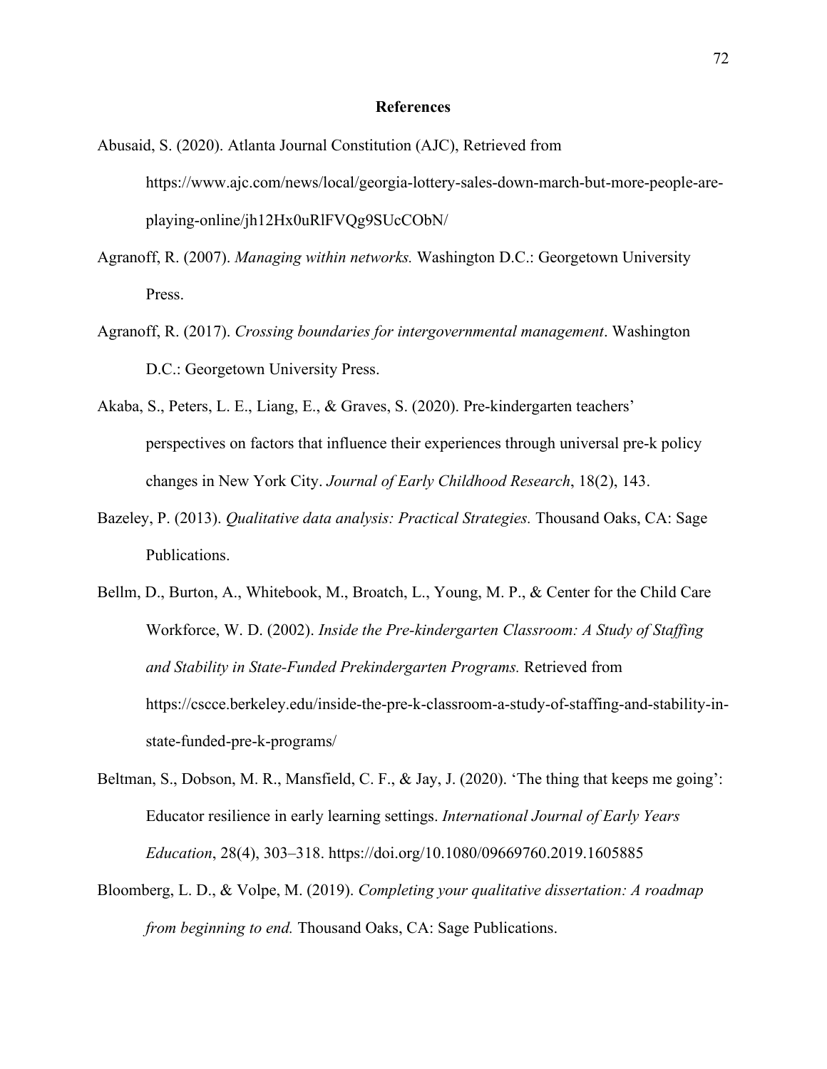# References

Abusaid, S. (2020). Atlanta Journal Constitution (AJC), Retrieved from https://www.ajc.com/news/local/georgia-lottery-sales-down-march-but-more-people-are-playing-online/jh12Hx0uRlFVQg9SUcCObN/

Agranoff, R. (2007). *Managing within networks.* Washington D.C.: Georgetown University Press.

Agranoff, R. (2017). *Crossing boundaries for intergovernmental management*. Washington D.C.: Georgetown University Press.

Akaba, S., Peters, L. E., Liang, E., & Graves, S. (2020). Pre-kindergarten teachers' perspectives on factors that influence their experiences through universal pre-k policy changes in New York City. *Journal of Early Childhood Research*, 18(2), 143.

Bazeley, P. (2013). *Qualitative data analysis: Practical Strategies.* Thousand Oaks, CA: Sage Publications.

Bellm, D., Burton, A., Whitebook, M., Broatch, L., Young, M. P., & Center for the Child Care Workforce, W. D. (2002). *Inside the Pre-kindergarten Classroom: A Study of Staffing and Stability in State-Funded Prekindergarten Programs.* Retrieved from https://cscce.berkeley.edu/inside-the-pre-k-classroom-a-study-of-staffing-and-stability-in-state-funded-pre-k-programs/

Beltman, S., Dobson, M. R., Mansfield, C. F., & Jay, J. (2020). 'The thing that keeps me going': Educator resilience in early learning settings. *International Journal of Early Years Education*, 28(4), 303–318. https://doi.org/10.1080/09669760.2019.1605885

Bloomberg, L. D., & Volpe, M. (2019). *Completing your qualitative dissertation: A roadmap from beginning to end.* Thousand Oaks, CA: Sage Publications.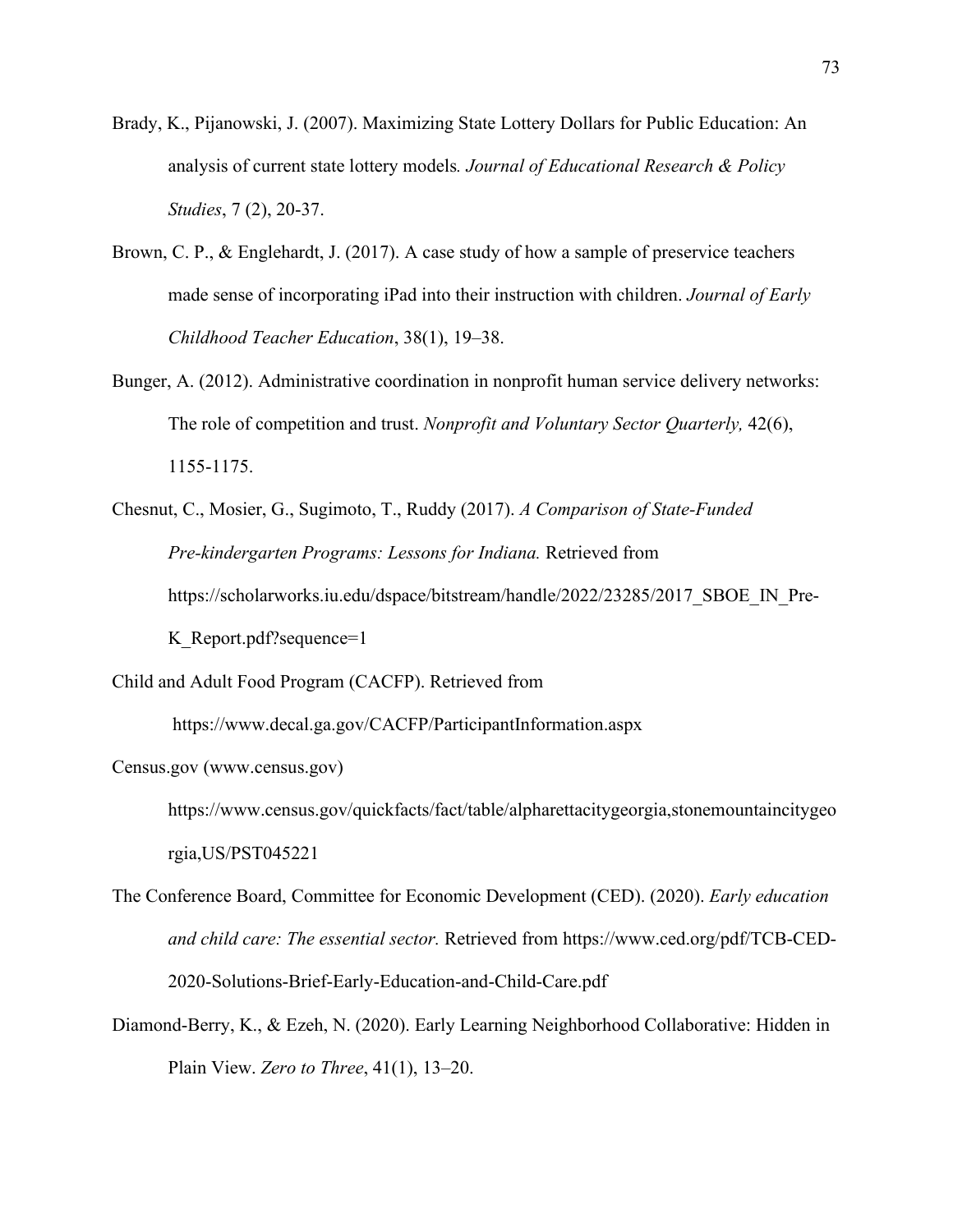Brady, K., Pijanowski, J. (2007). Maximizing State Lottery Dollars for Public Education: An analysis of current state lottery models*.* *Journal of Educational Research & Policy Studies*, 7 (2), 20-37.

Brown, C. P., & Englehardt, J. (2017). A case study of how a sample of preservice teachers made sense of incorporating iPad into their instruction with children. *Journal of Early Childhood Teacher Education*, 38(1), 19–38.

Bunger, A. (2012). Administrative coordination in nonprofit human service delivery networks: The role of competition and trust. *Nonprofit and Voluntary Sector Quarterly,* 42(6), 1155-1175.

Chesnut, C., Mosier, G., Sugimoto, T., Ruddy (2017). *A Comparison of State-Funded Pre-kindergarten Programs: Lessons for Indiana.* Retrieved from https://scholarworks.iu.edu/dspace/bitstream/handle/2022/23285/2017_SBOE_IN_Pre-K_Report.pdf?sequence=1

Child and Adult Food Program (CACFP). Retrieved from https://www.decal.ga.gov/CACFP/ParticipantInformation.aspx

Census.gov (www.census.gov) https://www.census.gov/quickfacts/fact/table/alpharettacitygeorgia,stonemountaincitygeorgia,US/PST045221

The Conference Board, Committee for Economic Development (CED). (2020). *Early education and child care: The essential sector.* Retrieved from https://www.ced.org/pdf/TCB-CED-2020-Solutions-Brief-Early-Education-and-Child-Care.pdf

Diamond-Berry, K., & Ezeh, N. (2020). Early Learning Neighborhood Collaborative: Hidden in Plain View. *Zero to Three*, 41(1), 13–20.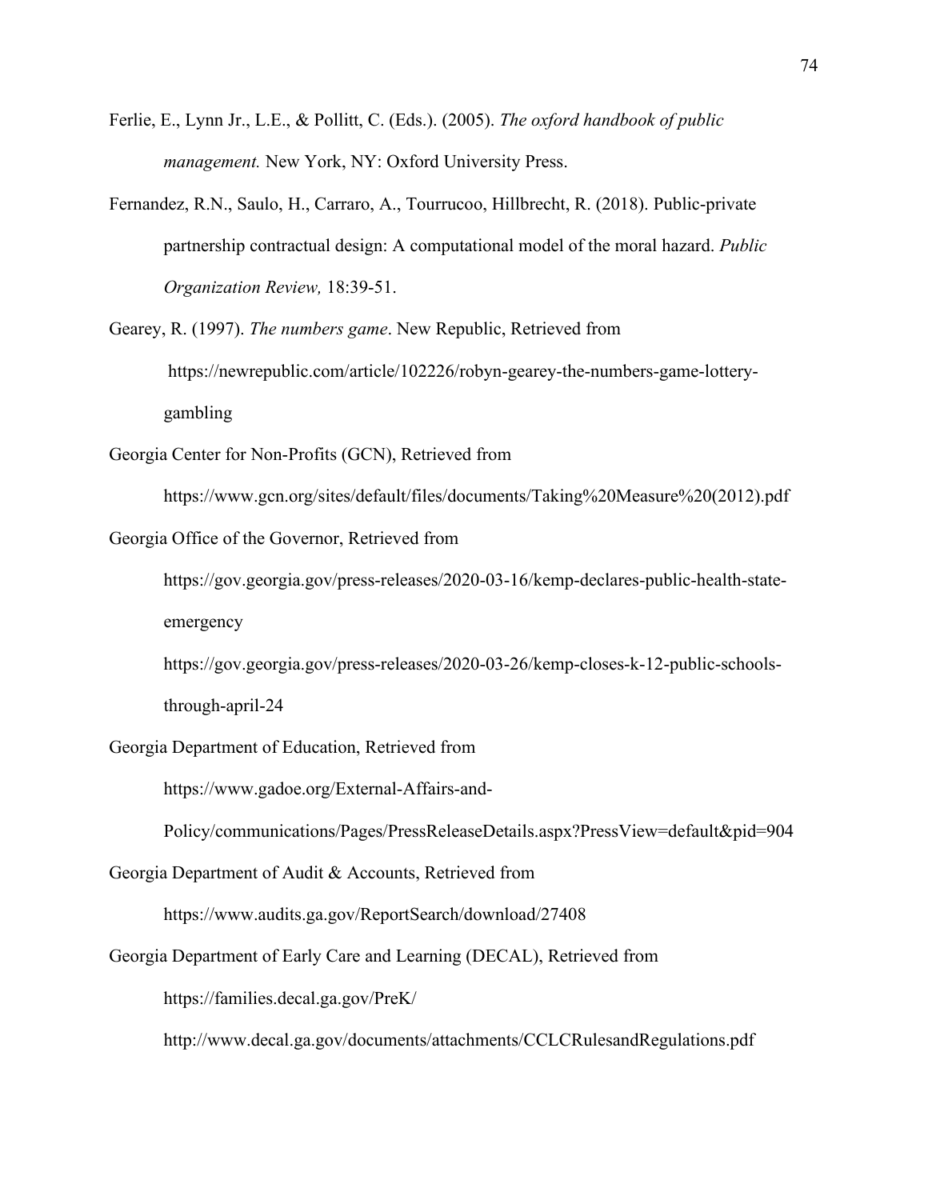Ferlie, E., Lynn Jr., L.E., & Pollitt, C. (Eds.). (2005). *The oxford handbook of public management.* New York, NY: Oxford University Press.

Fernandez, R.N., Saulo, H., Carraro, A., Tourrucoo, Hillbrecht, R. (2018). Public-private partnership contractual design: A computational model of the moral hazard. *Public Organization Review,* 18:39-51.

Gearey, R. (1997). *The numbers game*. New Republic, Retrieved from https://newrepublic.com/article/102226/robyn-gearey-the-numbers-game-lottery-gambling

Georgia Center for Non-Profits (GCN), Retrieved from https://www.gcn.org/sites/default/files/documents/Taking%20Measure%20(2012).pdf

Georgia Office of the Governor, Retrieved from

https://gov.georgia.gov/press-releases/2020-03-16/kemp-declares-public-health-state-emergency

https://gov.georgia.gov/press-releases/2020-03-26/kemp-closes-k-12-public-schools-through-april-24

Georgia Department of Education, Retrieved from

https://www.gadoe.org/External-Affairs-and-Policy/communications/Pages/PressReleaseDetails.aspx?PressView=default&pid=904

Georgia Department of Audit & Accounts, Retrieved from

https://www.audits.ga.gov/ReportSearch/download/27408

Georgia Department of Early Care and Learning (DECAL), Retrieved from

https://families.decal.ga.gov/PreK/

http://www.decal.ga.gov/documents/attachments/CCLCRulesandRegulations.pdf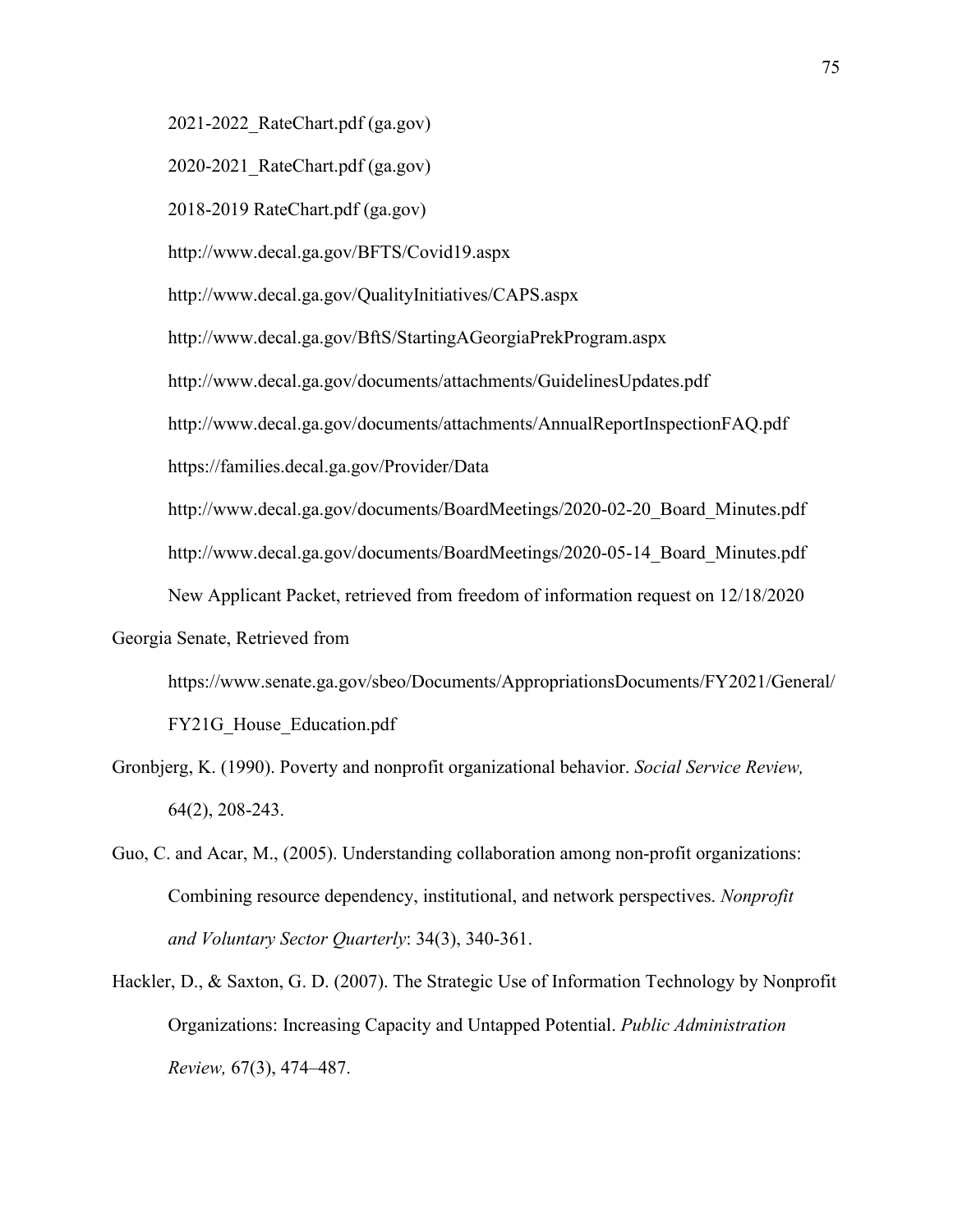2021-2022_RateChart.pdf (ga.gov)

2020-2021_RateChart.pdf (ga.gov)

2018-2019 RateChart.pdf (ga.gov)

http://www.decal.ga.gov/BFTS/Covid19.aspx

http://www.decal.ga.gov/QualityInitiatives/CAPS.aspx

http://www.decal.ga.gov/BftS/StartingAGeorgiaPrekProgram.aspx

http://www.decal.ga.gov/documents/attachments/GuidelinesUpdates.pdf

http://www.decal.ga.gov/documents/attachments/AnnualReportInspectionFAQ.pdf

https://families.decal.ga.gov/Provider/Data

http://www.decal.ga.gov/documents/BoardMeetings/2020-02-20_Board_Minutes.pdf

http://www.decal.ga.gov/documents/BoardMeetings/2020-05-14_Board_Minutes.pdf

New Applicant Packet, retrieved from freedom of information request on 12/18/2020

Georgia Senate, Retrieved from https://www.senate.ga.gov/sbeo/Documents/AppropriationsDocuments/FY2021/General/FY21G_House_Education.pdf

Gronbjerg, K. (1990). Poverty and nonprofit organizational behavior. *Social Service Review,* 64(2), 208-243.

Guo, C. and Acar, M., (2005). Understanding collaboration among non-profit organizations: Combining resource dependency, institutional, and network perspectives. *Nonprofit and Voluntary Sector Quarterly*: 34(3), 340-361.

Hackler, D., & Saxton, G. D. (2007). The Strategic Use of Information Technology by Nonprofit Organizations: Increasing Capacity and Untapped Potential. *Public Administration Review,* 67(3), 474–487.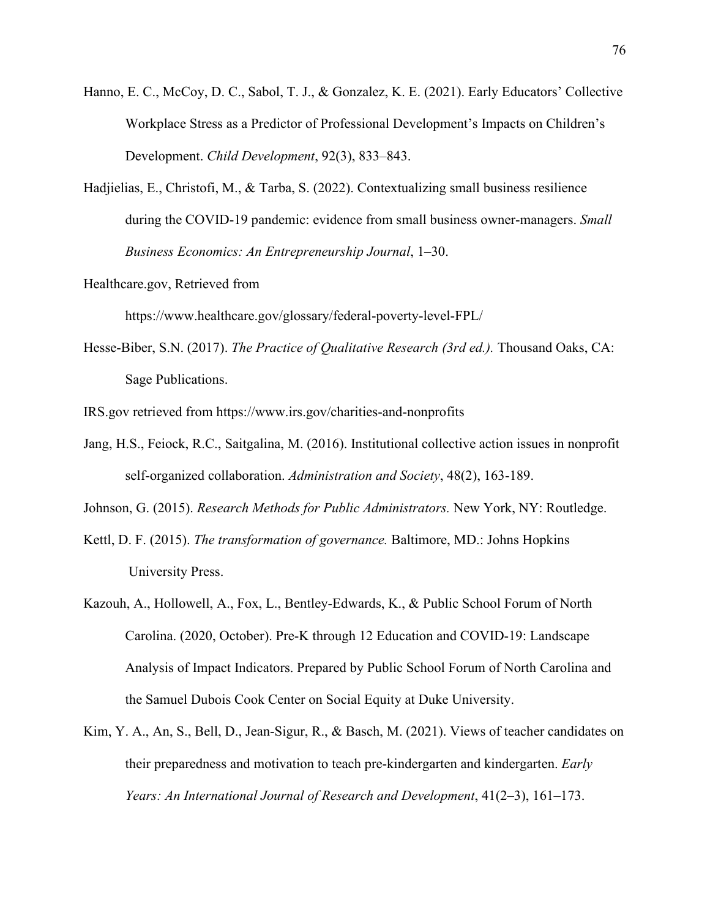Hanno, E. C., McCoy, D. C., Sabol, T. J., & Gonzalez, K. E. (2021). Early Educators' Collective Workplace Stress as a Predictor of Professional Development's Impacts on Children's Development. *Child Development*, 92(3), 833–843.

Hadjielias, E., Christofi, M., & Tarba, S. (2022). Contextualizing small business resilience during the COVID-19 pandemic: evidence from small business owner-managers. *Small Business Economics: An Entrepreneurship Journal*, 1–30.

Healthcare.gov, Retrieved from https://www.healthcare.gov/glossary/federal-poverty-level-FPL/

Hesse-Biber, S.N. (2017). *The Practice of Qualitative Research (3rd ed.).* Thousand Oaks, CA: Sage Publications.

IRS.gov retrieved from https://www.irs.gov/charities-and-nonprofits

Jang, H.S., Feiock, R.C., Saitgalina, M. (2016). Institutional collective action issues in nonprofit self-organized collaboration. *Administration and Society*, 48(2), 163-189.

Johnson, G. (2015). *Research Methods for Public Administrators.* New York, NY: Routledge.

Kettl, D. F. (2015). *The transformation of governance.* Baltimore, MD.: Johns Hopkins University Press.

Kazouh, A., Hollowell, A., Fox, L., Bentley-Edwards, K., & Public School Forum of North Carolina. (2020, October). Pre-K through 12 Education and COVID-19: Landscape Analysis of Impact Indicators. Prepared by Public School Forum of North Carolina and the Samuel Dubois Cook Center on Social Equity at Duke University.

Kim, Y. A., An, S., Bell, D., Jean-Sigur, R., & Basch, M. (2021). Views of teacher candidates on their preparedness and motivation to teach pre-kindergarten and kindergarten. *Early Years: An International Journal of Research and Development*, 41(2–3), 161–173.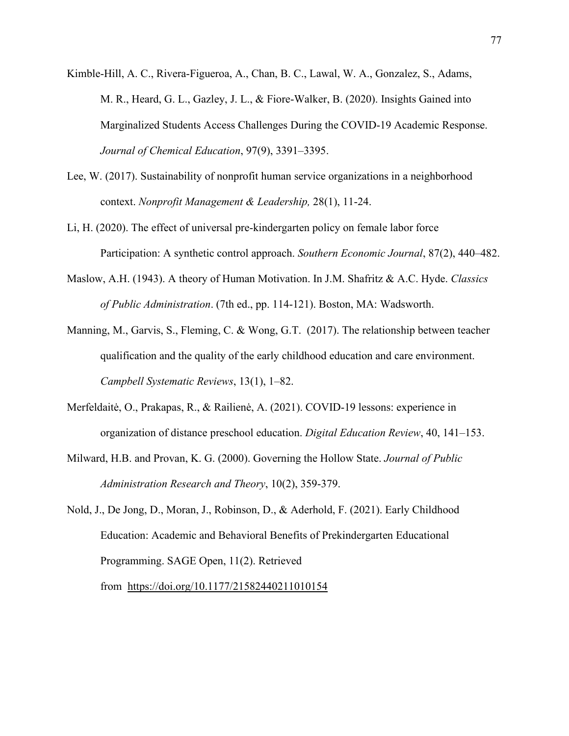Kimble-Hill, A. C., Rivera-Figueroa, A., Chan, B. C., Lawal, W. A., Gonzalez, S., Adams, M. R., Heard, G. L., Gazley, J. L., & Fiore-Walker, B. (2020). Insights Gained into Marginalized Students Access Challenges During the COVID-19 Academic Response. *Journal of Chemical Education*, 97(9), 3391–3395.

Lee, W. (2017). Sustainability of nonprofit human service organizations in a neighborhood context. *Nonprofit Management & Leadership,* 28(1), 11-24.

Li, H. (2020). The effect of universal pre-kindergarten policy on female labor force Participation: A synthetic control approach. *Southern Economic Journal*, 87(2), 440–482.

Maslow, A.H. (1943). A theory of Human Motivation. In J.M. Shafritz & A.C. Hyde. *Classics of Public Administration*. (7th ed., pp. 114-121). Boston, MA: Wadsworth.

Manning, M., Garvis, S., Fleming, C. & Wong, G.T. (2017). The relationship between teacher qualification and the quality of the early childhood education and care environment. *Campbell Systematic Reviews*, 13(1), 1–82.

Merfeldaitė, O., Prakapas, R., & Railienė, A. (2021). COVID-19 lessons: experience in organization of distance preschool education. *Digital Education Review*, 40, 141–153.

Milward, H.B. and Provan, K. G. (2000). Governing the Hollow State. *Journal of Public Administration Research and Theory*, 10(2), 359-379.

Nold, J., De Jong, D., Moran, J., Robinson, D., & Aderhold, F. (2021). Early Childhood Education: Academic and Behavioral Benefits of Prekindergarten Educational Programming. SAGE Open, 11(2). Retrieved from https://doi.org/10.1177/21582440211010154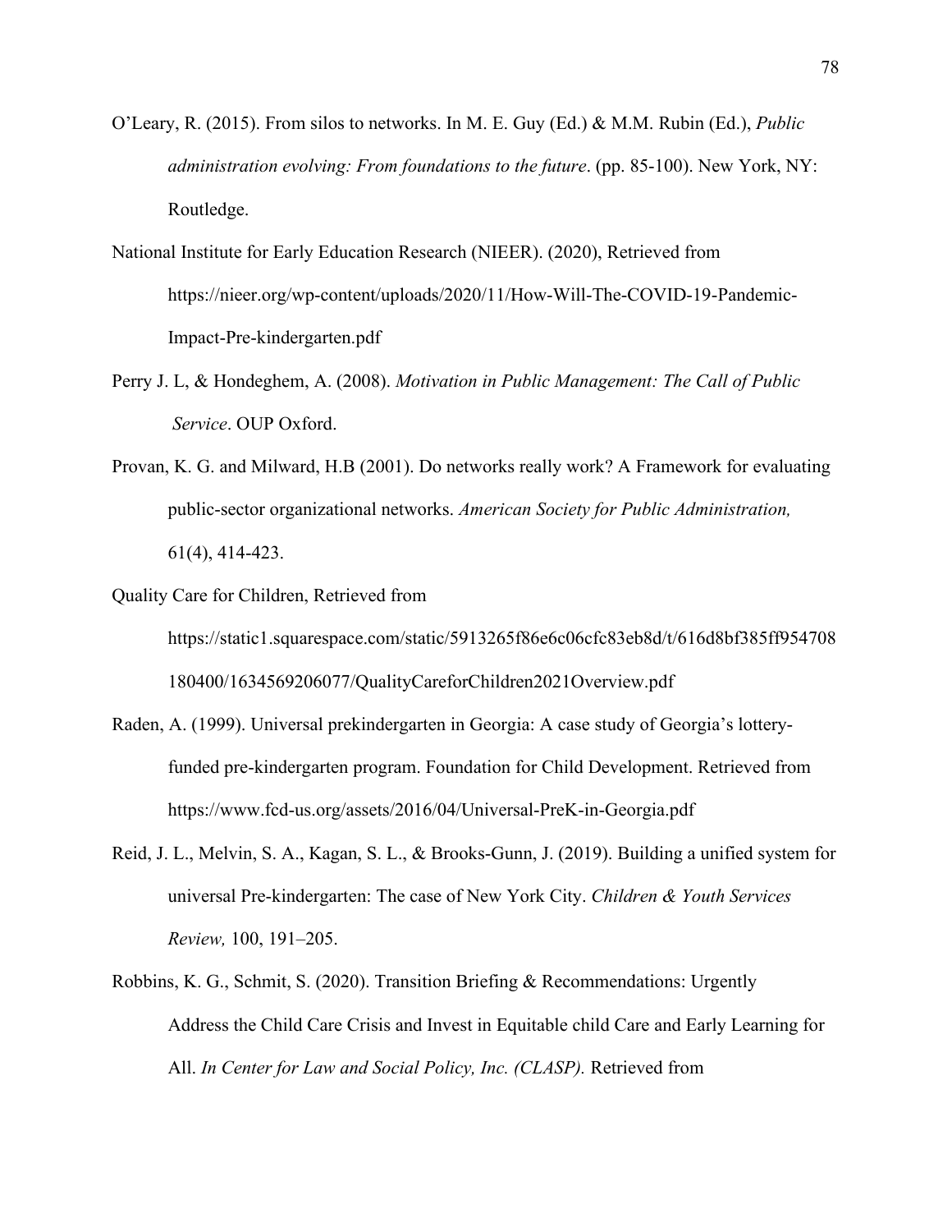O'Leary, R. (2015). From silos to networks. In M. E. Guy (Ed.) & M.M. Rubin (Ed.), *Public administration evolving: From foundations to the future*. (pp. 85-100). New York, NY: Routledge.

National Institute for Early Education Research (NIEER). (2020), Retrieved from https://nieer.org/wp-content/uploads/2020/11/How-Will-The-COVID-19-Pandemic-Impact-Pre-kindergarten.pdf

Perry J. L, & Hondeghem, A. (2008). *Motivation in Public Management: The Call of Public Service*. OUP Oxford.

Provan, K. G. and Milward, H.B (2001). Do networks really work? A Framework for evaluating public-sector organizational networks. *American Society for Public Administration,* 61(4), 414-423.

Quality Care for Children, Retrieved from https://static1.squarespace.com/static/5913265f86e6c06cfc83eb8d/t/616d8bf385ff954708180400/1634569206077/QualityCareforChildren2021Overview.pdf

Raden, A. (1999). Universal prekindergarten in Georgia: A case study of Georgia's lottery-funded pre-kindergarten program. Foundation for Child Development. Retrieved from https://www.fcd-us.org/assets/2016/04/Universal-PreK-in-Georgia.pdf

Reid, J. L., Melvin, S. A., Kagan, S. L., & Brooks-Gunn, J. (2019). Building a unified system for universal Pre-kindergarten: The case of New York City. *Children & Youth Services Review,* 100, 191–205.

Robbins, K. G., Schmit, S. (2020). Transition Briefing & Recommendations: Urgently Address the Child Care Crisis and Invest in Equitable child Care and Early Learning for All. *In Center for Law and Social Policy, Inc. (CLASP).* Retrieved from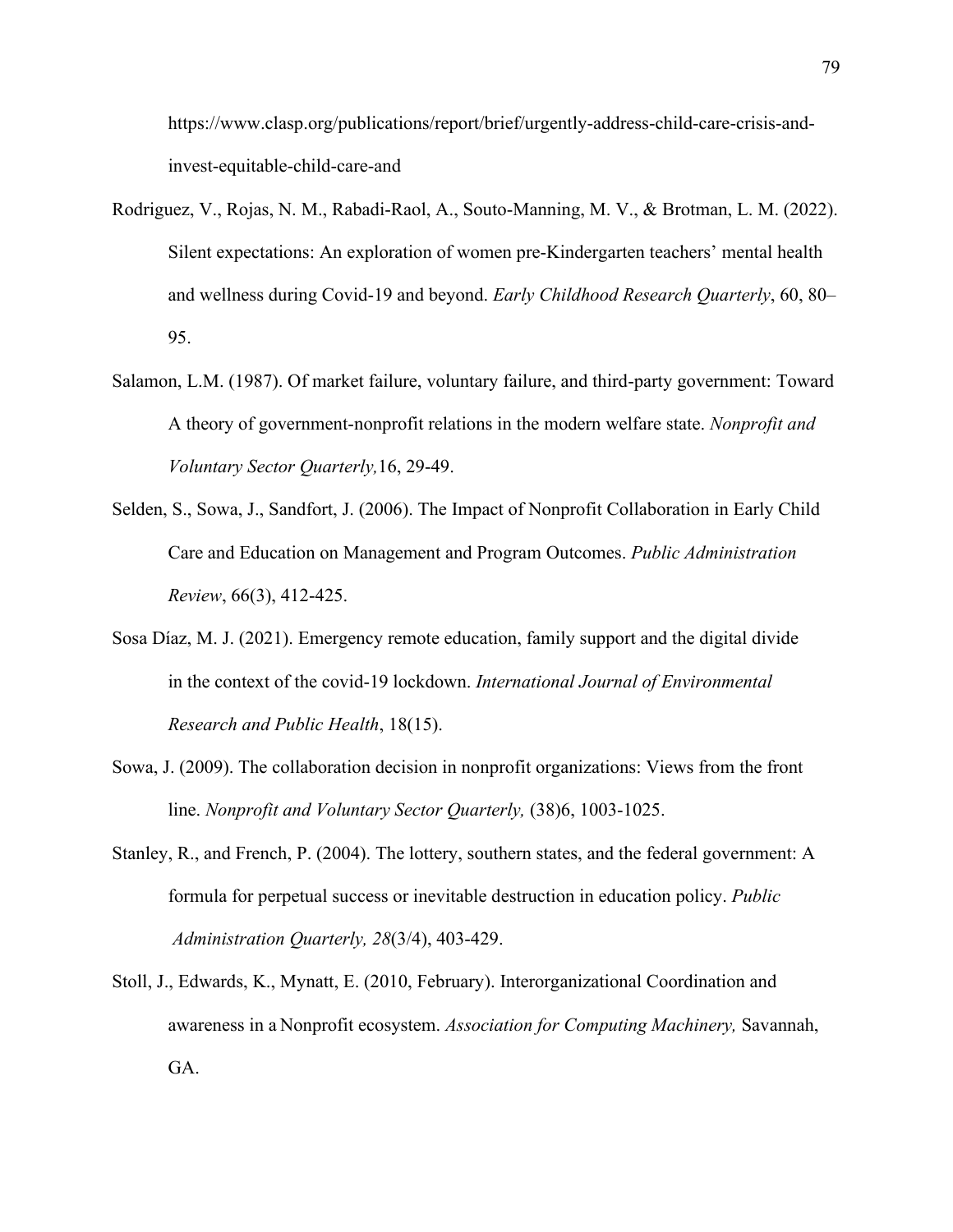https://www.clasp.org/publications/report/brief/urgently-address-child-care-crisis-and-invest-equitable-child-care-and

Rodriguez, V., Rojas, N. M., Rabadi-Raol, A., Souto-Manning, M. V., & Brotman, L. M. (2022). Silent expectations: An exploration of women pre-Kindergarten teachers' mental health and wellness during Covid-19 and beyond. *Early Childhood Research Quarterly*, 60, 80–95.

Salamon, L.M. (1987). Of market failure, voluntary failure, and third-party government: Toward A theory of government-nonprofit relations in the modern welfare state. *Nonprofit and Voluntary Sector Quarterly,*16, 29-49.

Selden, S., Sowa, J., Sandfort, J. (2006). The Impact of Nonprofit Collaboration in Early Child Care and Education on Management and Program Outcomes. *Public Administration Review*, 66(3), 412-425.

Sosa Díaz, M. J. (2021). Emergency remote education, family support and the digital divide in the context of the covid-19 lockdown. *International Journal of Environmental Research and Public Health*, 18(15).

Sowa, J. (2009). The collaboration decision in nonprofit organizations: Views from the front line. *Nonprofit and Voluntary Sector Quarterly,* (38)6, 1003-1025.

Stanley, R., and French, P. (2004). The lottery, southern states, and the federal government: A formula for perpetual success or inevitable destruction in education policy. *Public Administration Quarterly, 28*(3/4), 403-429.

Stoll, J., Edwards, K., Mynatt, E. (2010, February). Interorganizational Coordination and awareness in a Nonprofit ecosystem. *Association for Computing Machinery,* Savannah, GA.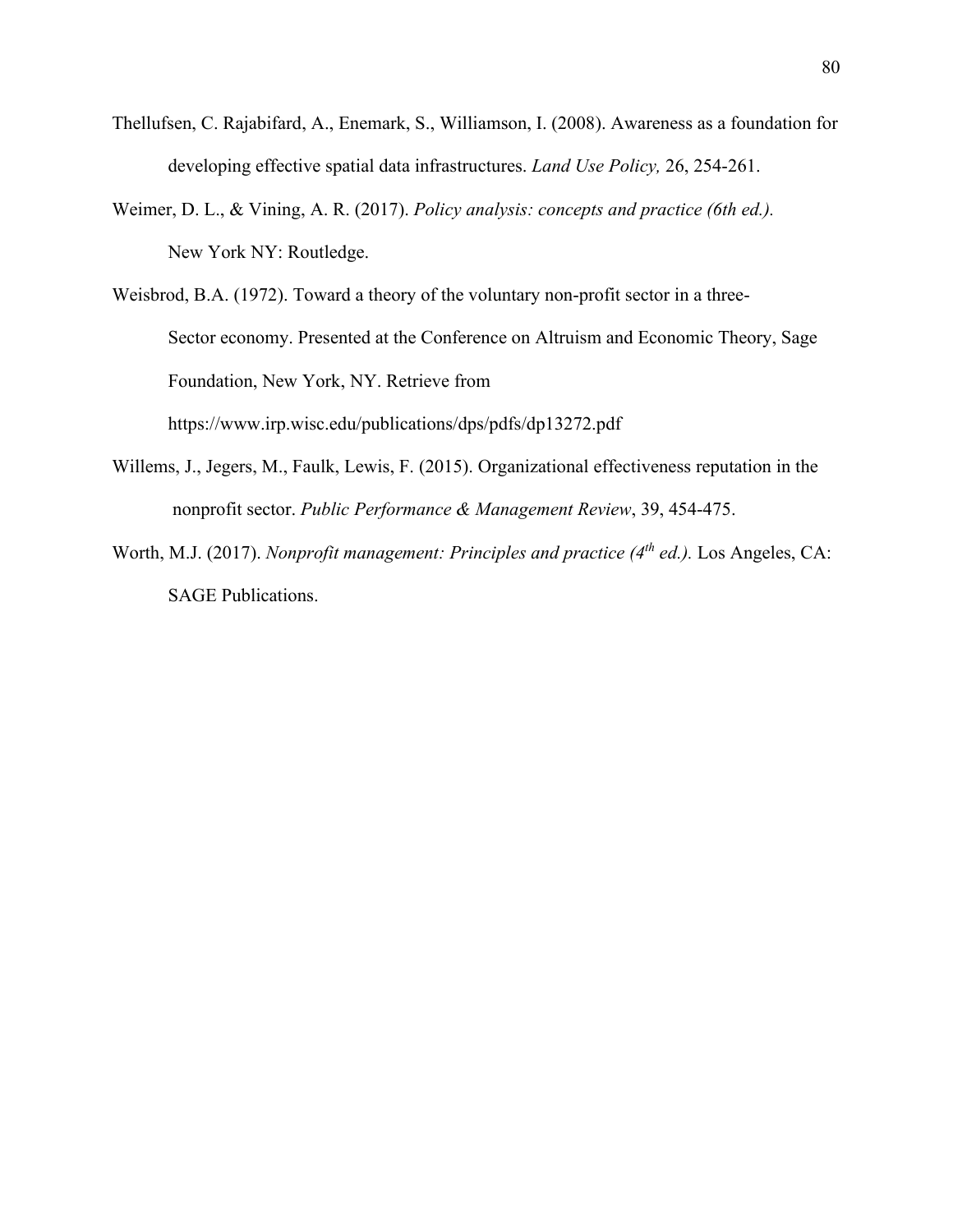Thellufsen, C. Rajabifard, A., Enemark, S., Williamson, I. (2008). Awareness as a foundation for developing effective spatial data infrastructures. *Land Use Policy,* 26, 254-261.

Weimer, D. L., & Vining, A. R. (2017). *Policy analysis: concepts and practice (6th ed.).* New York NY: Routledge.

Weisbrod, B.A. (1972). Toward a theory of the voluntary non-profit sector in a three-Sector economy. Presented at the Conference on Altruism and Economic Theory, Sage Foundation, New York, NY. Retrieve from https://www.irp.wisc.edu/publications/dps/pdfs/dp13272.pdf

Willems, J., Jegers, M., Faulk, Lewis, F. (2015). Organizational effectiveness reputation in the nonprofit sector. *Public Performance & Management Review*, 39, 454-475.

Worth, M.J. (2017). *Nonprofit management: Principles and practice (4th ed.).* Los Angeles, CA: SAGE Publications.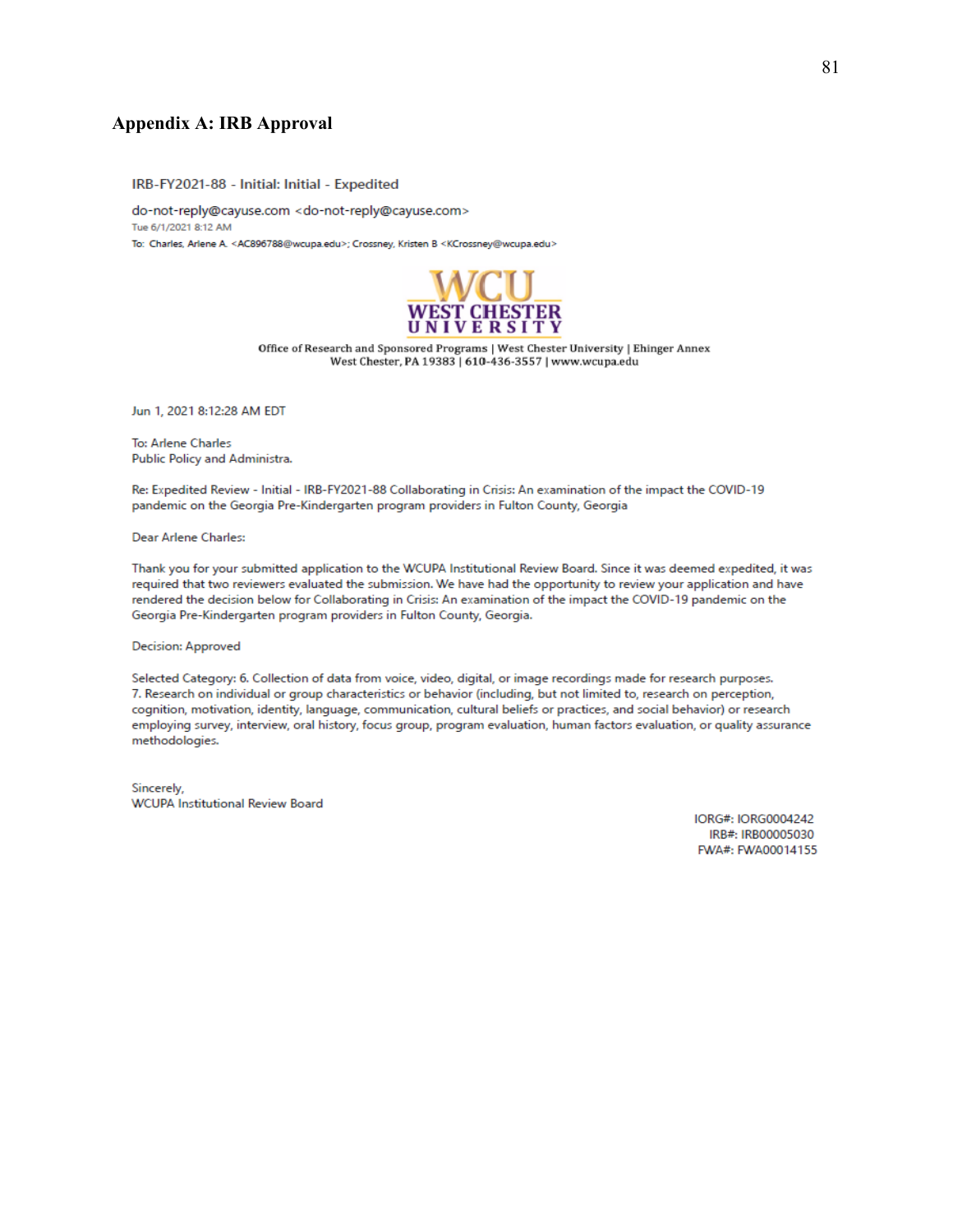## Appendix A: IRB Approval

IRB-FY2021-88 - Initial: Initial - Expedited

do-not-reply@cayuse.com <do-not-reply@cayuse.com>
Tue 6/1/2021 8:12 AM
To: Charles, Arlene A. <AC896788@wcupa.edu>; Crossney, Kristen B <KCrossney@wcupa.edu>

WCU WEST CHESTER UNIVERSITY

Office of Research and Sponsored Programs | West Chester University | Ehinger Annex
West Chester, PA 19383 | 610-436-3557 | www.wcupa.edu

Jun 1, 2021 8:12:28 AM EDT

To: Arlene Charles
Public Policy and Administra.

Re: Expedited Review - Initial - IRB-FY2021-88 Collaborating in Crisis: An examination of the impact the COVID-19 pandemic on the Georgia Pre-Kindergarten program providers in Fulton County, Georgia

Dear Arlene Charles:

Thank you for your submitted application to the WCUPA Institutional Review Board. Since it was deemed expedited, it was required that two reviewers evaluated the submission. We have had the opportunity to review your application and have rendered the decision below for Collaborating in Crisis: An examination of the impact the COVID-19 pandemic on the Georgia Pre-Kindergarten program providers in Fulton County, Georgia.

Decision: Approved

Selected Category: 6. Collection of data from voice, video, digital, or image recordings made for research purposes.
7. Research on individual or group characteristics or behavior (including, but not limited to, research on perception, cognition, motivation, identity, language, communication, cultural beliefs or practices, and social behavior) or research employing survey, interview, oral history, focus group, program evaluation, human factors evaluation, or quality assurance methodologies.

Sincerely,
WCUPA Institutional Review Board

IORG#: IORG0004242
IRB#: IRB00005030
FWA#: FWA00014155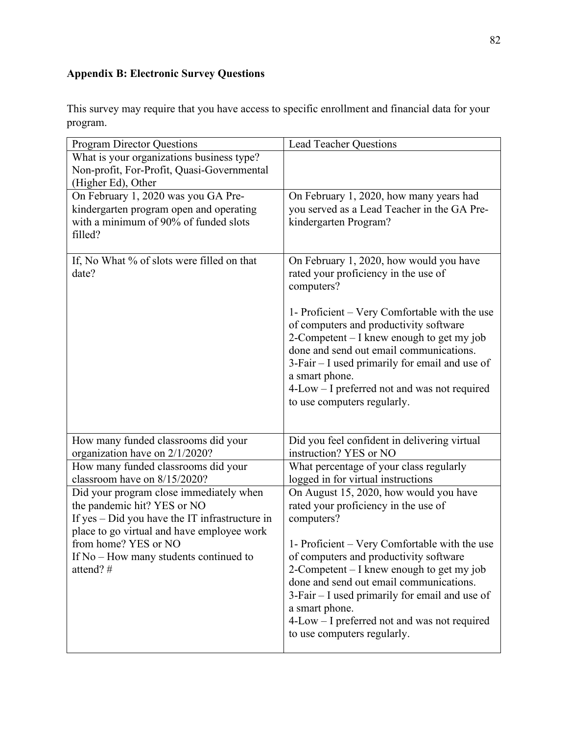**Appendix B: Electronic Survey Questions**

This survey may require that you have access to specific enrollment and financial data for your program.

| Program Director Questions | Lead Teacher Questions |
|---|---|
| What is your organizations business type? Non-profit, For-Profit, Quasi-Governmental (Higher Ed), Other | |
| On February 1, 2020 was you GA Pre-kindergarten program open and operating with a minimum of 90% of funded slots filled? | On February 1, 2020, how many years had you served as a Lead Teacher in the GA Pre-kindergarten Program? |
| If, No What % of slots were filled on that date? | On February 1, 2020, how would you have rated your proficiency in the use of computers?<br><br>1- Proficient – Very Comfortable with the use of computers and productivity software<br>2-Competent – I knew enough to get my job done and send out email communications.<br>3-Fair – I used primarily for email and use of a smart phone.<br>4-Low – I preferred not and was not required to use computers regularly. |
| How many funded classrooms did your organization have on 2/1/2020? | Did you feel confident in delivering virtual instruction? YES or NO |
| How many funded classrooms did your classroom have on 8/15/2020? | What percentage of your class regularly logged in for virtual instructions |
| Did your program close immediately when the pandemic hit? YES or NO<br>If yes – Did you have the IT infrastructure in place to go virtual and have employee work from home? YES or NO<br>If No – How many students continued to attend? # | On August 15, 2020, how would you have rated your proficiency in the use of computers?<br><br>1- Proficient – Very Comfortable with the use of computers and productivity software<br>2-Competent – I knew enough to get my job done and send out email communications.<br>3-Fair – I used primarily for email and use of a smart phone.<br>4-Low – I preferred not and was not required to use computers regularly. |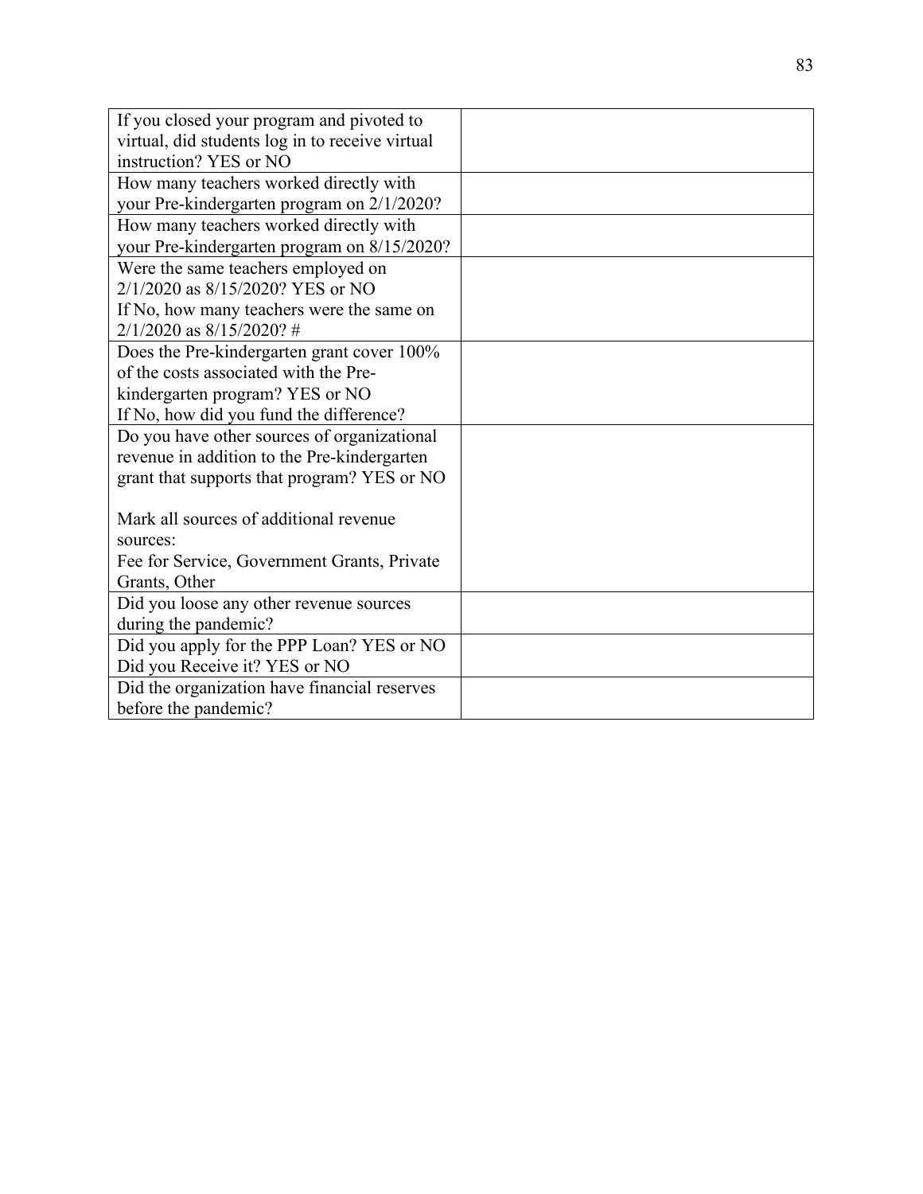| | |
|---|---|
| If you closed your program and pivoted to virtual, did students log in to receive virtual instruction? YES or NO | |
| How many teachers worked directly with your Pre-kindergarten program on 2/1/2020? | |
| How many teachers worked directly with your Pre-kindergarten program on 8/15/2020? | |
| Were the same teachers employed on 2/1/2020 as 8/15/2020? YES or NO<br>If No, how many teachers were the same on 2/1/2020 as 8/15/2020? # | |
| Does the Pre-kindergarten grant cover 100% of the costs associated with the Pre-kindergarten program? YES or NO<br>If No, how did you fund the difference? | |
| Do you have other sources of organizational revenue in addition to the Pre-kindergarten grant that supports that program? YES or NO<br><br>Mark all sources of additional revenue sources:<br>Fee for Service, Government Grants, Private Grants, Other | |
| Did you loose any other revenue sources during the pandemic? | |
| Did you apply for the PPP Loan? YES or NO<br>Did you Receive it? YES or NO | |
| Did the organization have financial reserves before the pandemic? | |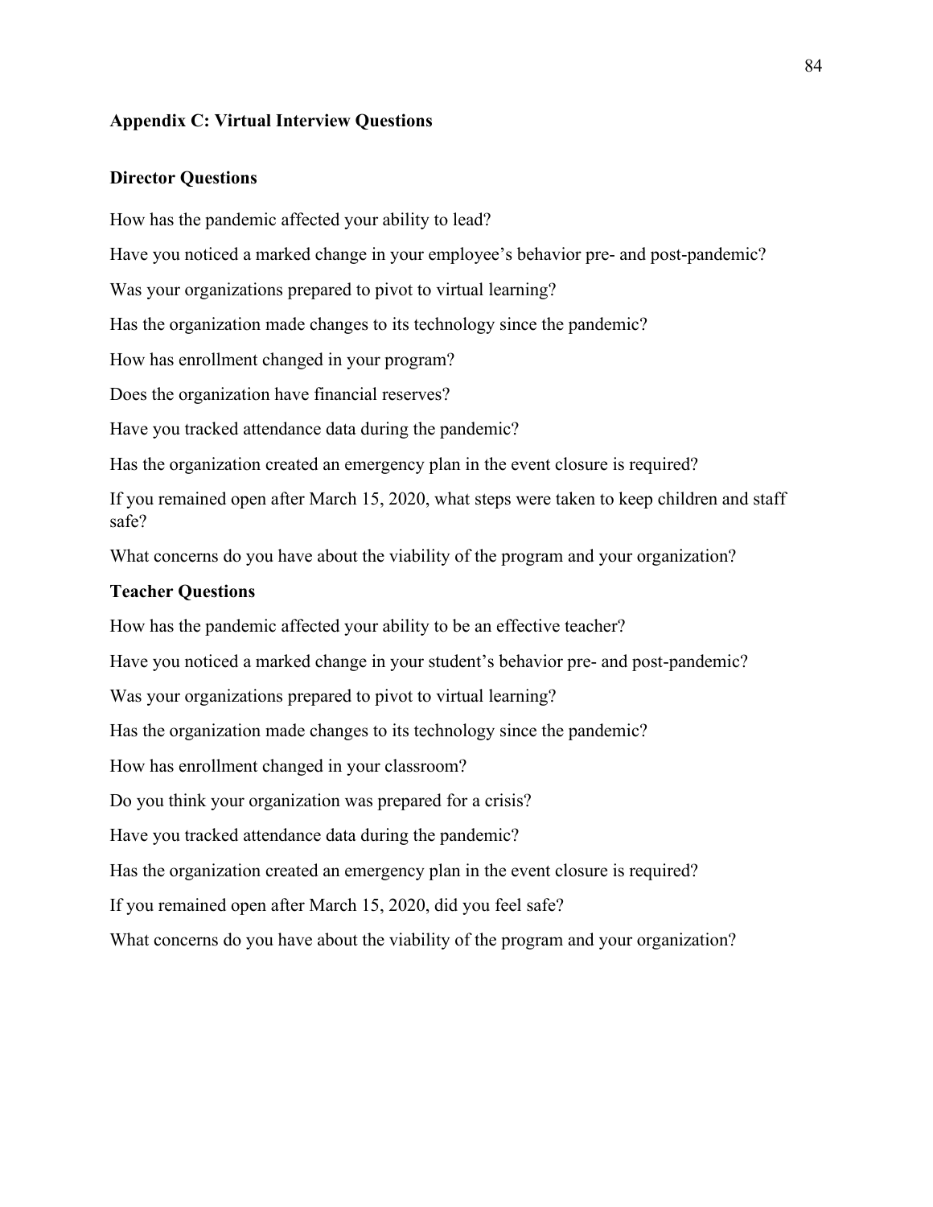## Appendix C: Virtual Interview Questions

### Director Questions

How has the pandemic affected your ability to lead?

Have you noticed a marked change in your employee's behavior pre- and post-pandemic?

Was your organizations prepared to pivot to virtual learning?

Has the organization made changes to its technology since the pandemic?

How has enrollment changed in your program?

Does the organization have financial reserves?

Have you tracked attendance data during the pandemic?

Has the organization created an emergency plan in the event closure is required?

If you remained open after March 15, 2020, what steps were taken to keep children and staff safe?

What concerns do you have about the viability of the program and your organization?

### Teacher Questions

How has the pandemic affected your ability to be an effective teacher?

Have you noticed a marked change in your student's behavior pre- and post-pandemic?

Was your organizations prepared to pivot to virtual learning?

Has the organization made changes to its technology since the pandemic?

How has enrollment changed in your classroom?

Do you think your organization was prepared for a crisis?

Have you tracked attendance data during the pandemic?

Has the organization created an emergency plan in the event closure is required?

If you remained open after March 15, 2020, did you feel safe?

What concerns do you have about the viability of the program and your organization?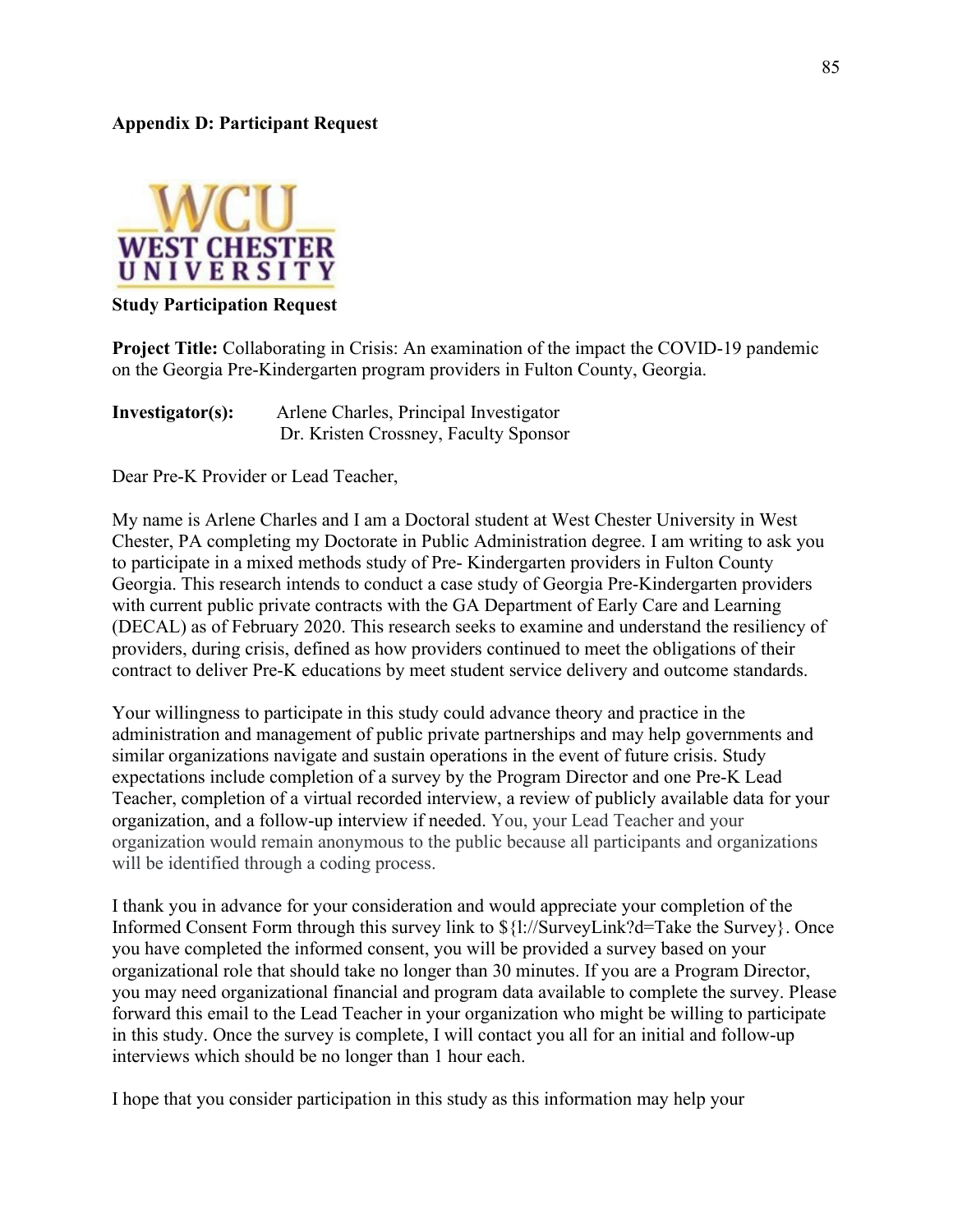**Appendix D: Participant Request**

WCU
WEST CHESTER
UNIVERSITY

**Study Participation Request**

**Project Title:** Collaborating in Crisis: An examination of the impact the COVID-19 pandemic on the Georgia Pre-Kindergarten program providers in Fulton County, Georgia.

**Investigator(s):** Arlene Charles, Principal Investigator
Dr. Kristen Crossney, Faculty Sponsor

Dear Pre-K Provider or Lead Teacher,

My name is Arlene Charles and I am a Doctoral student at West Chester University in West Chester, PA completing my Doctorate in Public Administration degree. I am writing to ask you to participate in a mixed methods study of Pre- Kindergarten providers in Fulton County Georgia. This research intends to conduct a case study of Georgia Pre-Kindergarten providers with current public private contracts with the GA Department of Early Care and Learning (DECAL) as of February 2020. This research seeks to examine and understand the resiliency of providers, during crisis, defined as how providers continued to meet the obligations of their contract to deliver Pre-K educations by meet student service delivery and outcome standards.

Your willingness to participate in this study could advance theory and practice in the administration and management of public private partnerships and may help governments and similar organizations navigate and sustain operations in the event of future crisis. Study expectations include completion of a survey by the Program Director and one Pre-K Lead Teacher, completion of a virtual recorded interview, a review of publicly available data for your organization, and a follow-up interview if needed. You, your Lead Teacher and your organization would remain anonymous to the public because all participants and organizations will be identified through a coding process.

I thank you in advance for your consideration and would appreciate your completion of the Informed Consent Form through this survey link to ${l://SurveyLink?d=Take the Survey}. Once you have completed the informed consent, you will be provided a survey based on your organizational role that should take no longer than 30 minutes. If you are a Program Director, you may need organizational financial and program data available to complete the survey. Please forward this email to the Lead Teacher in your organization who might be willing to participate in this study. Once the survey is complete, I will contact you all for an initial and follow-up interviews which should be no longer than 1 hour each.

I hope that you consider participation in this study as this information may help your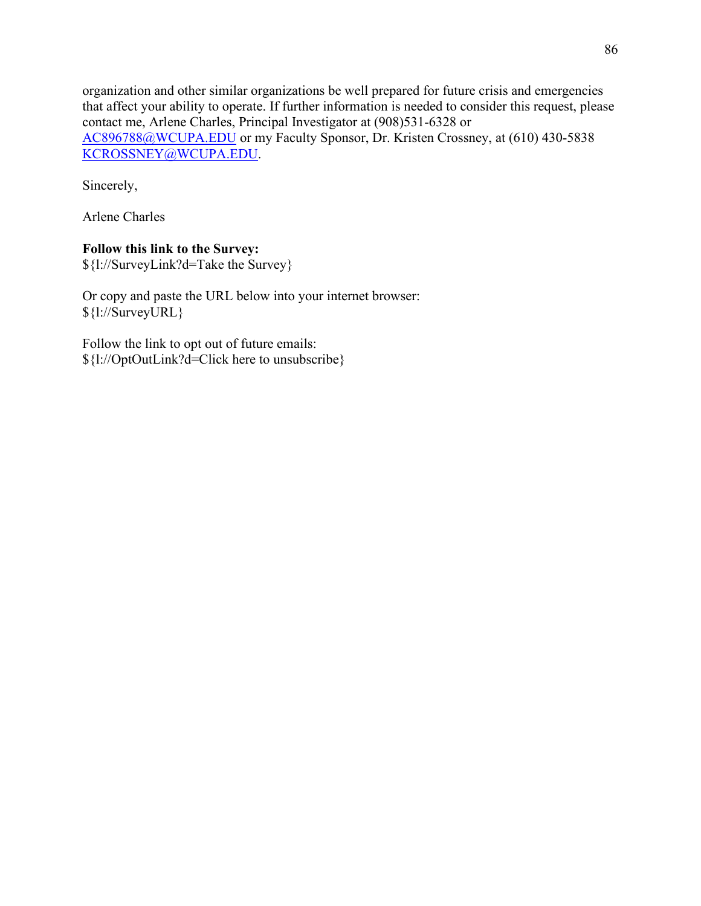organization and other similar organizations be well prepared for future crisis and emergencies that affect your ability to operate. If further information is needed to consider this request, please contact me, Arlene Charles, Principal Investigator at (908)531-6328 or AC896788@WCUPA.EDU or my Faculty Sponsor, Dr. Kristen Crossney, at (610) 430-5838 KCROSSNEY@WCUPA.EDU.

Sincerely,

Arlene Charles

**Follow this link to the Survey:**
${l://SurveyLink?d=Take the Survey}

Or copy and paste the URL below into your internet browser:
${l://SurveyURL}

Follow the link to opt out of future emails:
${l://OptOutLink?d=Click here to unsubscribe}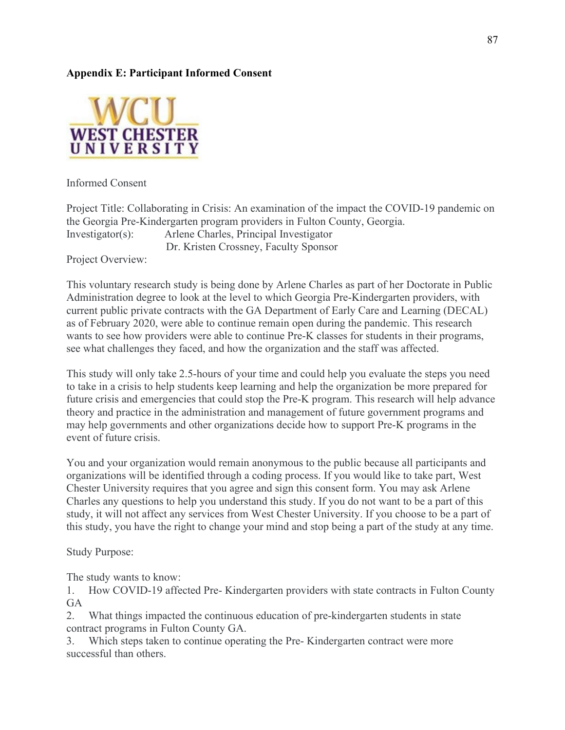**Appendix E: Participant Informed Consent**

Informed Consent

Project Title: Collaborating in Crisis: An examination of the impact the COVID-19 pandemic on the Georgia Pre-Kindergarten program providers in Fulton County, Georgia.
Investigator(s): Arlene Charles, Principal Investigator
Dr. Kristen Crossney, Faculty Sponsor
Project Overview:

This voluntary research study is being done by Arlene Charles as part of her Doctorate in Public Administration degree to look at the level to which Georgia Pre-Kindergarten providers, with current public private contracts with the GA Department of Early Care and Learning (DECAL) as of February 2020, were able to continue remain open during the pandemic. This research wants to see how providers were able to continue Pre-K classes for students in their programs, see what challenges they faced, and how the organization and the staff was affected.

This study will only take 2.5-hours of your time and could help you evaluate the steps you need to take in a crisis to help students keep learning and help the organization be more prepared for future crisis and emergencies that could stop the Pre-K program. This research will help advance theory and practice in the administration and management of future government programs and may help governments and other organizations decide how to support Pre-K programs in the event of future crisis.

You and your organization would remain anonymous to the public because all participants and organizations will be identified through a coding process. If you would like to take part, West Chester University requires that you agree and sign this consent form. You may ask Arlene Charles any questions to help you understand this study. If you do not want to be a part of this study, it will not affect any services from West Chester University. If you choose to be a part of this study, you have the right to change your mind and stop being a part of the study at any time.

Study Purpose:

The study wants to know:

1. How COVID-19 affected Pre- Kindergarten providers with state contracts in Fulton County GA
2. What things impacted the continuous education of pre-kindergarten students in state contract programs in Fulton County GA.
3. Which steps taken to continue operating the Pre- Kindergarten contract were more successful than others.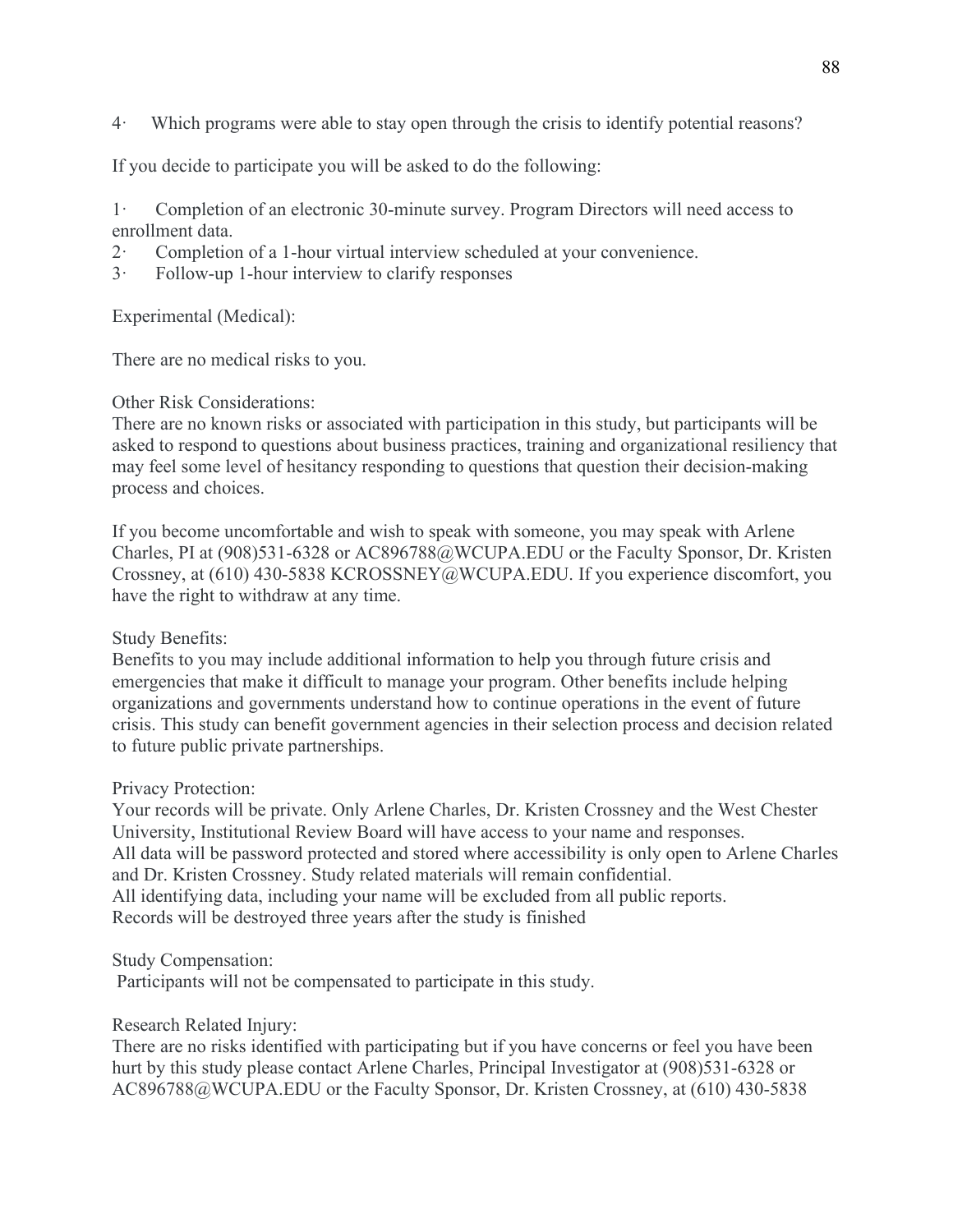4· Which programs were able to stay open through the crisis to identify potential reasons?

If you decide to participate you will be asked to do the following:

1· Completion of an electronic 30-minute survey. Program Directors will need access to enrollment data.
2· Completion of a 1-hour virtual interview scheduled at your convenience.
3· Follow-up 1-hour interview to clarify responses

Experimental (Medical):

There are no medical risks to you.

Other Risk Considerations:
There are no known risks or associated with participation in this study, but participants will be asked to respond to questions about business practices, training and organizational resiliency that may feel some level of hesitancy responding to questions that question their decision-making process and choices.

If you become uncomfortable and wish to speak with someone, you may speak with Arlene Charles, PI at (908)531-6328 or AC896788@WCUPA.EDU or the Faculty Sponsor, Dr. Kristen Crossney, at (610) 430-5838 KCROSSNEY@WCUPA.EDU. If you experience discomfort, you have the right to withdraw at any time.

Study Benefits:
Benefits to you may include additional information to help you through future crisis and emergencies that make it difficult to manage your program. Other benefits include helping organizations and governments understand how to continue operations in the event of future crisis. This study can benefit government agencies in their selection process and decision related to future public private partnerships.

Privacy Protection:
Your records will be private. Only Arlene Charles, Dr. Kristen Crossney and the West Chester University, Institutional Review Board will have access to your name and responses.
All data will be password protected and stored where accessibility is only open to Arlene Charles and Dr. Kristen Crossney. Study related materials will remain confidential.
All identifying data, including your name will be excluded from all public reports.
Records will be destroyed three years after the study is finished

Study Compensation:
Participants will not be compensated to participate in this study.

Research Related Injury:
There are no risks identified with participating but if you have concerns or feel you have been hurt by this study please contact Arlene Charles, Principal Investigator at (908)531-6328 or AC896788@WCUPA.EDU or the Faculty Sponsor, Dr. Kristen Crossney, at (610) 430-5838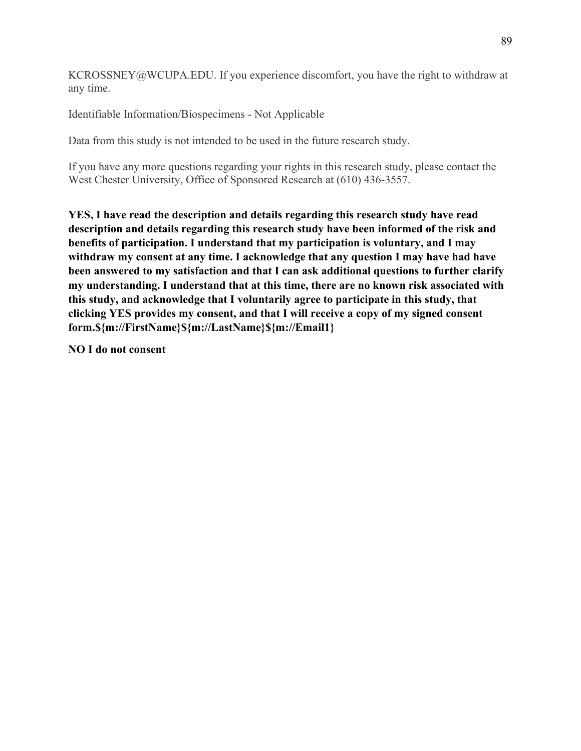KCROSSNEY@WCUPA.EDU. If you experience discomfort, you have the right to withdraw at any time.

Identifiable Information/Biospecimens - Not Applicable

Data from this study is not intended to be used in the future research study.

If you have any more questions regarding your rights in this research study, please contact the West Chester University, Office of Sponsored Research at (610) 436-3557.

**YES, I have read the description and details regarding this research study have read description and details regarding this research study have been informed of the risk and benefits of participation. I understand that my participation is voluntary, and I may withdraw my consent at any time. I acknowledge that any question I may have had have been answered to my satisfaction and that I can ask additional questions to further clarify my understanding. I understand that at this time, there are no known risk associated with this study, and acknowledge that I voluntarily agree to participate in this study, that clicking YES provides my consent, and that I will receive a copy of my signed consent form.${m://FirstName}${m://LastName}${m://Email1}**

**NO I do not consent**